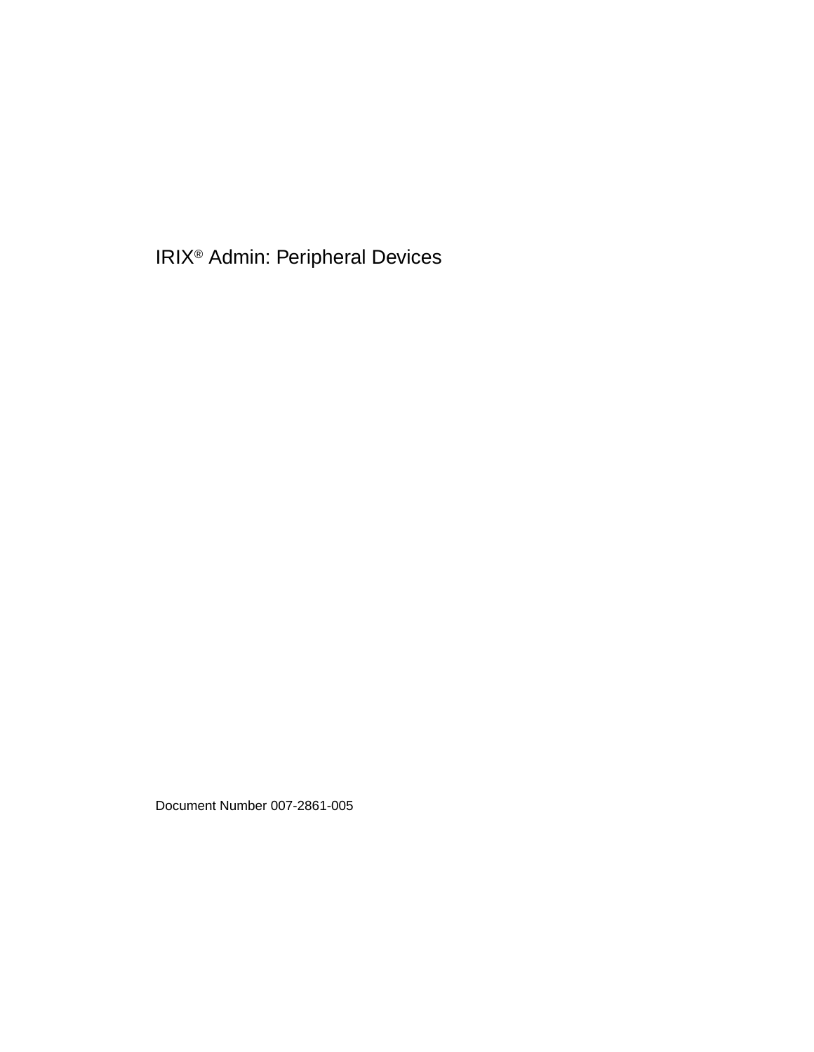# IRIX® Admin: Peripheral Devices

Document Number 007-2861-005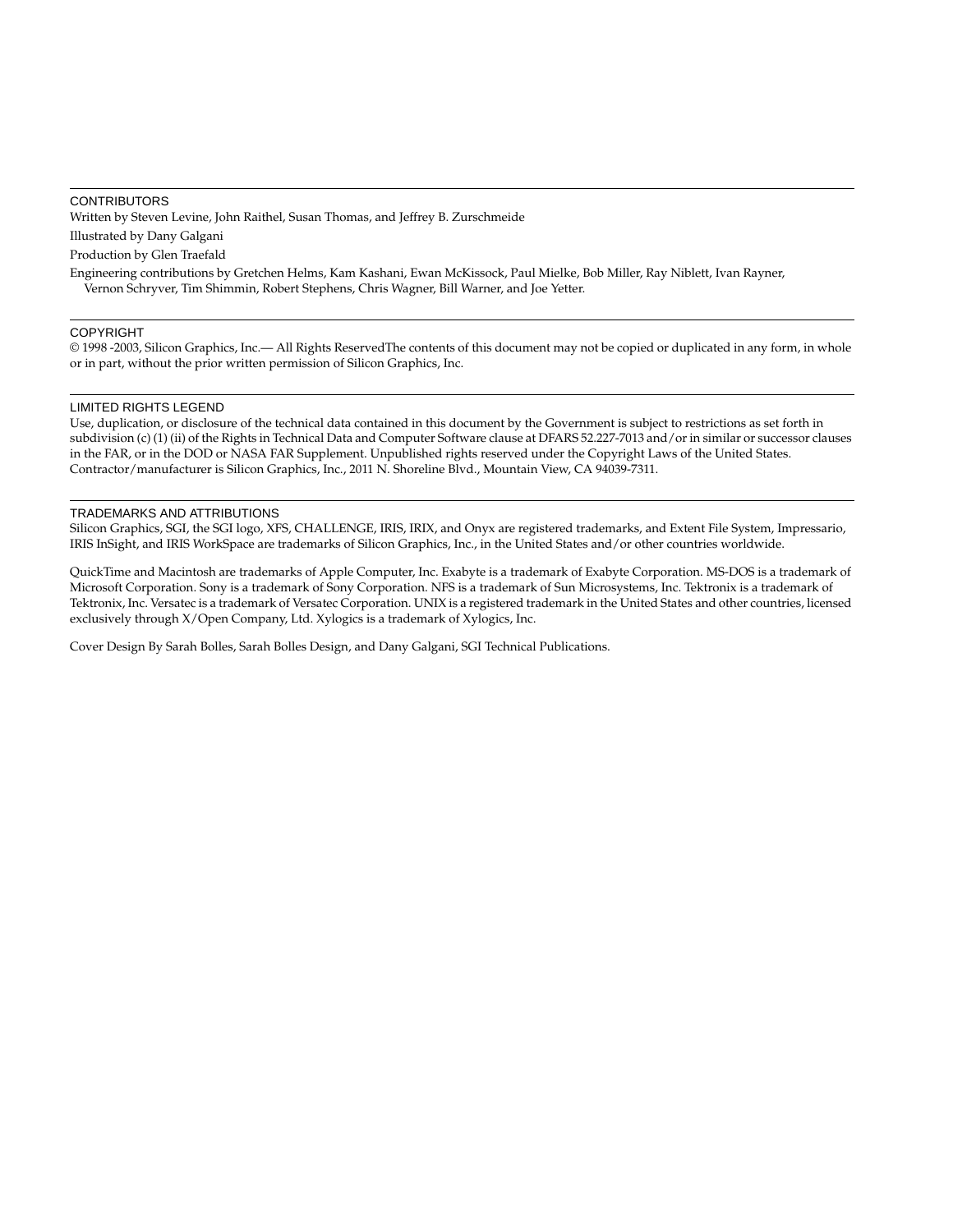## CONTRIBUTORS

Written by Steven Levine, John Raithel, Susan Thomas, and Jeffrey B. Zurschmeide

Illustrated by Dany Galgani

Production by Glen Traefald

Engineering contributions by Gretchen Helms, Kam Kashani, Ewan McKissock, Paul Mielke, Bob Miller, Ray Niblett, Ivan Rayner, Vernon Schryver, Tim Shimmin, Robert Stephens, Chris Wagner, Bill Warner, and Joe Yetter.

## COPYRIGHT

© 1998 -2003, Silicon Graphics, Inc.— All Rights ReservedThe contents of this document may not be copied or duplicated in any form, in whole or in part, without the prior written permission of Silicon Graphics, Inc.

## LIMITED RIGHTS LEGEND

Use, duplication, or disclosure of the technical data contained in this document by the Government is subject to restrictions as set forth in subdivision (c) (1) (ii) of the Rights in Technical Data and Computer Software clause at DFARS 52.227-7013 and/or in similar or successor clauses in the FAR, or in the DOD or NASA FAR Supplement. Unpublished rights reserved under the Copyright Laws of the United States. Contractor/manufacturer is Silicon Graphics, Inc., 2011 N. Shoreline Blvd., Mountain View, CA 94039-7311.

## TRADEMARKS AND ATTRIBUTIONS

Silicon Graphics, SGI, the SGI logo, XFS, CHALLENGE, IRIS, IRIX, and Onyx are registered trademarks, and Extent File System, Impressario, IRIS InSight, and IRIS WorkSpace are trademarks of Silicon Graphics, Inc., in the United States and/or other countries worldwide.

QuickTime and Macintosh are trademarks of Apple Computer, Inc. Exabyte is a trademark of Exabyte Corporation. MS-DOS is a trademark of Microsoft Corporation. Sony is a trademark of Sony Corporation. NFS is a trademark of Sun Microsystems, Inc. Tektronix is a trademark of Tektronix, Inc. Versatec is a trademark of Versatec Corporation. UNIX is a registered trademark in the United States and other countries, licensed exclusively through X/Open Company, Ltd. Xylogics is a trademark of Xylogics, Inc.

Cover Design By Sarah Bolles, Sarah Bolles Design, and Dany Galgani, SGI Technical Publications.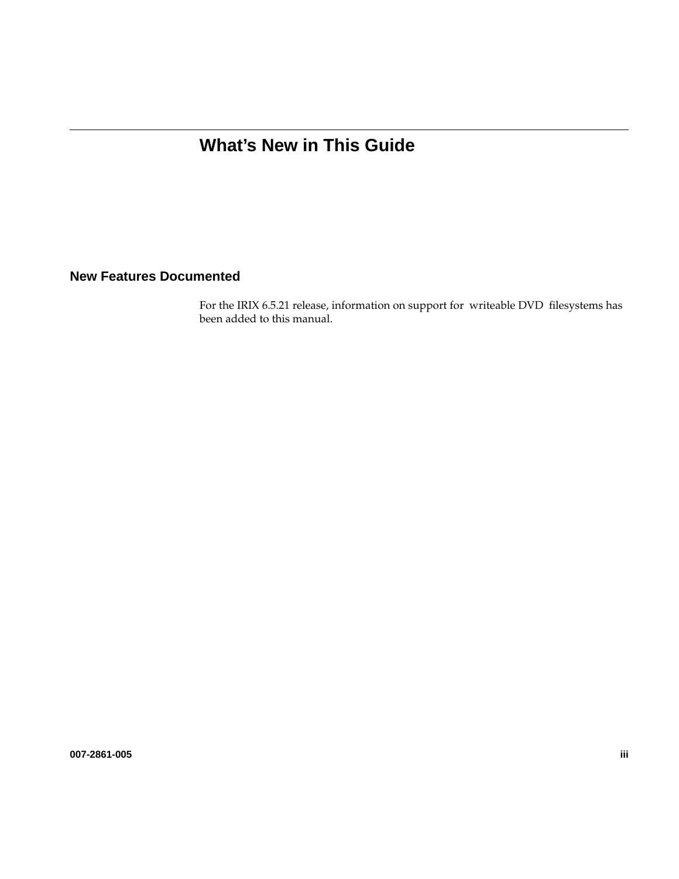# What's New in This Guide

## New Features Documented

For the IRIX 6.5.21 release, information on support for writeable DVD filesystems has been added to this manual.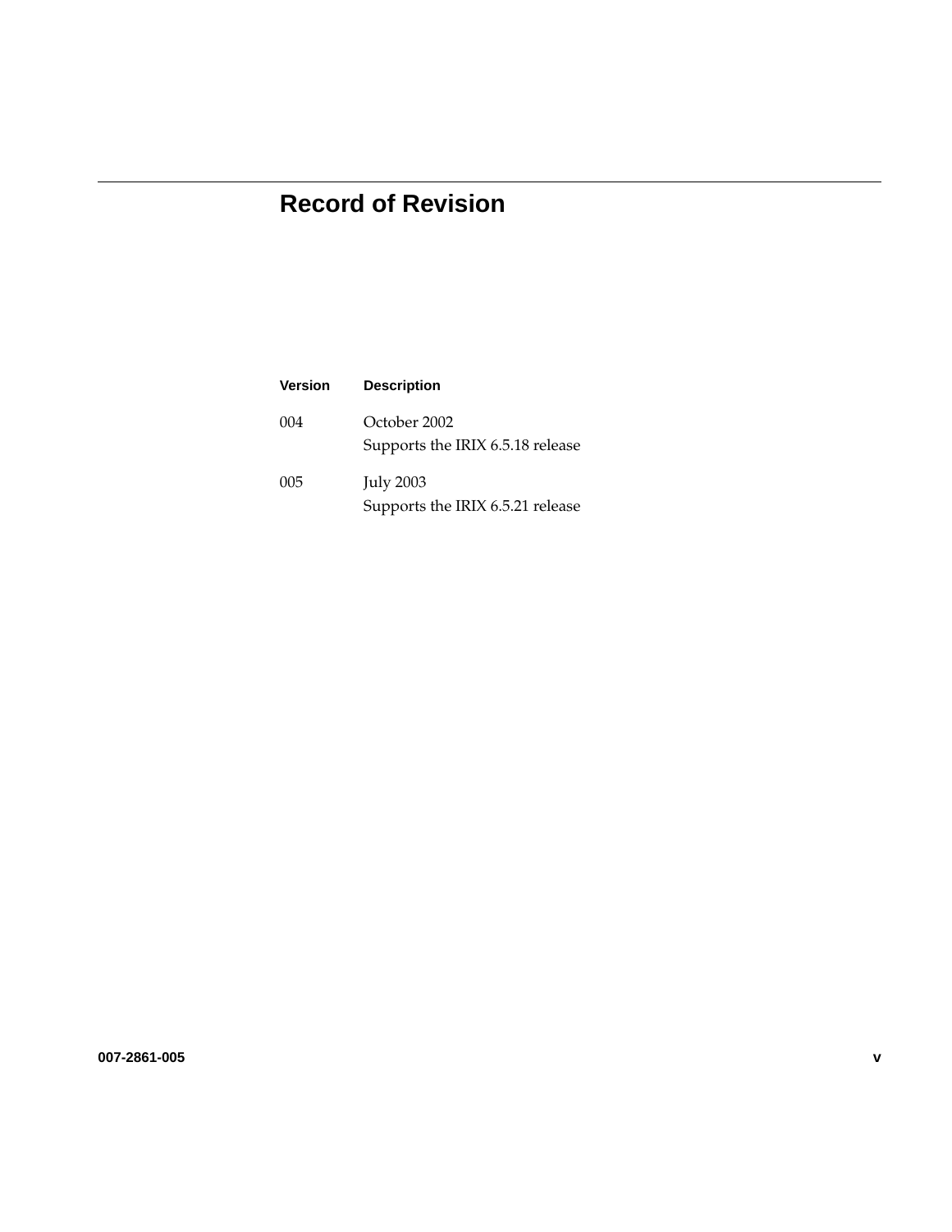# Record of Revision

| Version | Description |
|---|---|
| 004 | October 2002<br>Supports the IRIX 6.5.18 release |
| 005 | July 2003<br>Supports the IRIX 6.5.21 release |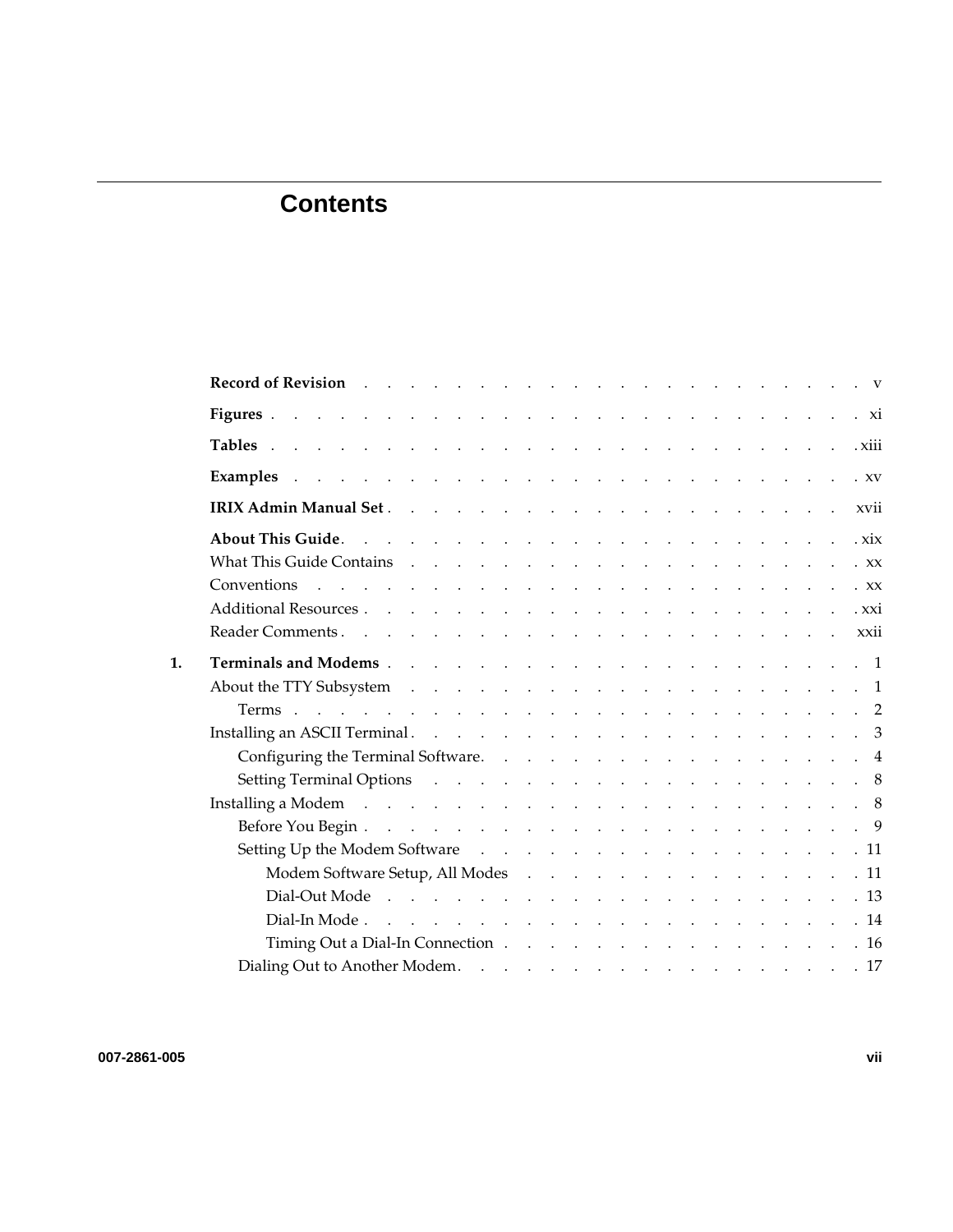# Contents

**Record of Revision** . . . . . . . . . . . . . . . . . . . . . . . . v

**Figures** . . . . . . . . . . . . . . . . . . . . . . . . . xi

**Tables** . . . . . . . . . . . . . . . . . . . . . . . . . xiii

**Examples** . . . . . . . . . . . . . . . . . . . . . . . . xv

**IRIX Admin Manual Set** . . . . . . . . . . . . . . . . . . . . xvii

**About This Guide** . . . . . . . . . . . . . . . . . . . . . . xix

What This Guide Contains . . . . . . . . . . . . . . . . . . . xx

Conventions . . . . . . . . . . . . . . . . . . . . . . . xx

Additional Resources . . . . . . . . . . . . . . . . . . . . xxi

Reader Comments . . . . . . . . . . . . . . . . . . . . . xxii

**1. Terminals and Modems** . . . . . . . . . . . . . . . . . . . 1

About the TTY Subsystem . . . . . . . . . . . . . . . . . . . 1

Terms . . . . . . . . . . . . . . . . . . . . . . . 2

Installing an ASCII Terminal . . . . . . . . . . . . . . . . . . 3

Configuring the Terminal Software . . . . . . . . . . . . . . . . 4

Setting Terminal Options . . . . . . . . . . . . . . . . . . 8

Installing a Modem . . . . . . . . . . . . . . . . . . . . . 8

Before You Begin . . . . . . . . . . . . . . . . . . . . 9

Setting Up the Modem Software . . . . . . . . . . . . . . . . 11

Modem Software Setup, All Modes . . . . . . . . . . . . . . 11

Dial-Out Mode . . . . . . . . . . . . . . . . . . . . 13

Dial-In Mode . . . . . . . . . . . . . . . . . . . . 14

Timing Out a Dial-In Connection . . . . . . . . . . . . . . 16

Dialing Out to Another Modem . . . . . . . . . . . . . . . . . 17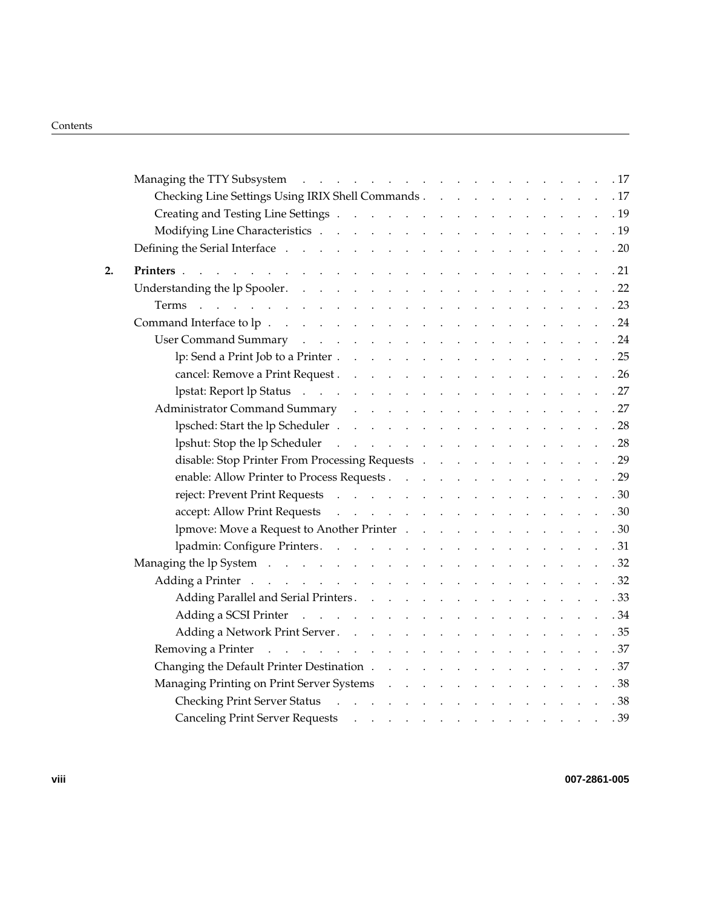Managing the TTY Subsystem . . . 17

- Checking Line Settings Using IRIX Shell Commands . . . 17
- Creating and Testing Line Settings . . . 19
- Modifying Line Characteristics . . . 19

Defining the Serial Interface . . . 20

**2. Printers** . . . 21

Understanding the lp Spooler . . . 22

- Terms . . . 23

Command Interface to lp . . . 24

- User Command Summary . . . 24
  - lp: Send a Print Job to a Printer . . . 25
  - cancel: Remove a Print Request . . . 26
  - lpstat: Report lp Status . . . 27
- Administrator Command Summary . . . 27
  - lpsched: Start the lp Scheduler . . . 28
  - lpshut: Stop the lp Scheduler . . . 28
  - disable: Stop Printer From Processing Requests . . . 29
  - enable: Allow Printer to Process Requests . . . 29
  - reject: Prevent Print Requests . . . 30
  - accept: Allow Print Requests . . . 30
  - lpmove: Move a Request to Another Printer . . . 30
  - lpadmin: Configure Printers . . . 31

Managing the lp System . . . 32

- Adding a Printer . . . 32
  - Adding Parallel and Serial Printers . . . 33
  - Adding a SCSI Printer . . . 34
  - Adding a Network Print Server . . . 35
- Removing a Printer . . . 37
- Changing the Default Printer Destination . . . 37
- Managing Printing on Print Server Systems . . . 38
  - Checking Print Server Status . . . 38
  - Canceling Print Server Requests . . . 39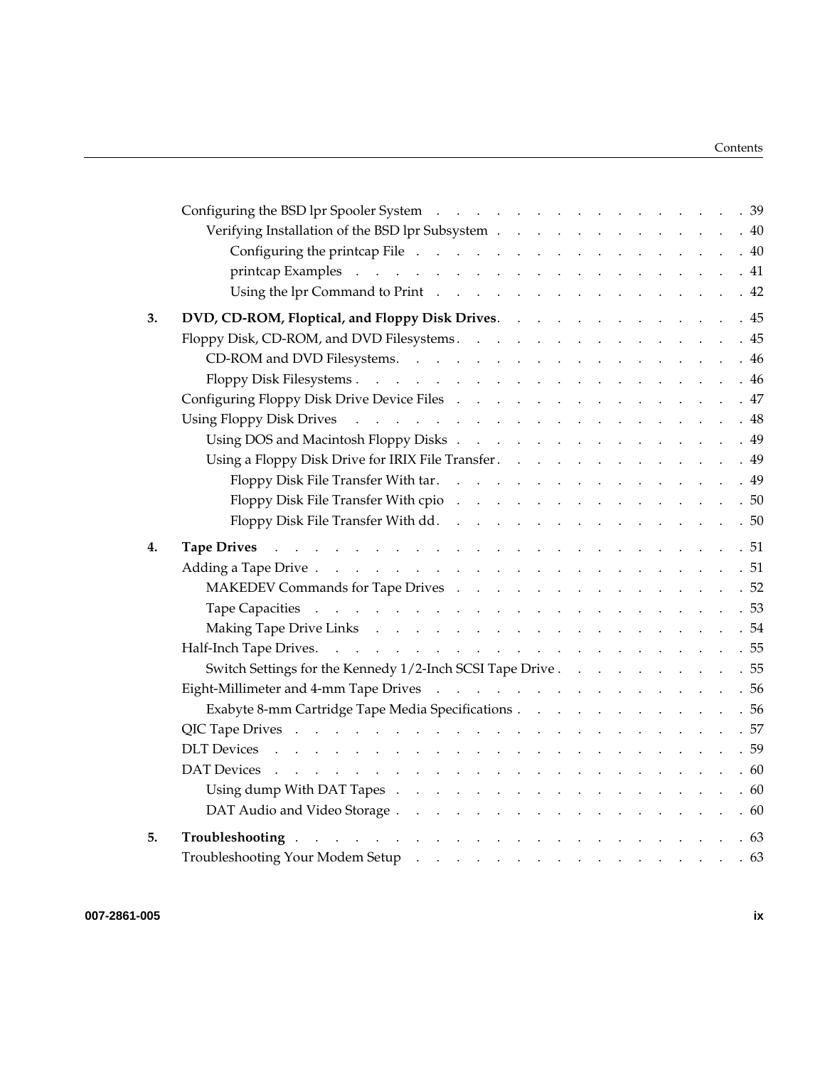Configuring the BSD lpr Spooler System . . . . . . . . . . . . . . . . . . 39

Verifying Installation of the BSD lpr Subsystem . . . . . . . . . . . . . . . 40

Configuring the printcap File . . . . . . . . . . . . . . . . . . . . 40

printcap Examples . . . . . . . . . . . . . . . . . . . . . . 41

Using the lpr Command to Print . . . . . . . . . . . . . . . . . . . 42

**3. DVD, CD-ROM, Floptical, and Floppy Disk Drives. . . . . . . . . . . . . . . 45**

Floppy Disk, CD-ROM, and DVD Filesystems . . . . . . . . . . . . . . . . 45

CD-ROM and DVD Filesystems. . . . . . . . . . . . . . . . . . . 46

Floppy Disk Filesystems . . . . . . . . . . . . . . . . . . . . . 46

Configuring Floppy Disk Drive Device Files . . . . . . . . . . . . . . . . 47

Using Floppy Disk Drives . . . . . . . . . . . . . . . . . . . . . 48

Using DOS and Macintosh Floppy Disks . . . . . . . . . . . . . . . . 49

Using a Floppy Disk Drive for IRIX File Transfer . . . . . . . . . . . . . . 49

Floppy Disk File Transfer With tar . . . . . . . . . . . . . . . . . 49

Floppy Disk File Transfer With cpio . . . . . . . . . . . . . . . . . 50

Floppy Disk File Transfer With dd . . . . . . . . . . . . . . . . . . 50

**4. Tape Drives . . . . . . . . . . . . . . . . . . . . . . . . . 51**

Adding a Tape Drive . . . . . . . . . . . . . . . . . . . . . . . 51

MAKEDEV Commands for Tape Drives . . . . . . . . . . . . . . . . 52

Tape Capacities . . . . . . . . . . . . . . . . . . . . . . . 53

Making Tape Drive Links . . . . . . . . . . . . . . . . . . . . 54

Half-Inch Tape Drives. . . . . . . . . . . . . . . . . . . . . . . 55

Switch Settings for the Kennedy 1/2-Inch SCSI Tape Drive . . . . . . . . . . 55

Eight-Millimeter and 4-mm Tape Drives . . . . . . . . . . . . . . . . . 56

Exabyte 8-mm Cartridge Tape Media Specifications . . . . . . . . . . . . . 56

QIC Tape Drives . . . . . . . . . . . . . . . . . . . . . . . . 57

DLT Devices . . . . . . . . . . . . . . . . . . . . . . . . . 59

DAT Devices . . . . . . . . . . . . . . . . . . . . . . . . . 60

Using dump With DAT Tapes . . . . . . . . . . . . . . . . . . . 60

DAT Audio and Video Storage . . . . . . . . . . . . . . . . . . . 60

**5. Troubleshooting . . . . . . . . . . . . . . . . . . . . . . . . 63**

Troubleshooting Your Modem Setup . . . . . . . . . . . . . . . . . . 63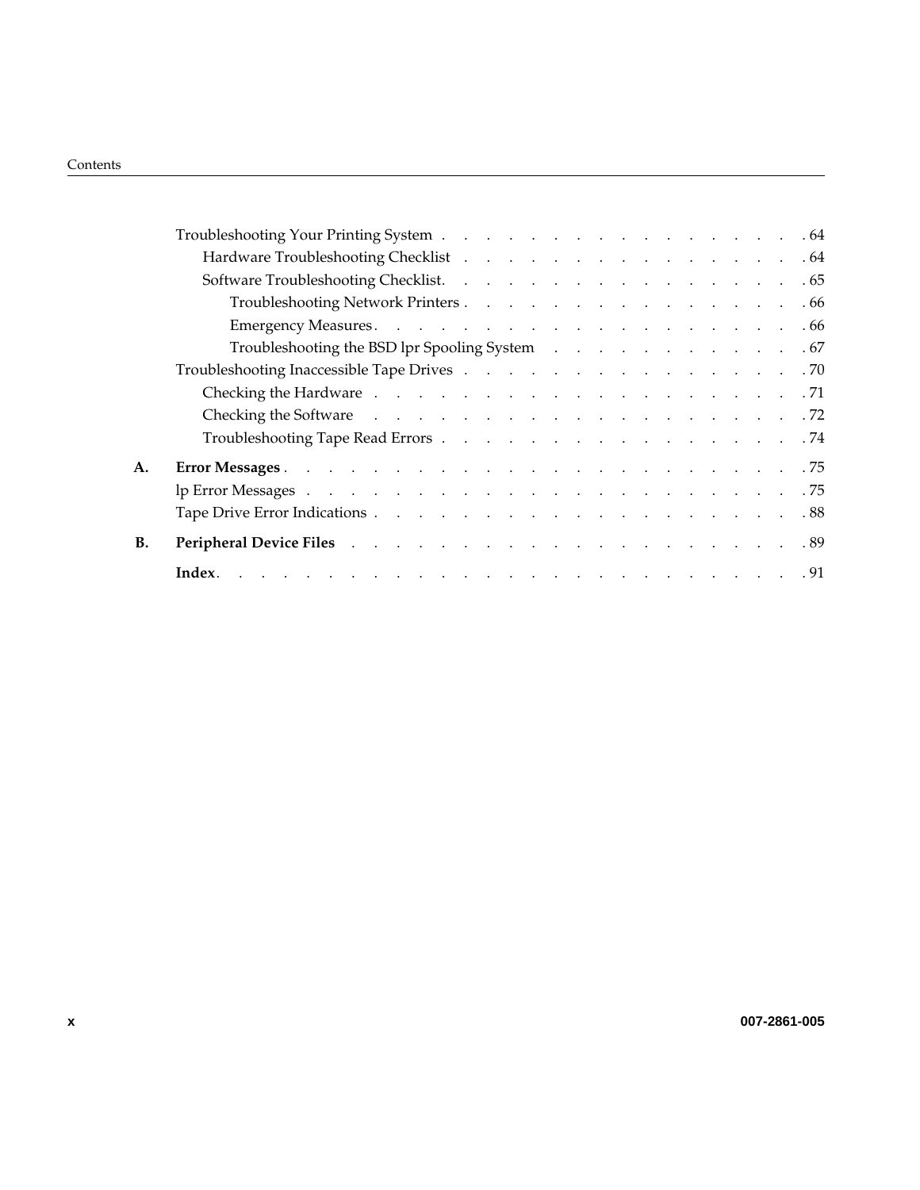Troubleshooting Your Printing System . . . . . . . . . . . . . . . . . . 64
    Hardware Troubleshooting Checklist . . . . . . . . . . . . . . . . . 64
    Software Troubleshooting Checklist. . . . . . . . . . . . . . . . . . 65
        Troubleshooting Network Printers . . . . . . . . . . . . . . . . . 66
        Emergency Measures. . . . . . . . . . . . . . . . . . . . . . . 66
        Troubleshooting the BSD lpr Spooling System . . . . . . . . . . . . 67
Troubleshooting Inaccessible Tape Drives . . . . . . . . . . . . . . . . . 70
    Checking the Hardware . . . . . . . . . . . . . . . . . . . . . . . 71
    Checking the Software . . . . . . . . . . . . . . . . . . . . . . . 72
    Troubleshooting Tape Read Errors . . . . . . . . . . . . . . . . . . 74

**A. Error Messages** . . . . . . . . . . . . . . . . . . . . . . . . . 75
lp Error Messages . . . . . . . . . . . . . . . . . . . . . . . . . . 75
Tape Drive Error Indications . . . . . . . . . . . . . . . . . . . . . 88

**B. Peripheral Device Files** . . . . . . . . . . . . . . . . . . . . . 89

**Index**. . . . . . . . . . . . . . . . . . . . . . . . . . . . . . . 91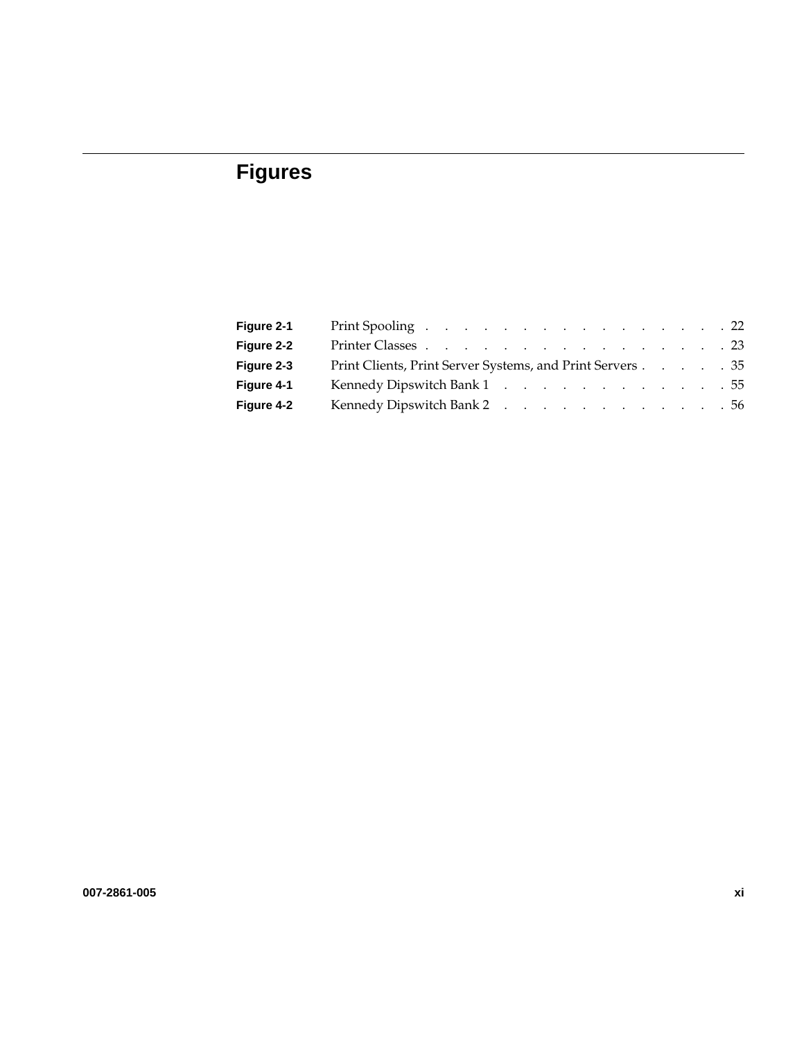# Figures

| | | |
|---|---|---|
| **Figure 2-1** | Print Spooling | 22 |
| **Figure 2-2** | Printer Classes | 23 |
| **Figure 2-3** | Print Clients, Print Server Systems, and Print Servers | 35 |
| **Figure 4-1** | Kennedy Dipswitch Bank 1 | 55 |
| **Figure 4-2** | Kennedy Dipswitch Bank 2 | 56 |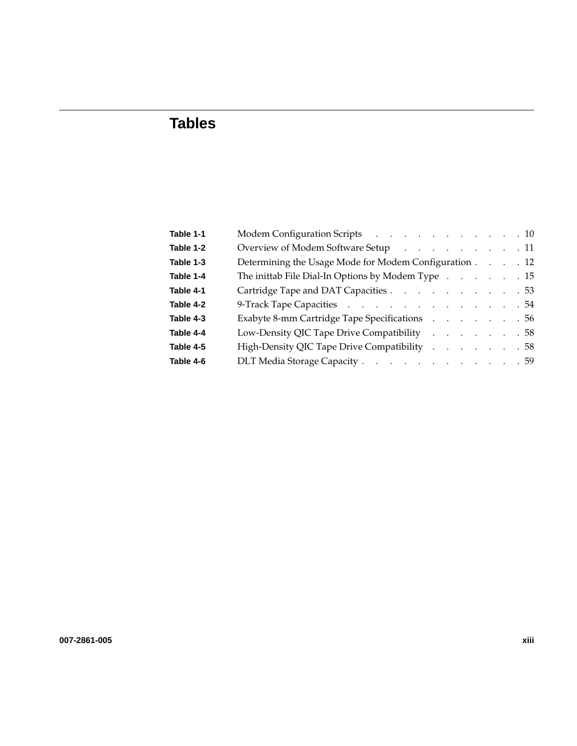# Tables

| | | |
|---|---|---|
| **Table 1-1** | Modem Configuration Scripts | 10 |
| **Table 1-2** | Overview of Modem Software Setup | 11 |
| **Table 1-3** | Determining the Usage Mode for Modem Configuration | 12 |
| **Table 1-4** | The inittab File Dial-In Options by Modem Type | 15 |
| **Table 4-1** | Cartridge Tape and DAT Capacities | 53 |
| **Table 4-2** | 9-Track Tape Capacities | 54 |
| **Table 4-3** | Exabyte 8-mm Cartridge Tape Specifications | 56 |
| **Table 4-4** | Low-Density QIC Tape Drive Compatibility | 58 |
| **Table 4-5** | High-Density QIC Tape Drive Compatibility | 58 |
| **Table 4-6** | DLT Media Storage Capacity | 59 |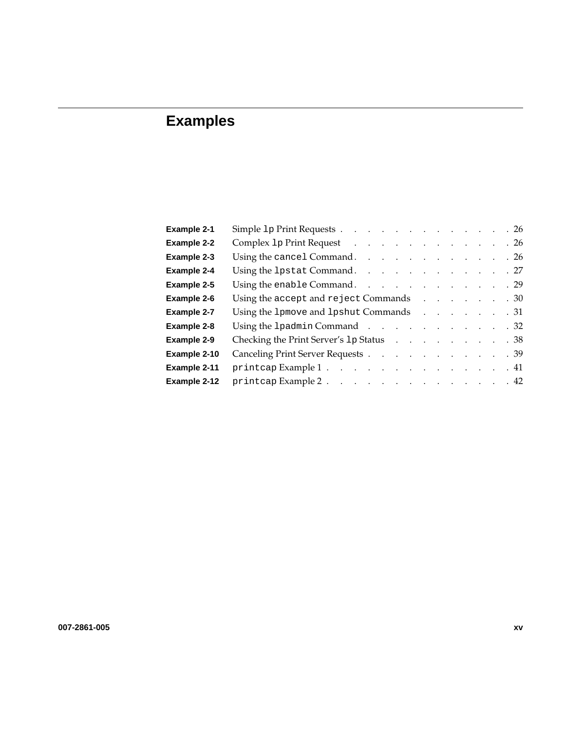# Examples

| | | |
|---|---|---|
| **Example 2-1** | Simple `lp` Print Requests | 26 |
| **Example 2-2** | Complex `lp` Print Request | 26 |
| **Example 2-3** | Using the `cancel` Command | 26 |
| **Example 2-4** | Using the `lpstat` Command | 27 |
| **Example 2-5** | Using the `enable` Command | 29 |
| **Example 2-6** | Using the `accept` and `reject` Commands | 30 |
| **Example 2-7** | Using the `lpmove` and `lpshut` Commands | 31 |
| **Example 2-8** | Using the `lpadmin` Command | 32 |
| **Example 2-9** | Checking the Print Server's `lp` Status | 38 |
| **Example 2-10** | Canceling Print Server Requests | 39 |
| **Example 2-11** | `printcap` Example 1 | 41 |
| **Example 2-12** | `printcap` Example 2 | 42 |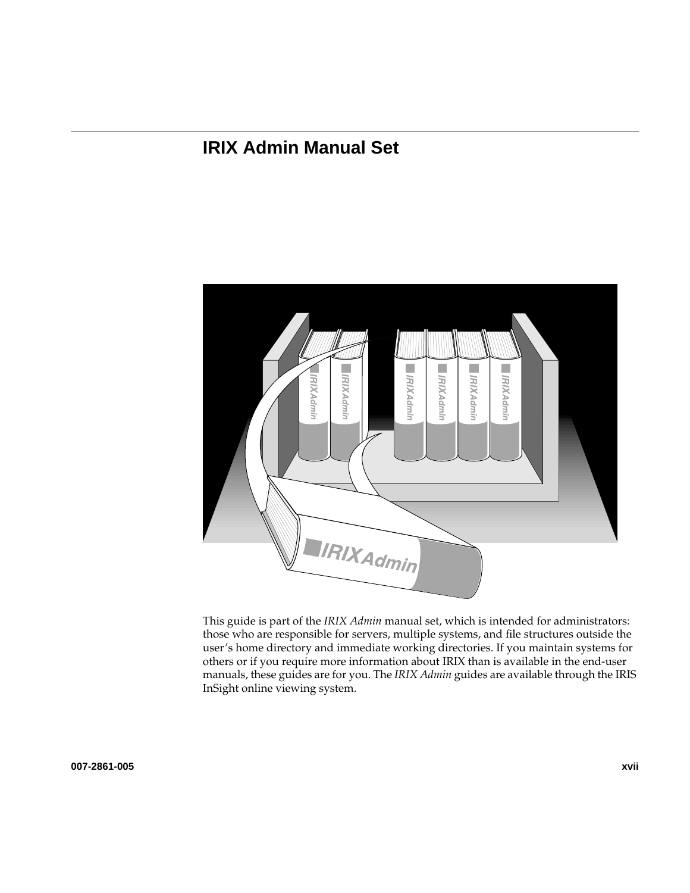# IRIX Admin Manual Set

This guide is part of the *IRIX Admin* manual set, which is intended for administrators: those who are responsible for servers, multiple systems, and file structures outside the user's home directory and immediate working directories. If you maintain systems for others or if you require more information about IRIX than is available in the end-user manuals, these guides are for you. The *IRIX Admin* guides are available through the IRIS InSight online viewing system.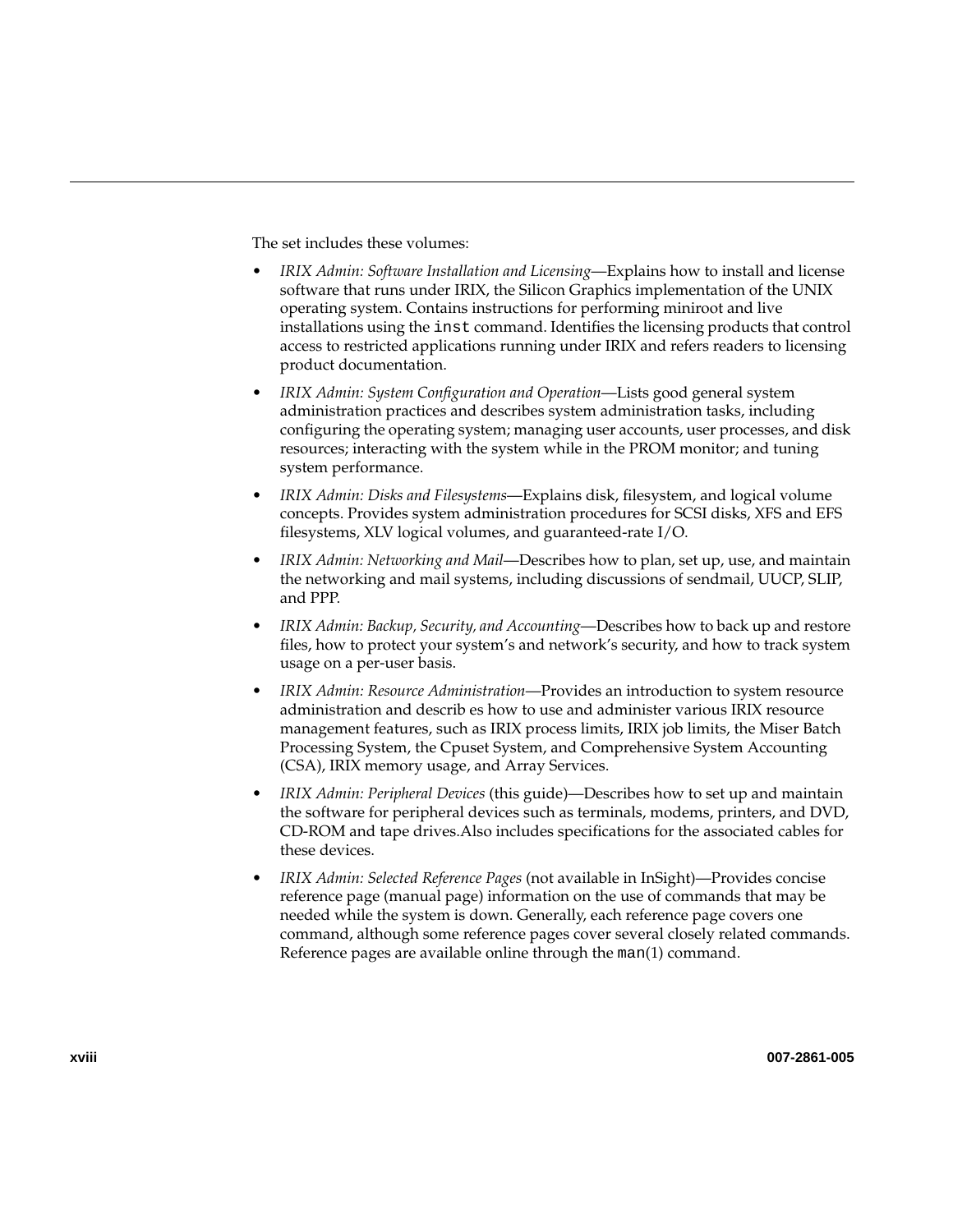The set includes these volumes:

- *IRIX Admin: Software Installation and Licensing*—Explains how to install and license software that runs under IRIX, the Silicon Graphics implementation of the UNIX operating system. Contains instructions for performing miniroot and live installations using the `inst` command. Identifies the licensing products that control access to restricted applications running under IRIX and refers readers to licensing product documentation.
- *IRIX Admin: System Configuration and Operation*—Lists good general system administration practices and describes system administration tasks, including configuring the operating system; managing user accounts, user processes, and disk resources; interacting with the system while in the PROM monitor; and tuning system performance.
- *IRIX Admin: Disks and Filesystems*—Explains disk, filesystem, and logical volume concepts. Provides system administration procedures for SCSI disks, XFS and EFS filesystems, XLV logical volumes, and guaranteed-rate I/O.
- *IRIX Admin: Networking and Mail*—Describes how to plan, set up, use, and maintain the networking and mail systems, including discussions of sendmail, UUCP, SLIP, and PPP.
- *IRIX Admin: Backup, Security, and Accounting*—Describes how to back up and restore files, how to protect your system's and network's security, and how to track system usage on a per-user basis.
- *IRIX Admin: Resource Administration*—Provides an introduction to system resource administration and describ es how to use and administer various IRIX resource management features, such as IRIX process limits, IRIX job limits, the Miser Batch Processing System, the Cpuset System, and Comprehensive System Accounting (CSA), IRIX memory usage, and Array Services.
- *IRIX Admin: Peripheral Devices* (this guide)—Describes how to set up and maintain the software for peripheral devices such as terminals, modems, printers, and DVD, CD-ROM and tape drives.Also includes specifications for the associated cables for these devices.
- *IRIX Admin: Selected Reference Pages* (not available in InSight)—Provides concise reference page (manual page) information on the use of commands that may be needed while the system is down. Generally, each reference page covers one command, although some reference pages cover several closely related commands. Reference pages are available online through the `man`(1) command.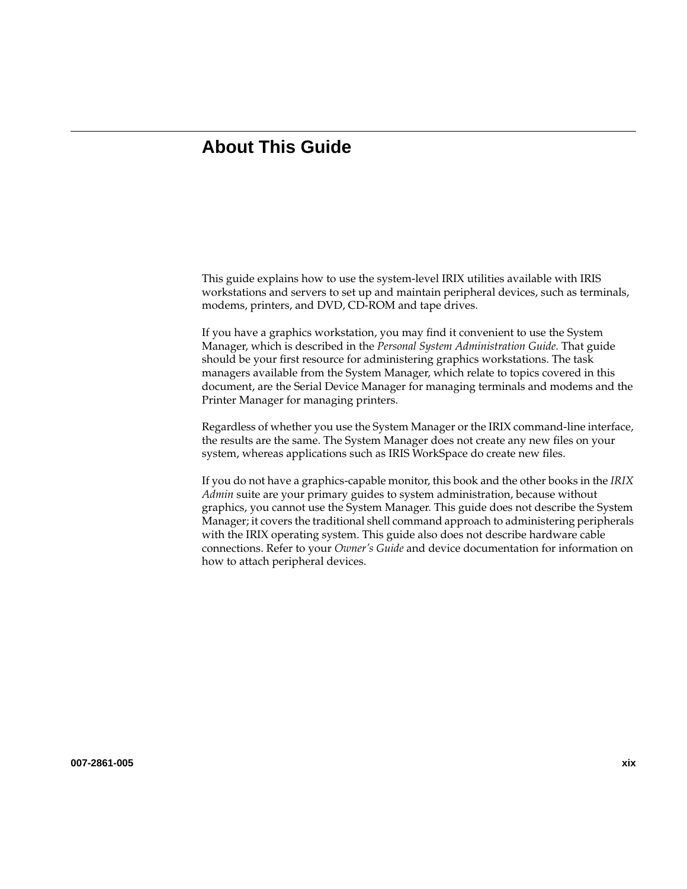# About This Guide

This guide explains how to use the system-level IRIX utilities available with IRIS workstations and servers to set up and maintain peripheral devices, such as terminals, modems, printers, and DVD, CD-ROM and tape drives.

If you have a graphics workstation, you may find it convenient to use the System Manager, which is described in the *Personal System Administration Guide*. That guide should be your first resource for administering graphics workstations. The task managers available from the System Manager, which relate to topics covered in this document, are the Serial Device Manager for managing terminals and modems and the Printer Manager for managing printers.

Regardless of whether you use the System Manager or the IRIX command-line interface, the results are the same. The System Manager does not create any new files on your system, whereas applications such as IRIS WorkSpace do create new files.

If you do not have a graphics-capable monitor, this book and the other books in the *IRIX Admin* suite are your primary guides to system administration, because without graphics, you cannot use the System Manager. This guide does not describe the System Manager; it covers the traditional shell command approach to administering peripherals with the IRIX operating system. This guide also does not describe hardware cable connections. Refer to your *Owner's Guide* and device documentation for information on how to attach peripheral devices.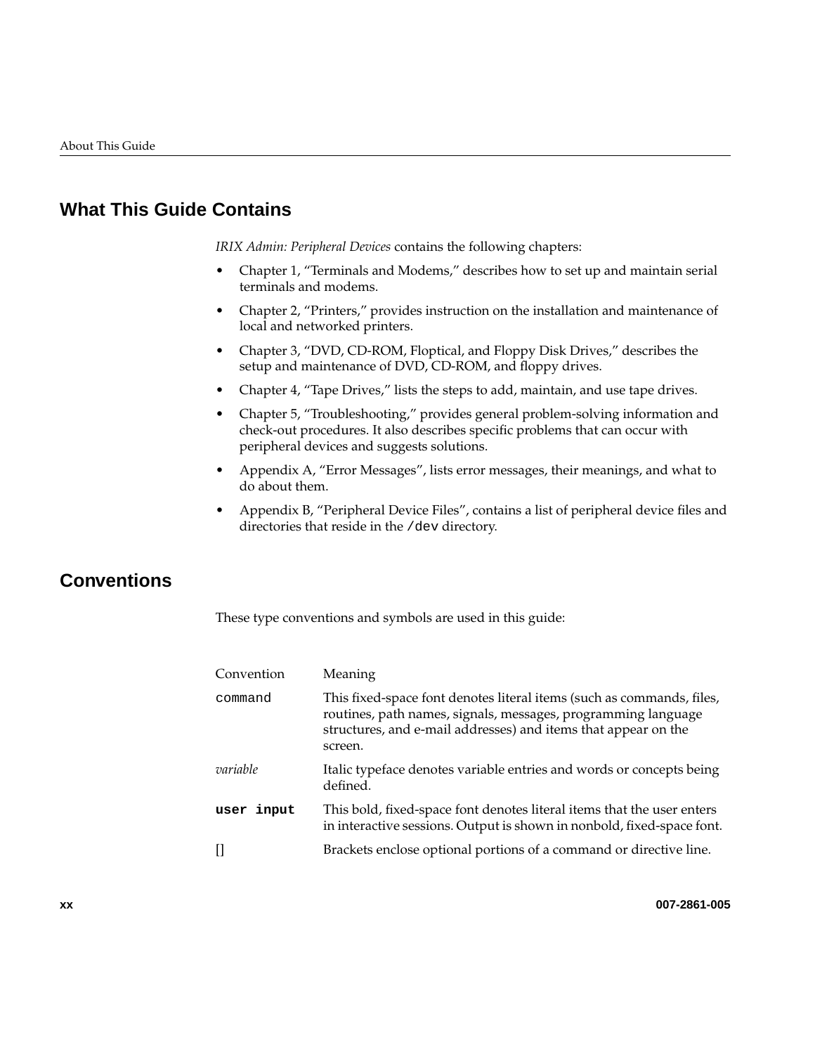## What This Guide Contains

*IRIX Admin: Peripheral Devices* contains the following chapters:

- Chapter 1, "Terminals and Modems," describes how to set up and maintain serial terminals and modems.
- Chapter 2, "Printers," provides instruction on the installation and maintenance of local and networked printers.
- Chapter 3, "DVD, CD-ROM, Floptical, and Floppy Disk Drives," describes the setup and maintenance of DVD, CD-ROM, and floppy drives.
- Chapter 4, "Tape Drives," lists the steps to add, maintain, and use tape drives.
- Chapter 5, "Troubleshooting," provides general problem-solving information and check-out procedures. It also describes specific problems that can occur with peripheral devices and suggests solutions.
- Appendix A, "Error Messages", lists error messages, their meanings, and what to do about them.
- Appendix B, "Peripheral Device Files", contains a list of peripheral device files and directories that reside in the `/dev` directory.

## Conventions

These type conventions and symbols are used in this guide:

| Convention | Meaning |
|---|---|
| `command` | This fixed-space font denotes literal items (such as commands, files, routines, path names, signals, messages, programming language structures, and e-mail addresses) and items that appear on the screen. |
| *variable* | Italic typeface denotes variable entries and words or concepts being defined. |
| **`user input`** | This bold, fixed-space font denotes literal items that the user enters in interactive sessions. Output is shown in nonbold, fixed-space font. |
| [] | Brackets enclose optional portions of a command or directive line. |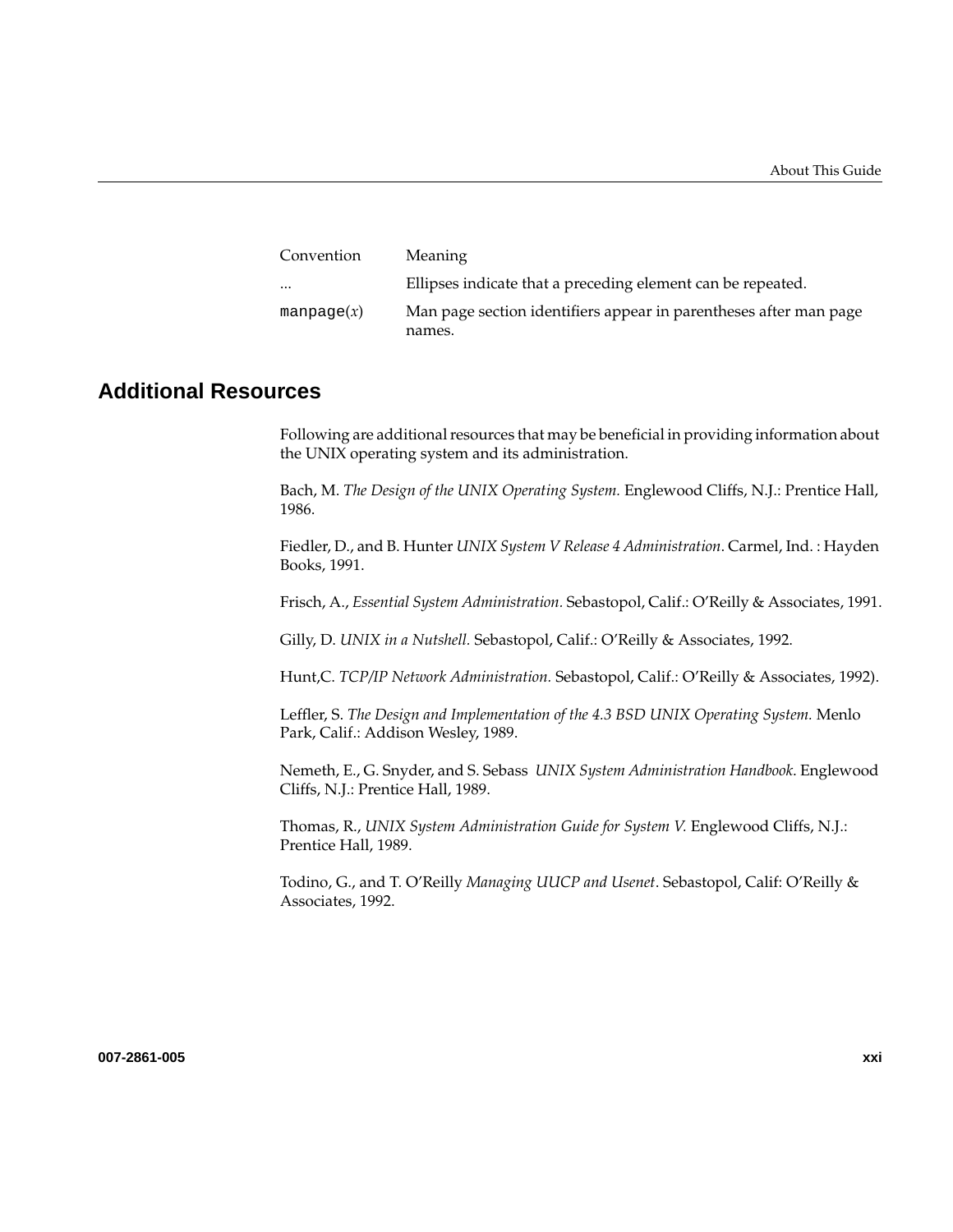| Convention | Meaning |
| --- | --- |
| ... | Ellipses indicate that a preceding element can be repeated. |
| `manpage`(*x*) | Man page section identifiers appear in parentheses after man page names. |

## Additional Resources

Following are additional resources that may be beneficial in providing information about the UNIX operating system and its administration.

Bach, M. *The Design of the UNIX Operating System.* Englewood Cliffs, N.J.: Prentice Hall, 1986.

Fiedler, D., and B. Hunter *UNIX System V Release 4 Administration*. Carmel, Ind. : Hayden Books, 1991.

Frisch, A., *Essential System Administration.* Sebastopol, Calif.: O'Reilly & Associates, 1991.

Gilly, D. *UNIX in a Nutshell.* Sebastopol, Calif.: O'Reilly & Associates, 1992.

Hunt,C. *TCP/IP Network Administration.* Sebastopol, Calif.: O'Reilly & Associates, 1992).

Leffler, S. *The Design and Implementation of the 4.3 BSD UNIX Operating System.* Menlo Park, Calif.: Addison Wesley, 1989.

Nemeth, E., G. Snyder, and S. Sebass *UNIX System Administration Handbook*. Englewood Cliffs, N.J.: Prentice Hall, 1989.

Thomas, R., *UNIX System Administration Guide for System V.* Englewood Cliffs, N.J.: Prentice Hall, 1989.

Todino, G., and T. O'Reilly *Managing UUCP and Usenet*. Sebastopol, Calif: O'Reilly & Associates, 1992.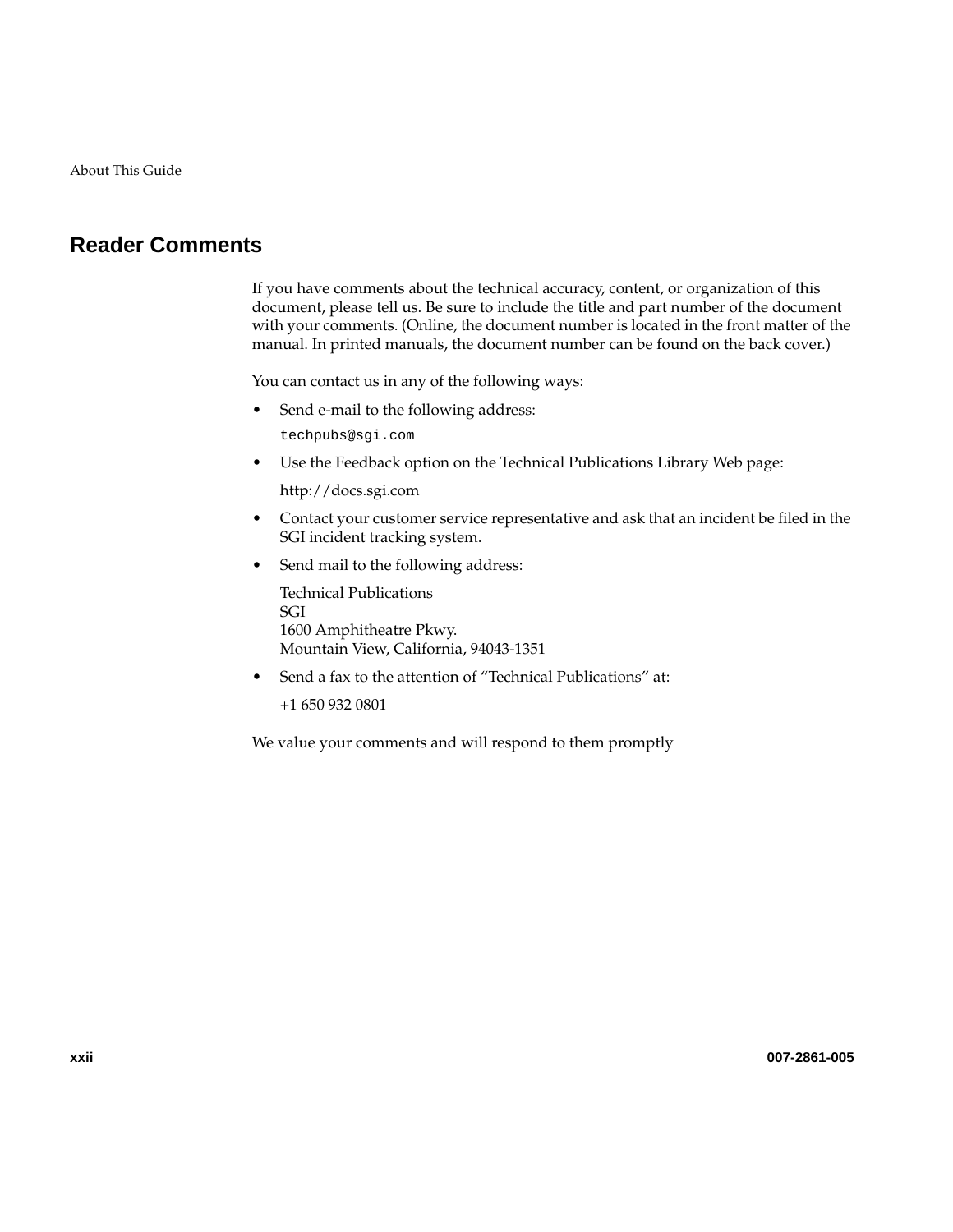## Reader Comments

If you have comments about the technical accuracy, content, or organization of this document, please tell us. Be sure to include the title and part number of the document with your comments. (Online, the document number is located in the front matter of the manual. In printed manuals, the document number can be found on the back cover.)

You can contact us in any of the following ways:

- Send e-mail to the following address:

  `techpubs@sgi.com`

- Use the Feedback option on the Technical Publications Library Web page:

  http://docs.sgi.com

- Contact your customer service representative and ask that an incident be filed in the SGI incident tracking system.

- Send mail to the following address:

  Technical Publications
  SGI
  1600 Amphitheatre Pkwy.
  Mountain View, California, 94043-1351

- Send a fax to the attention of "Technical Publications" at:

  +1 650 932 0801

We value your comments and will respond to them promptly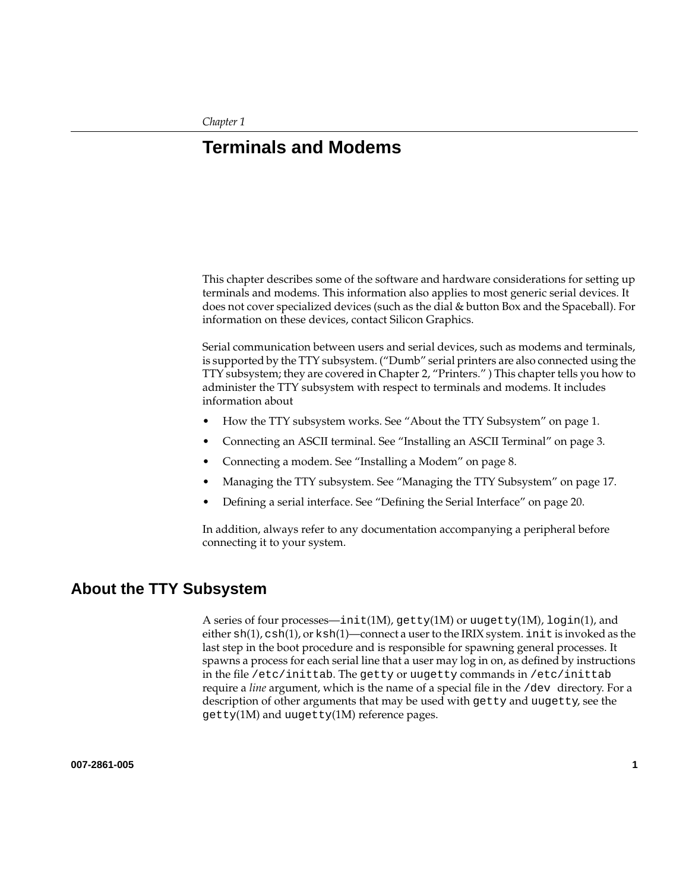Chapter 1

# Terminals and Modems

This chapter describes some of the software and hardware considerations for setting up terminals and modems. This information also applies to most generic serial devices. It does not cover specialized devices (such as the dial & button Box and the Spaceball). For information on these devices, contact Silicon Graphics.

Serial communication between users and serial devices, such as modems and terminals, is supported by the TTY subsystem. (“Dumb” serial printers are also connected using the TTY subsystem; they are covered in Chapter 2, “Printers.” ) This chapter tells you how to administer the TTY subsystem with respect to terminals and modems. It includes information about

- How the TTY subsystem works. See “About the TTY Subsystem” on page 1.
- Connecting an ASCII terminal. See “Installing an ASCII Terminal” on page 3.
- Connecting a modem. See “Installing a Modem” on page 8.
- Managing the TTY subsystem. See “Managing the TTY Subsystem” on page 17.
- Defining a serial interface. See “Defining the Serial Interface” on page 20.

In addition, always refer to any documentation accompanying a peripheral before connecting it to your system.

## About the TTY Subsystem

A series of four processes—`init`(1M), `getty`(1M) or `uugetty`(1M), `login`(1), and either `sh`(1), `csh`(1), or `ksh`(1)—connect a user to the IRIX system. `init` is invoked as the last step in the boot procedure and is responsible for spawning general processes. It spawns a process for each serial line that a user may log in on, as defined by instructions in the file `/etc/inittab`. The `getty` or `uugetty` commands in `/etc/inittab` require a *line* argument, which is the name of a special file in the `/dev` directory. For a description of other arguments that may be used with `getty` and `uugetty`, see the `getty`(1M) and `uugetty`(1M) reference pages.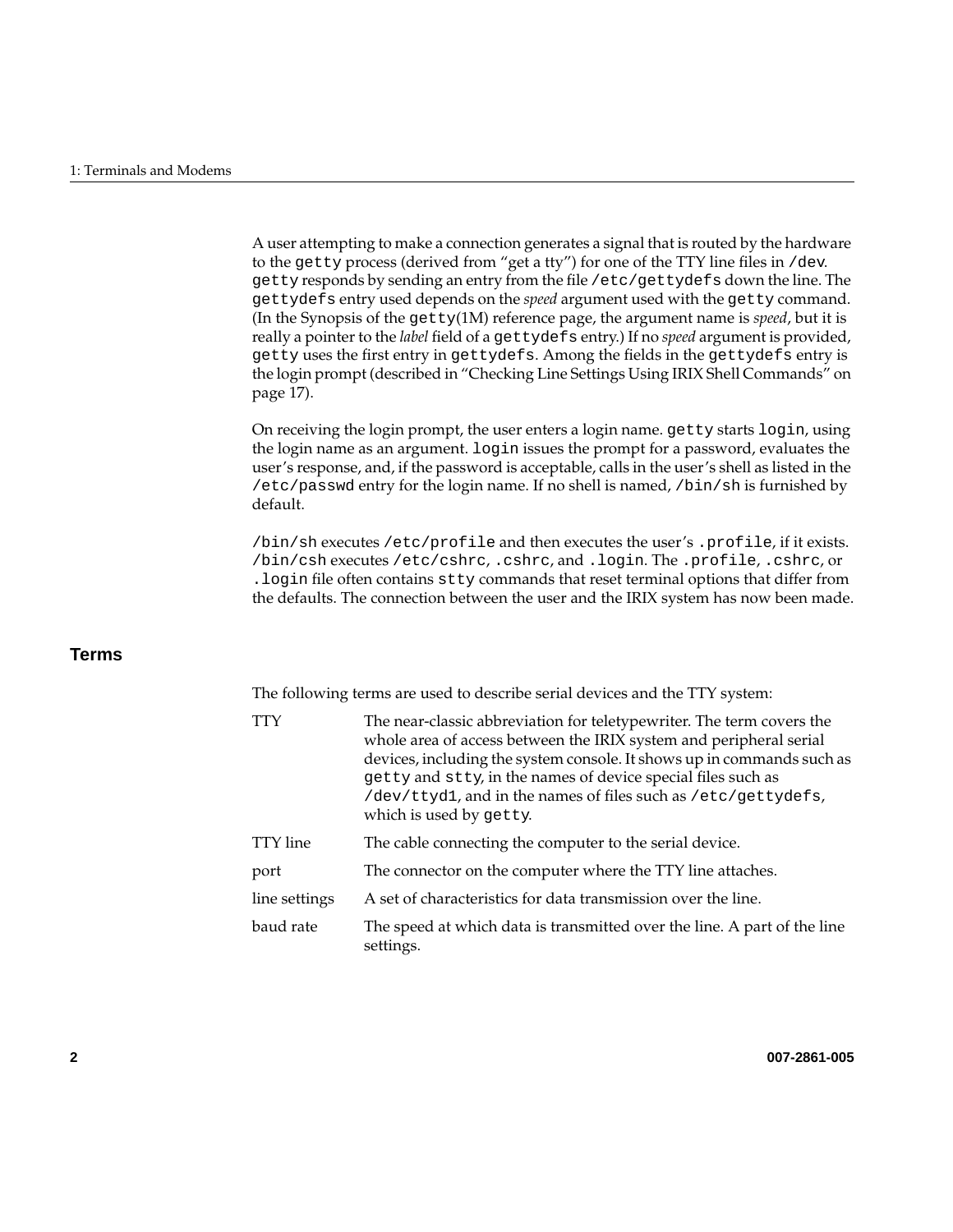A user attempting to make a connection generates a signal that is routed by the hardware to the `getty` process (derived from "get a tty") for one of the TTY line files in `/dev`. `getty` responds by sending an entry from the file `/etc/gettydefs` down the line. The `gettydefs` entry used depends on the *speed* argument used with the `getty` command. (In the Synopsis of the `getty`(1M) reference page, the argument name is *speed*, but it is really a pointer to the *label* field of a `gettydefs` entry.) If no *speed* argument is provided, `getty` uses the first entry in `gettydefs`. Among the fields in the `gettydefs` entry is the login prompt (described in "Checking Line Settings Using IRIX Shell Commands" on page 17).

On receiving the login prompt, the user enters a login name. `getty` starts `login`, using the login name as an argument. `login` issues the prompt for a password, evaluates the user's response, and, if the password is acceptable, calls in the user's shell as listed in the `/etc/passwd` entry for the login name. If no shell is named, `/bin/sh` is furnished by default.

`/bin/sh` executes `/etc/profile` and then executes the user's `.profile`, if it exists. `/bin/csh` executes `/etc/cshrc`, `.cshrc`, and `.login`. The `.profile`, `.cshrc`, or `.login` file often contains `stty` commands that reset terminal options that differ from the defaults. The connection between the user and the IRIX system has now been made.

## Terms

The following terms are used to describe serial devices and the TTY system:

TTY
: The near-classic abbreviation for teletypewriter. The term covers the whole area of access between the IRIX system and peripheral serial devices, including the system console. It shows up in commands such as `getty` and `stty`, in the names of device special files such as `/dev/ttyd1`, and in the names of files such as `/etc/gettydefs`, which is used by `getty`.

TTY line
: The cable connecting the computer to the serial device.

port
: The connector on the computer where the TTY line attaches.

line settings
: A set of characteristics for data transmission over the line.

baud rate
: The speed at which data is transmitted over the line. A part of the line settings.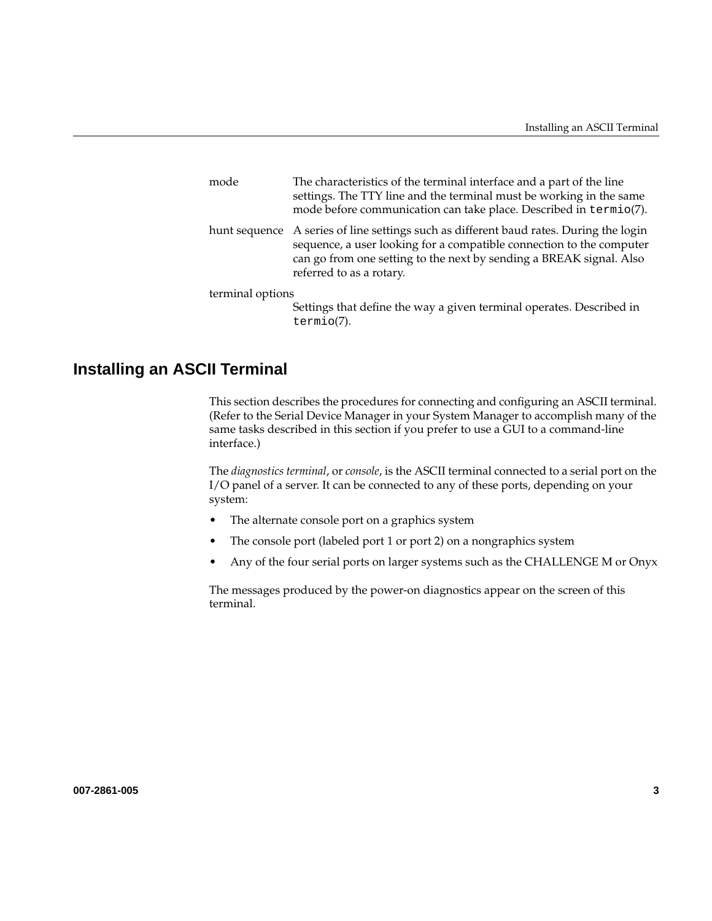mode
: The characteristics of the terminal interface and a part of the line settings. The TTY line and the terminal must be working in the same mode before communication can take place. Described in `termio`(7).

hunt sequence
: A series of line settings such as different baud rates. During the login sequence, a user looking for a compatible connection to the computer can go from one setting to the next by sending a BREAK signal. Also referred to as a rotary.

terminal options
: Settings that define the way a given terminal operates. Described in `termio`(7).

## Installing an ASCII Terminal

This section describes the procedures for connecting and configuring an ASCII terminal. (Refer to the Serial Device Manager in your System Manager to accomplish many of the same tasks described in this section if you prefer to use a GUI to a command-line interface.)

The *diagnostics terminal*, or *console*, is the ASCII terminal connected to a serial port on the I/O panel of a server. It can be connected to any of these ports, depending on your system:

- The alternate console port on a graphics system
- The console port (labeled port 1 or port 2) on a nongraphics system
- Any of the four serial ports on larger systems such as the CHALLENGE M or Onyx

The messages produced by the power-on diagnostics appear on the screen of this terminal.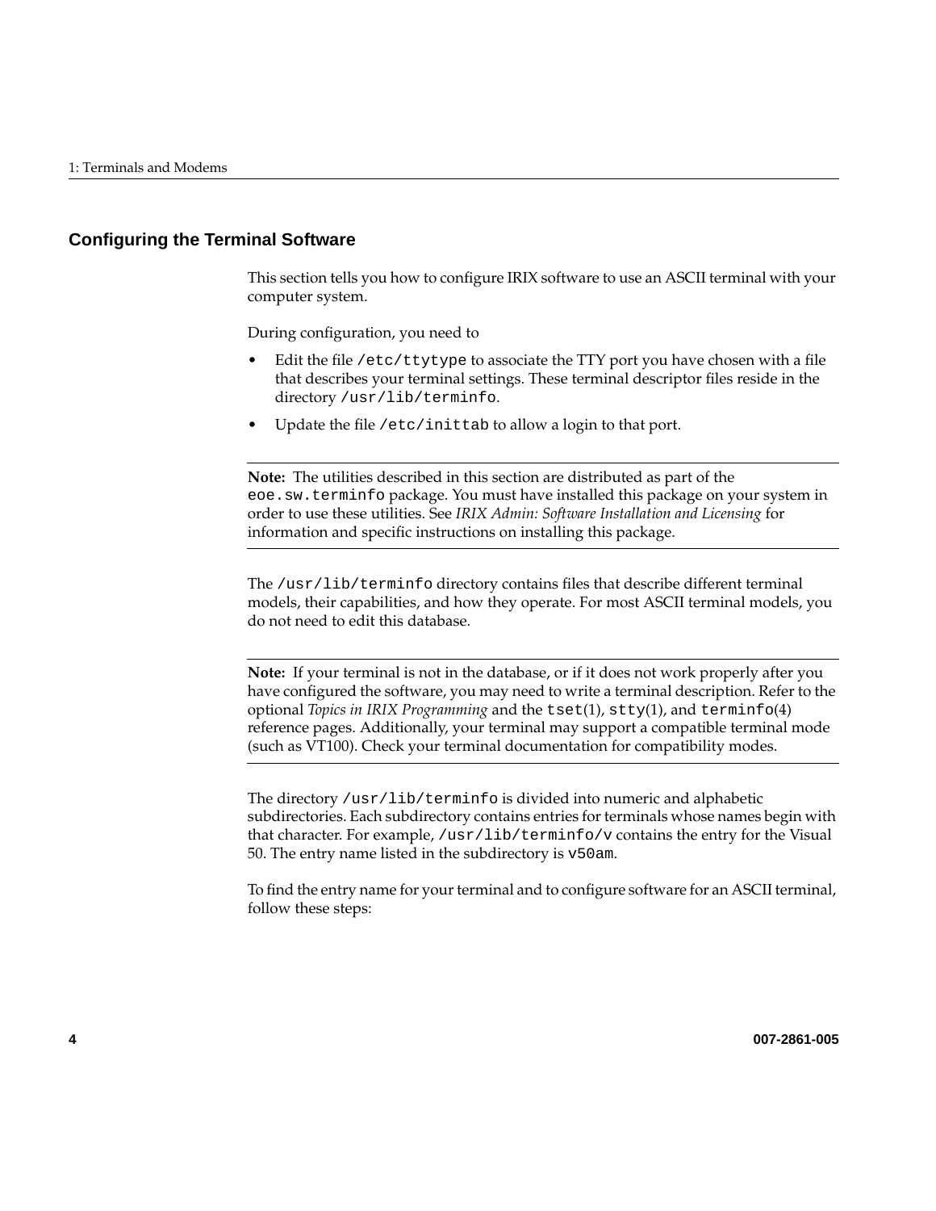## Configuring the Terminal Software

This section tells you how to configure IRIX software to use an ASCII terminal with your computer system.

During configuration, you need to

- Edit the file `/etc/ttytype` to associate the TTY port you have chosen with a file that describes your terminal settings. These terminal descriptor files reside in the directory `/usr/lib/terminfo`.
- Update the file `/etc/inittab` to allow a login to that port.

---

**Note:** The utilities described in this section are distributed as part of the `eoe.sw.terminfo` package. You must have installed this package on your system in order to use these utilities. See *IRIX Admin: Software Installation and Licensing* for information and specific instructions on installing this package.

---

The `/usr/lib/terminfo` directory contains files that describe different terminal models, their capabilities, and how they operate. For most ASCII terminal models, you do not need to edit this database.

---

**Note:** If your terminal is not in the database, or if it does not work properly after you have configured the software, you may need to write a terminal description. Refer to the optional *Topics in IRIX Programming* and the `tset`(1), `stty`(1), and `terminfo`(4) reference pages. Additionally, your terminal may support a compatible terminal mode (such as VT100). Check your terminal documentation for compatibility modes.

---

The directory `/usr/lib/terminfo` is divided into numeric and alphabetic subdirectories. Each subdirectory contains entries for terminals whose names begin with that character. For example, `/usr/lib/terminfo/v` contains the entry for the Visual 50. The entry name listed in the subdirectory is `v50am`.

To find the entry name for your terminal and to configure software for an ASCII terminal, follow these steps: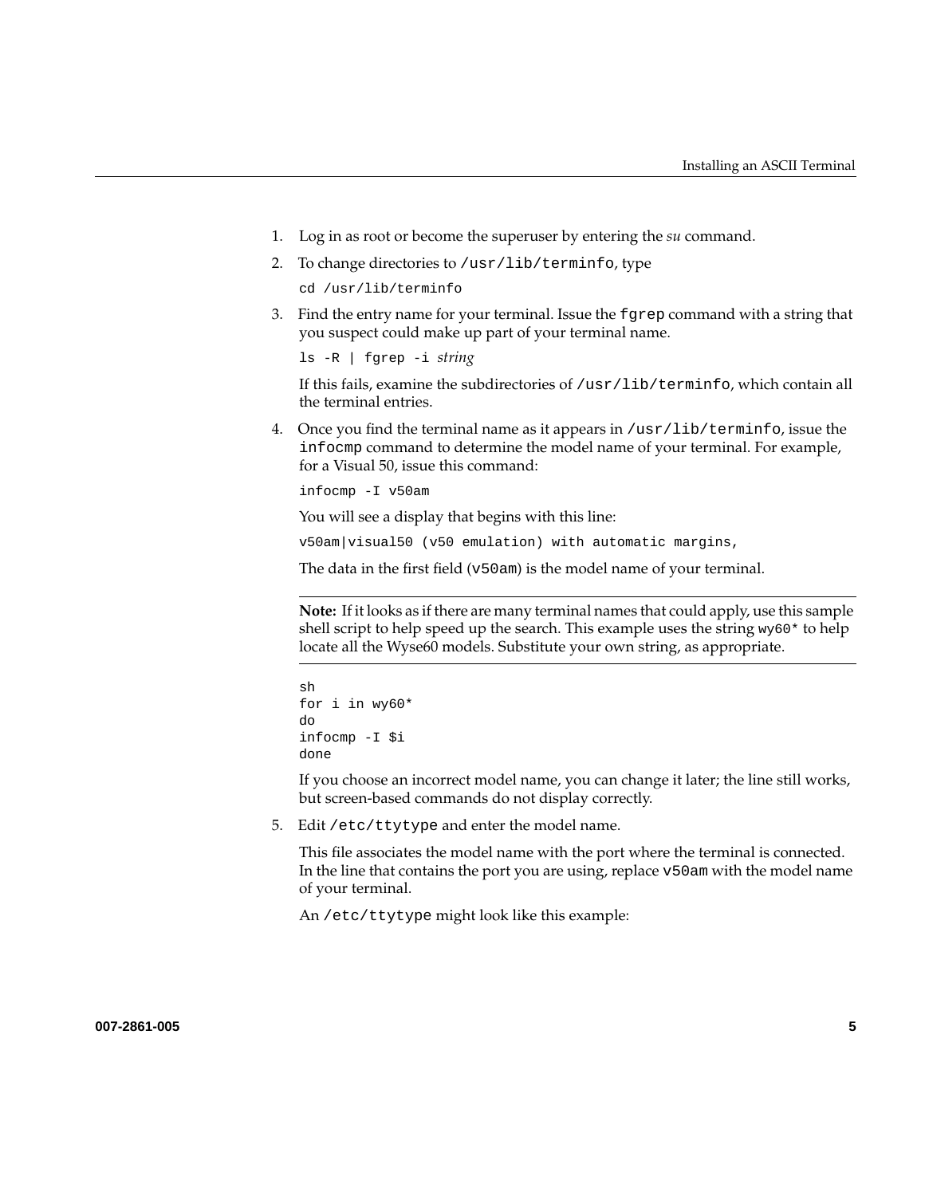1. Log in as root or become the superuser by entering the *su* command.
2. To change directories to `/usr/lib/terminfo`, type

   ```
   cd /usr/lib/terminfo
   ```

3. Find the entry name for your terminal. Issue the `fgrep` command with a string that you suspect could make up part of your terminal name.

   ```
   ls -R | fgrep -i string
   ```

   If this fails, examine the subdirectories of `/usr/lib/terminfo`, which contain all the terminal entries.

4. Once you find the terminal name as it appears in `/usr/lib/terminfo`, issue the `infocmp` command to determine the model name of your terminal. For example, for a Visual 50, issue this command:

   ```
   infocmp -I v50am
   ```

   You will see a display that begins with this line:

   ```
   v50am|visual50 (v50 emulation) with automatic margins,
   ```

   The data in the first field (`v50am`) is the model name of your terminal.

   ---

   **Note:** If it looks as if there are many terminal names that could apply, use this sample shell script to help speed up the search. This example uses the string `wy60*` to help locate all the Wyse60 models. Substitute your own string, as appropriate.

   ---

   ```
   sh
   for i in wy60*
   do
   infocmp -I $i
   done
   ```

   If you choose an incorrect model name, you can change it later; the line still works, but screen-based commands do not display correctly.

5. Edit `/etc/ttytype` and enter the model name.

   This file associates the model name with the port where the terminal is connected. In the line that contains the port you are using, replace `v50am` with the model name of your terminal.

   An `/etc/ttytype` might look like this example: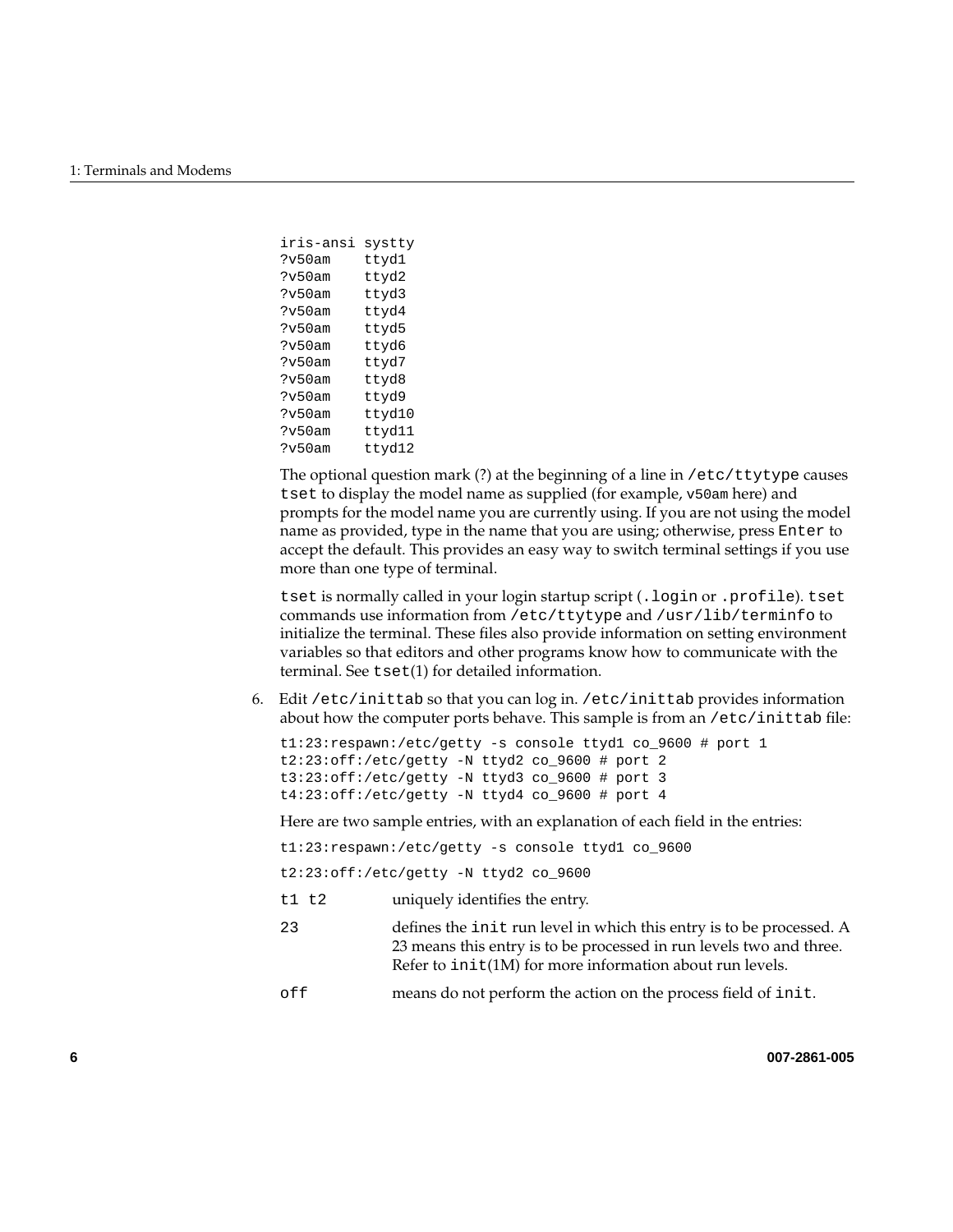```
iris-ansi systty
?v50am    ttyd1
?v50am    ttyd2
?v50am    ttyd3
?v50am    ttyd4
?v50am    ttyd5
?v50am    ttyd6
?v50am    ttyd7
?v50am    ttyd8
?v50am    ttyd9
?v50am    ttyd10
?v50am    ttyd11
?v50am    ttyd12
```

The optional question mark (?) at the beginning of a line in `/etc/ttytype` causes `tset` to display the model name as supplied (for example, `v50am` here) and prompts for the model name you are currently using. If you are not using the model name as provided, type in the name that you are using; otherwise, press `Enter` to accept the default. This provides an easy way to switch terminal settings if you use more than one type of terminal.

`tset` is normally called in your login startup script (`.login` or `.profile`). `tset` commands use information from `/etc/ttytype` and `/usr/lib/terminfo` to initialize the terminal. These files also provide information on setting environment variables so that editors and other programs know how to communicate with the terminal. See `tset`(1) for detailed information.

6. Edit `/etc/inittab` so that you can log in. `/etc/inittab` provides information about how the computer ports behave. This sample is from an `/etc/inittab` file:

```
t1:23:respawn:/etc/getty -s console ttyd1 co_9600 # port 1
t2:23:off:/etc/getty -N ttyd2 co_9600 # port 2
t3:23:off:/etc/getty -N ttyd3 co_9600 # port 3
t4:23:off:/etc/getty -N ttyd4 co_9600 # port 4
```

Here are two sample entries, with an explanation of each field in the entries:

```
t1:23:respawn:/etc/getty -s console ttyd1 co_9600
```

```
t2:23:off:/etc/getty -N ttyd2 co_9600
```

`t1 t2` uniquely identifies the entry.

`23` defines the `init` run level in which this entry is to be processed. A 23 means this entry is to be processed in run levels two and three. Refer to `init`(1M) for more information about run levels.

`off` means do not perform the action on the process field of `init`.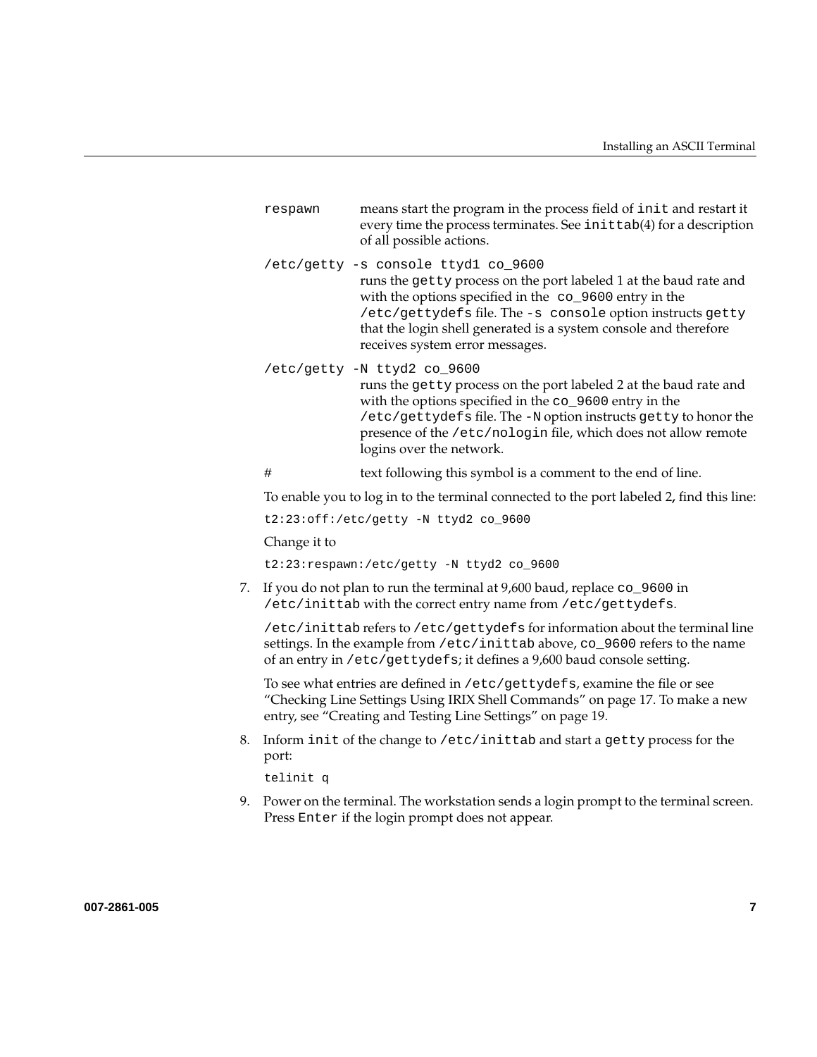`respawn` means start the program in the process field of `init` and restart it every time the process terminates. See `inittab`(4) for a description of all possible actions.

`/etc/getty -s console ttyd1 co_9600`
runs the `getty` process on the port labeled 1 at the baud rate and with the options specified in the `co_9600` entry in the `/etc/gettydefs` file. The `-s console` option instructs `getty` that the login shell generated is a system console and therefore receives system error messages.

`/etc/getty -N ttyd2 co_9600`
runs the `getty` process on the port labeled 2 at the baud rate and with the options specified in the `co_9600` entry in the `/etc/gettydefs` file. The `-N` option instructs `getty` to honor the presence of the `/etc/nologin` file, which does not allow remote logins over the network.

`#` text following this symbol is a comment to the end of line.

To enable you to log in to the terminal connected to the port labeled 2**,** find this line:

```
t2:23:off:/etc/getty -N ttyd2 co_9600
```

Change it to

```
t2:23:respawn:/etc/getty -N ttyd2 co_9600
```

7. If you do not plan to run the terminal at 9,600 baud, replace `co_9600` in `/etc/inittab` with the correct entry name from `/etc/gettydefs`.

   `/etc/inittab` refers to `/etc/gettydefs` for information about the terminal line settings. In the example from `/etc/inittab` above, `co_9600` refers to the name of an entry in `/etc/gettydefs`; it defines a 9,600 baud console setting.

   To see what entries are defined in `/etc/gettydefs`, examine the file or see "Checking Line Settings Using IRIX Shell Commands" on page 17. To make a new entry, see "Creating and Testing Line Settings" on page 19.

8. Inform `init` of the change to `/etc/inittab` and start a `getty` process for the port:

   ```
   telinit q
   ```

9. Power on the terminal. The workstation sends a login prompt to the terminal screen. Press `Enter` if the login prompt does not appear.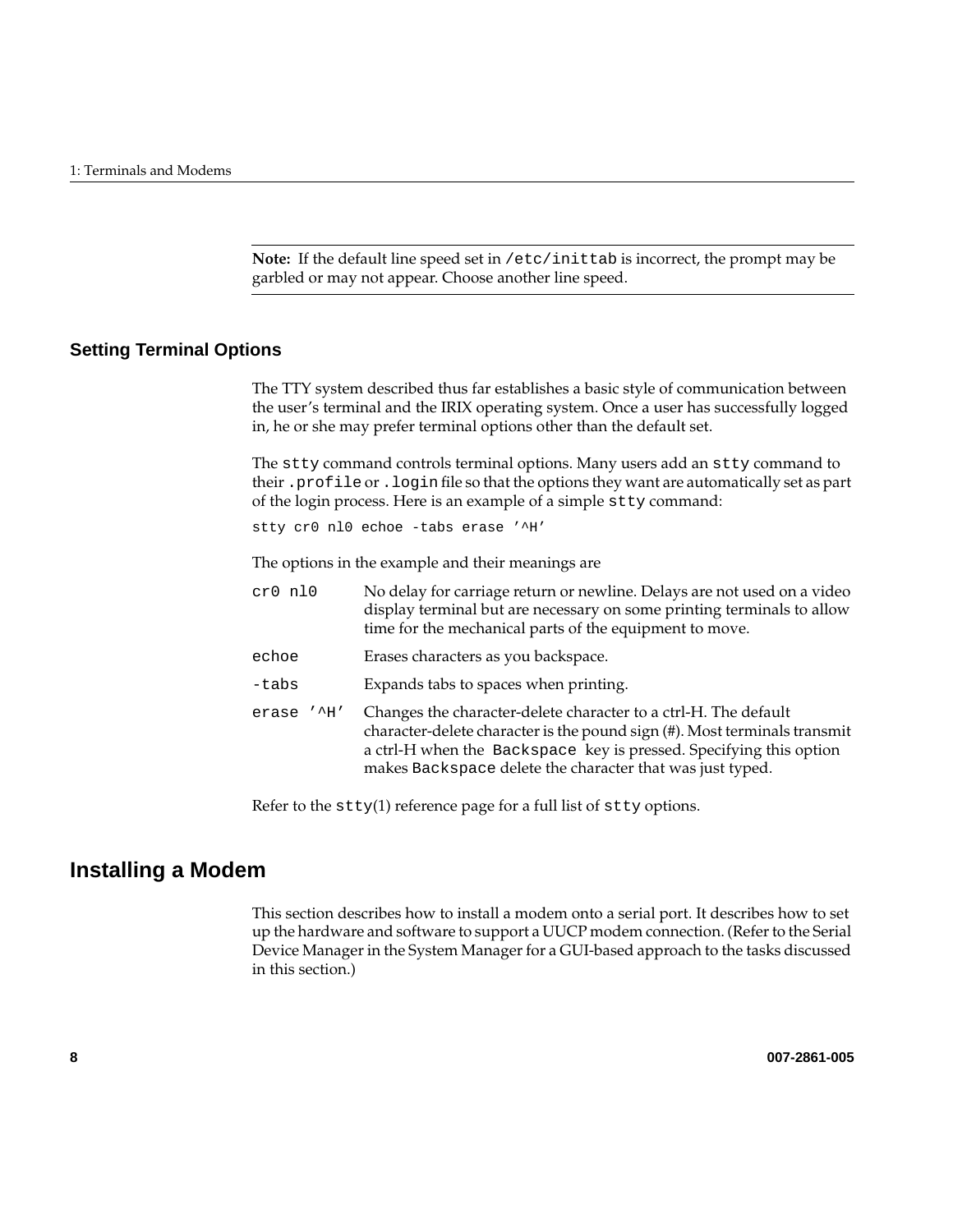**Note:** If the default line speed set in `/etc/inittab` is incorrect, the prompt may be garbled or may not appear. Choose another line speed.

### Setting Terminal Options

The TTY system described thus far establishes a basic style of communication between the user's terminal and the IRIX operating system. Once a user has successfully logged in, he or she may prefer terminal options other than the default set.

The `stty` command controls terminal options. Many users add an `stty` command to their `.profile` or `.login` file so that the options they want are automatically set as part of the login process. Here is an example of a simple `stty` command:

```
stty cr0 nl0 echoe -tabs erase '^H'
```

The options in the example and their meanings are

`cr0 nl0` — No delay for carriage return or newline. Delays are not used on a video display terminal but are necessary on some printing terminals to allow time for the mechanical parts of the equipment to move.

`echoe` — Erases characters as you backspace.

`-tabs` — Expands tabs to spaces when printing.

`erase '^H'` — Changes the character-delete character to a ctrl-H. The default character-delete character is the pound sign (#). Most terminals transmit a ctrl-H when the `Backspace` key is pressed. Specifying this option makes `Backspace` delete the character that was just typed.

Refer to the `stty`(1) reference page for a full list of `stty` options.

## Installing a Modem

This section describes how to install a modem onto a serial port. It describes how to set up the hardware and software to support a UUCP modem connection. (Refer to the Serial Device Manager in the System Manager for a GUI-based approach to the tasks discussed in this section.)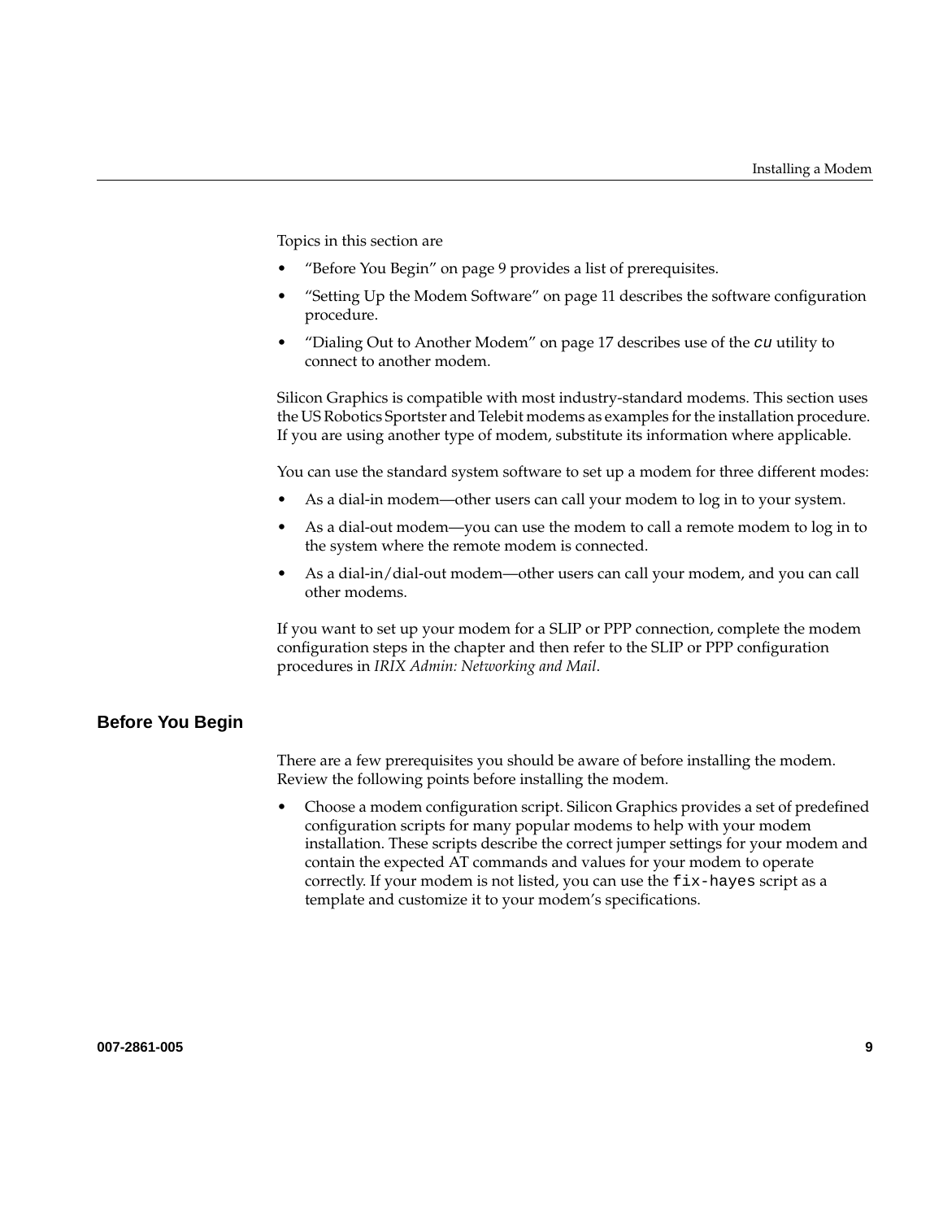Topics in this section are

- "Before You Begin" on page 9 provides a list of prerequisites.
- "Setting Up the Modem Software" on page 11 describes the software configuration procedure.
- "Dialing Out to Another Modem" on page 17 describes use of the `cu` utility to connect to another modem.

Silicon Graphics is compatible with most industry-standard modems. This section uses the US Robotics Sportster and Telebit modems as examples for the installation procedure. If you are using another type of modem, substitute its information where applicable.

You can use the standard system software to set up a modem for three different modes:

- As a dial-in modem—other users can call your modem to log in to your system.
- As a dial-out modem—you can use the modem to call a remote modem to log in to the system where the remote modem is connected.
- As a dial-in/dial-out modem—other users can call your modem, and you can call other modems.

If you want to set up your modem for a SLIP or PPP connection, complete the modem configuration steps in the chapter and then refer to the SLIP or PPP configuration procedures in *IRIX Admin: Networking and Mail*.

## Before You Begin

There are a few prerequisites you should be aware of before installing the modem. Review the following points before installing the modem.

- Choose a modem configuration script. Silicon Graphics provides a set of predefined configuration scripts for many popular modems to help with your modem installation. These scripts describe the correct jumper settings for your modem and contain the expected AT commands and values for your modem to operate correctly. If your modem is not listed, you can use the `fix-hayes` script as a template and customize it to your modem's specifications.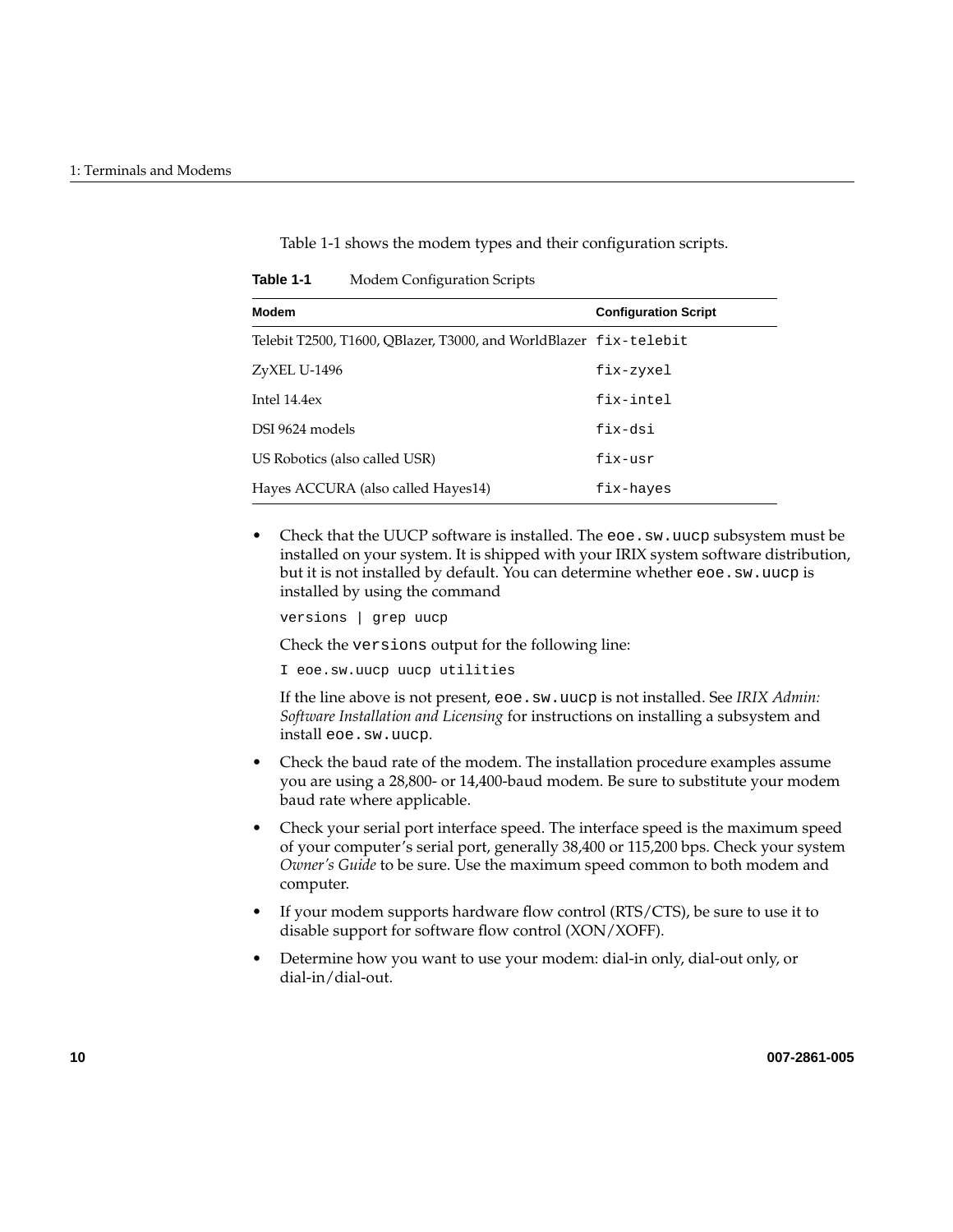Table 1-1 shows the modem types and their configuration scripts.

**Table 1-1** Modem Configuration Scripts

| Modem | Configuration Script |
|---|---|
| Telebit T2500, T1600, QBlazer, T3000, and WorldBlazer | `fix-telebit` |
| ZyXEL U-1496 | `fix-zyxel` |
| Intel 14.4ex | `fix-intel` |
| DSI 9624 models | `fix-dsi` |
| US Robotics (also called USR) | `fix-usr` |
| Hayes ACCURA (also called Hayes14) | `fix-hayes` |

- Check that the UUCP software is installed. The `eoe.sw.uucp` subsystem must be installed on your system. It is shipped with your IRIX system software distribution, but it is not installed by default. You can determine whether `eoe.sw.uucp` is installed by using the command

  ```
  versions | grep uucp
  ```

  Check the `versions` output for the following line:

  ```
  I eoe.sw.uucp uucp utilities
  ```

  If the line above is not present, `eoe.sw.uucp` is not installed. See *IRIX Admin: Software Installation and Licensing* for instructions on installing a subsystem and install `eoe.sw.uucp`.

- Check the baud rate of the modem. The installation procedure examples assume you are using a 28,800- or 14,400-baud modem. Be sure to substitute your modem baud rate where applicable.
- Check your serial port interface speed. The interface speed is the maximum speed of your computer's serial port, generally 38,400 or 115,200 bps. Check your system *Owner's Guide* to be sure. Use the maximum speed common to both modem and computer.
- If your modem supports hardware flow control (RTS/CTS), be sure to use it to disable support for software flow control (XON/XOFF).
- Determine how you want to use your modem: dial-in only, dial-out only, or dial-in/dial-out.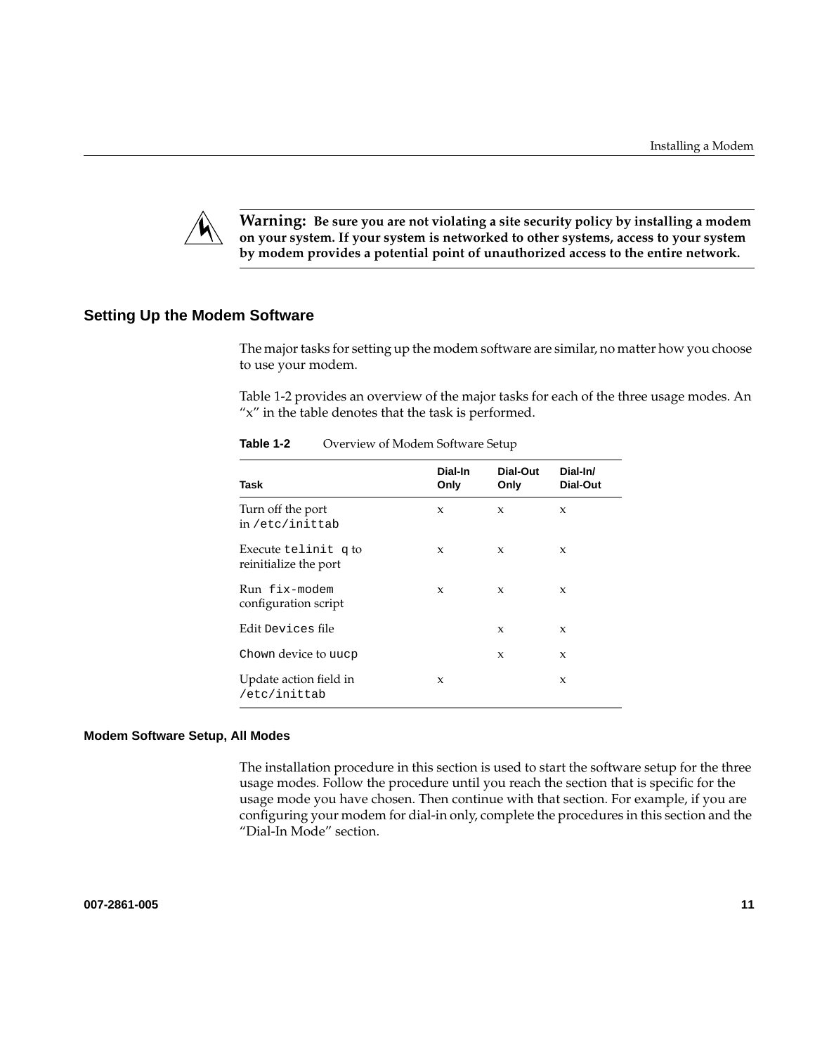**Warning:** **Be sure you are not violating a site security policy by installing a modem on your system. If your system is networked to other systems, access to your system by modem provides a potential point of unauthorized access to the entire network.**

## Setting Up the Modem Software

The major tasks for setting up the modem software are similar, no matter how you choose to use your modem.

Table 1-2 provides an overview of the major tasks for each of the three usage modes. An “x” in the table denotes that the task is performed.

**Table 1-2** Overview of Modem Software Setup

| Task | Dial-In Only | Dial-Out Only | Dial-In/ Dial-Out |
|---|---|---|---|
| Turn off the port in `/etc/inittab` | x | x | x |
| Execute `telinit q` to reinitialize the port | x | x | x |
| Run `fix-modem` configuration script | x | x | x |
| Edit `Devices` file | | x | x |
| `Chown` device to `uucp` | | x | x |
| Update action field in `/etc/inittab` | x | | x |

### Modem Software Setup, All Modes

The installation procedure in this section is used to start the software setup for the three usage modes. Follow the procedure until you reach the section that is specific for the usage mode you have chosen. Then continue with that section. For example, if you are configuring your modem for dial-in only, complete the procedures in this section and the “Dial-In Mode” section.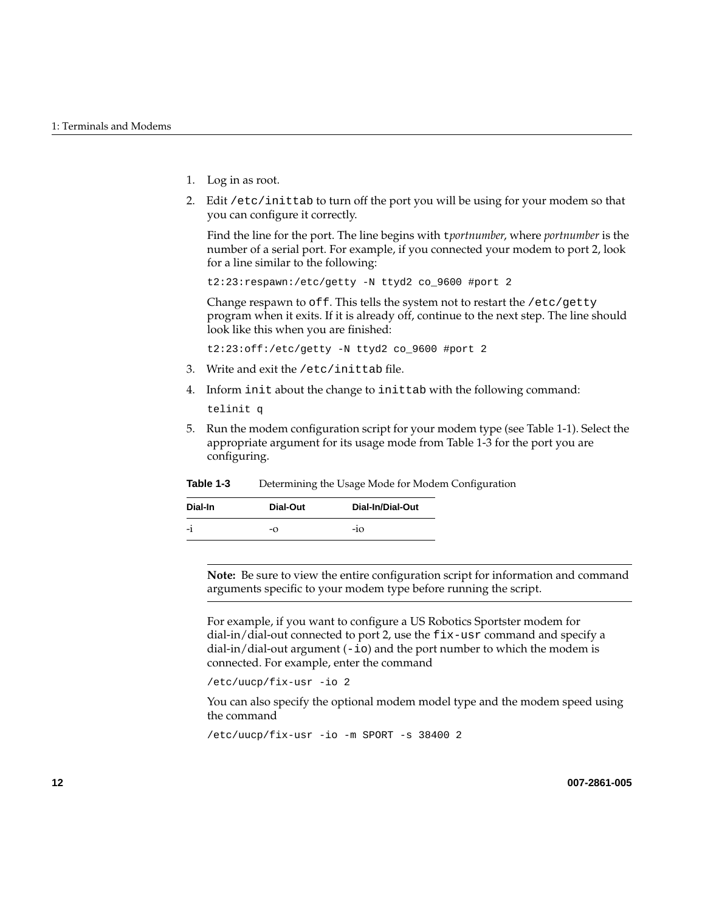1. Log in as root.
2. Edit `/etc/inittab` to turn off the port you will be using for your modem so that you can configure it correctly.

   Find the line for the port. The line begins with t*portnumber*, where *portnumber* is the number of a serial port. For example, if you connected your modem to port 2, look for a line similar to the following:

   ```
   t2:23:respawn:/etc/getty -N ttyd2 co_9600 #port 2
   ```

   Change respawn to `off`. This tells the system not to restart the `/etc/getty` program when it exits. If it is already off, continue to the next step. The line should look like this when you are finished:

   ```
   t2:23:off:/etc/getty -N ttyd2 co_9600 #port 2
   ```

3. Write and exit the `/etc/inittab` file.
4. Inform `init` about the change to `inittab` with the following command:

   ```
   telinit q
   ```

5. Run the modem configuration script for your modem type (see Table 1-1). Select the appropriate argument for its usage mode from Table 1-3 for the port you are configuring.

**Table 1-3** Determining the Usage Mode for Modem Configuration

| Dial-In | Dial-Out | Dial-In/Dial-Out |
|---|---|---|
| -i | -o | -io |

**Note:** Be sure to view the entire configuration script for information and command arguments specific to your modem type before running the script.

For example, if you want to configure a US Robotics Sportster modem for dial-in/dial-out connected to port 2, use the `fix-usr` command and specify a dial-in/dial-out argument (`-io`) and the port number to which the modem is connected. For example, enter the command

```
/etc/uucp/fix-usr -io 2
```

You can also specify the optional modem model type and the modem speed using the command

```
/etc/uucp/fix-usr -io -m SPORT -s 38400 2
```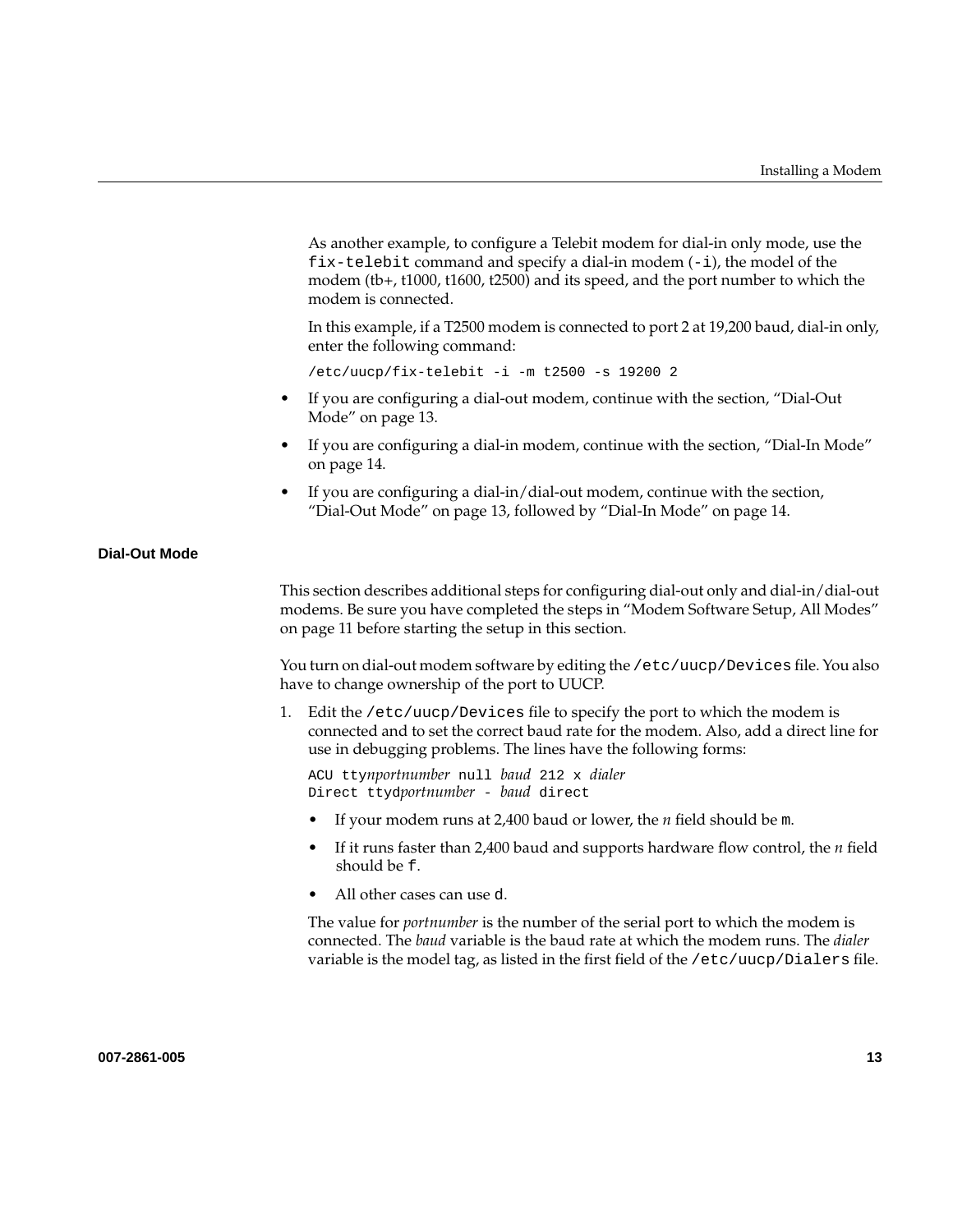As another example, to configure a Telebit modem for dial-in only mode, use the `fix-telebit` command and specify a dial-in modem (`-i`), the model of the modem (tb+, t1000, t1600, t2500) and its speed, and the port number to which the modem is connected.

In this example, if a T2500 modem is connected to port 2 at 19,200 baud, dial-in only, enter the following command:

```
/etc/uucp/fix-telebit -i -m t2500 -s 19200 2
```

- If you are configuring a dial-out modem, continue with the section, “Dial-Out Mode” on page 13.
- If you are configuring a dial-in modem, continue with the section, “Dial-In Mode” on page 14.
- If you are configuring a dial-in/dial-out modem, continue with the section, “Dial-Out Mode” on page 13, followed by “Dial-In Mode” on page 14.

### Dial-Out Mode

This section describes additional steps for configuring dial-out only and dial-in/dial-out modems. Be sure you have completed the steps in “Modem Software Setup, All Modes” on page 11 before starting the setup in this section.

You turn on dial-out modem software by editing the `/etc/uucp/Devices` file. You also have to change ownership of the port to UUCP.

1. Edit the `/etc/uucp/Devices` file to specify the port to which the modem is connected and to set the correct baud rate for the modem. Also, add a direct line for use in debugging problems. The lines have the following forms:

   ```
   ACU ttynportnumber null baud 212 x dialer
   Direct ttydportnumber - baud direct
   ```

   - If your modem runs at 2,400 baud or lower, the *n* field should be `m`.
   - If it runs faster than 2,400 baud and supports hardware flow control, the *n* field should be `f`.
   - All other cases can use `d`.

   The value for *portnumber* is the number of the serial port to which the modem is connected. The *baud* variable is the baud rate at which the modem runs. The *dialer* variable is the model tag, as listed in the first field of the `/etc/uucp/Dialers` file.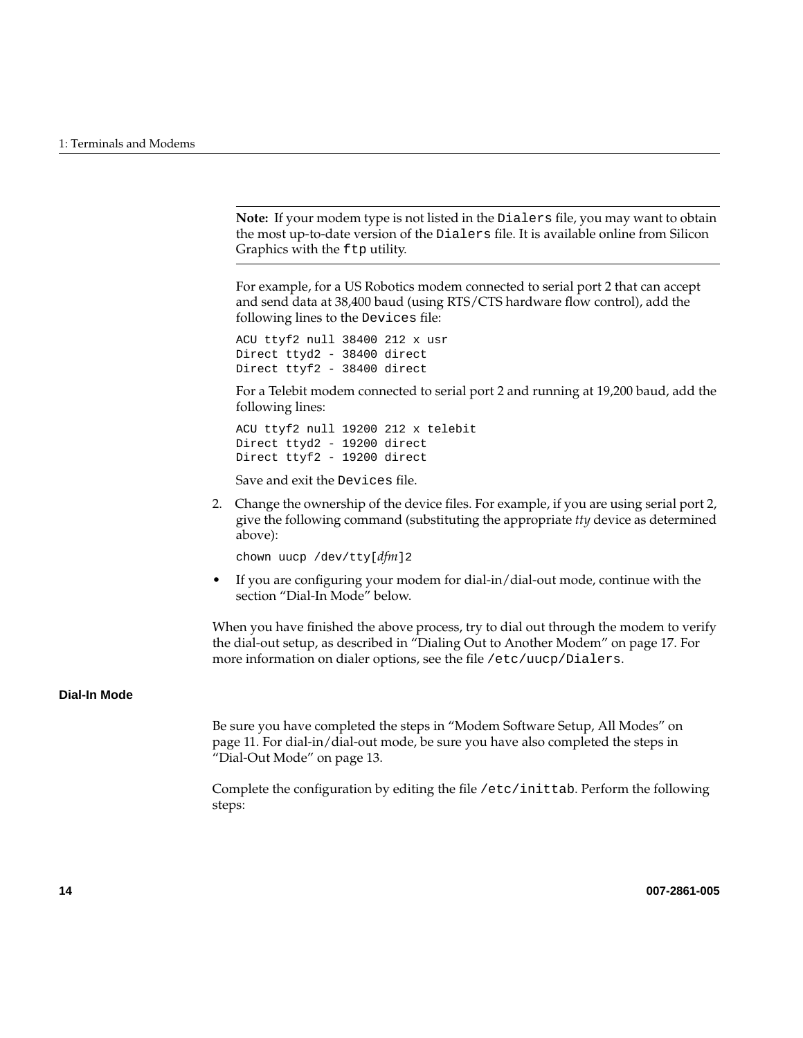**Note:** If your modem type is not listed in the `Dialers` file, you may want to obtain the most up-to-date version of the `Dialers` file. It is available online from Silicon Graphics with the `ftp` utility.

For example, for a US Robotics modem connected to serial port 2 that can accept and send data at 38,400 baud (using RTS/CTS hardware flow control), add the following lines to the `Devices` file:

```
ACU ttyf2 null 38400 212 x usr
Direct ttyd2 - 38400 direct
Direct ttyf2 - 38400 direct
```

For a Telebit modem connected to serial port 2 and running at 19,200 baud, add the following lines:

```
ACU ttyf2 null 19200 212 x telebit
Direct ttyd2 - 19200 direct
Direct ttyf2 - 19200 direct
```

Save and exit the `Devices` file.

2. Change the ownership of the device files. For example, if you are using serial port 2, give the following command (substituting the appropriate *tty* device as determined above):

   `chown uucp /dev/tty[`*dfm*`]2`

- If you are configuring your modem for dial-in/dial-out mode, continue with the section “Dial-In Mode” below.

When you have finished the above process, try to dial out through the modem to verify the dial-out setup, as described in “Dialing Out to Another Modem” on page 17. For more information on dialer options, see the file `/etc/uucp/Dialers`.

### Dial-In Mode

Be sure you have completed the steps in “Modem Software Setup, All Modes” on page 11. For dial-in/dial-out mode, be sure you have also completed the steps in “Dial-Out Mode” on page 13.

Complete the configuration by editing the file `/etc/inittab`. Perform the following steps: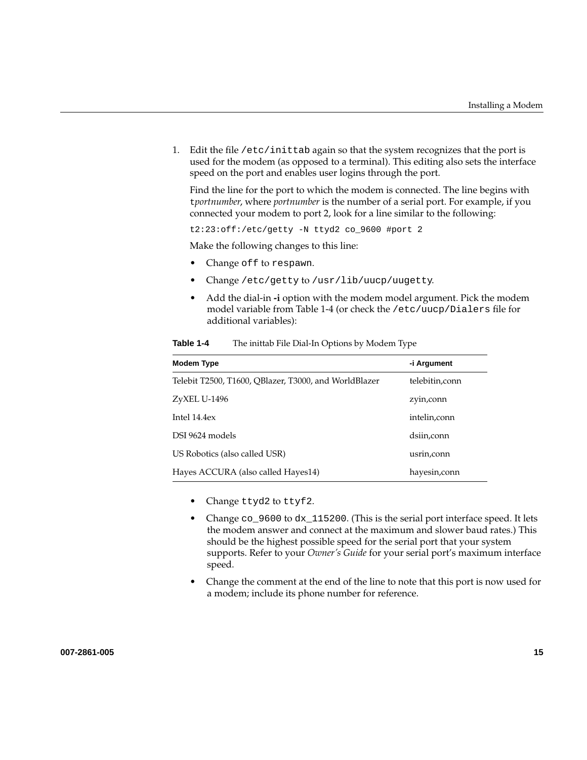1. Edit the file `/etc/inittab` again so that the system recognizes that the port is used for the modem (as opposed to a terminal). This editing also sets the interface speed on the port and enables user logins through the port.

   Find the line for the port to which the modem is connected. The line begins with t*portnumber*, where *portnumber* is the number of a serial port. For example, if you connected your modem to port 2, look for a line similar to the following:

   ```
   t2:23:off:/etc/getty -N ttyd2 co_9600 #port 2
   ```

   Make the following changes to this line:

   - Change `off` to `respawn`.
   - Change `/etc/getty` to `/usr/lib/uucp/uugetty`.
   - Add the dial-in **-i** option with the modem model argument. Pick the modem model variable from Table 1-4 (or check the `/etc/uucp/Dialers` file for additional variables):

**Table 1-4** The inittab File Dial-In Options by Modem Type

| Modem Type | -i Argument |
| --- | --- |
| Telebit T2500, T1600, QBlazer, T3000, and WorldBlazer | telebitin,conn |
| ZyXEL U-1496 | zyin,conn |
| Intel 14.4ex | intelin,conn |
| DSI 9624 models | dsiin,conn |
| US Robotics (also called USR) | usrin,conn |
| Hayes ACCURA (also called Hayes14) | hayesin,conn |

   - Change `ttyd2` to `ttyf2`.
   - Change `co_9600` to `dx_115200`. (This is the serial port interface speed. It lets the modem answer and connect at the maximum and slower baud rates.) This should be the highest possible speed for the serial port that your system supports. Refer to your *Owner's Guide* for your serial port's maximum interface speed.
   - Change the comment at the end of the line to note that this port is now used for a modem; include its phone number for reference.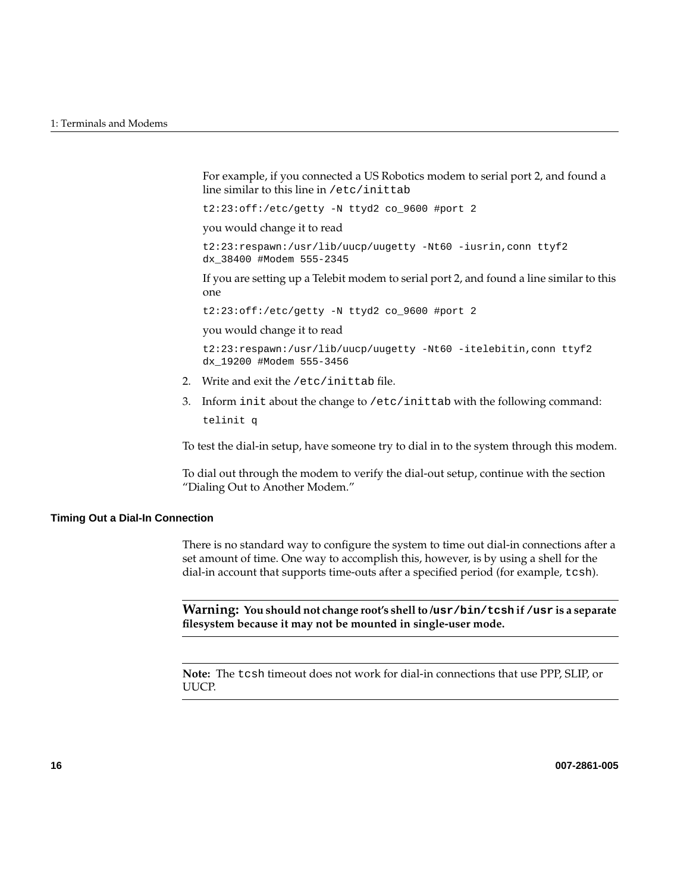For example, if you connected a US Robotics modem to serial port 2, and found a line similar to this line in `/etc/inittab`

```
t2:23:off:/etc/getty -N ttyd2 co_9600 #port 2
```

you would change it to read

```
t2:23:respawn:/usr/lib/uucp/uugetty -Nt60 -iusrin,conn ttyf2
dx_38400 #Modem 555-2345
```

If you are setting up a Telebit modem to serial port 2, and found a line similar to this one

```
t2:23:off:/etc/getty -N ttyd2 co_9600 #port 2
```

you would change it to read

```
t2:23:respawn:/usr/lib/uucp/uugetty -Nt60 -itelebitin,conn ttyf2
dx_19200 #Modem 555-3456
```

2. Write and exit the `/etc/inittab` file.
3. Inform `init` about the change to `/etc/inittab` with the following command:

```
telinit q
```

To test the dial-in setup, have someone try to dial in to the system through this modem.

To dial out through the modem to verify the dial-out setup, continue with the section "Dialing Out to Another Modem."

#### Timing Out a Dial-In Connection

There is no standard way to configure the system to time out dial-in connections after a set amount of time. One way to accomplish this, however, is by using a shell for the dial-in account that supports time-outs after a specified period (for example, `tcsh`).

---

**Warning: You should not change root's shell to `/usr/bin/tcsh` if `/usr` is a separate filesystem because it may not be mounted in single-user mode.**

---

---

**Note:** The `tcsh` timeout does not work for dial-in connections that use PPP, SLIP, or UUCP.

---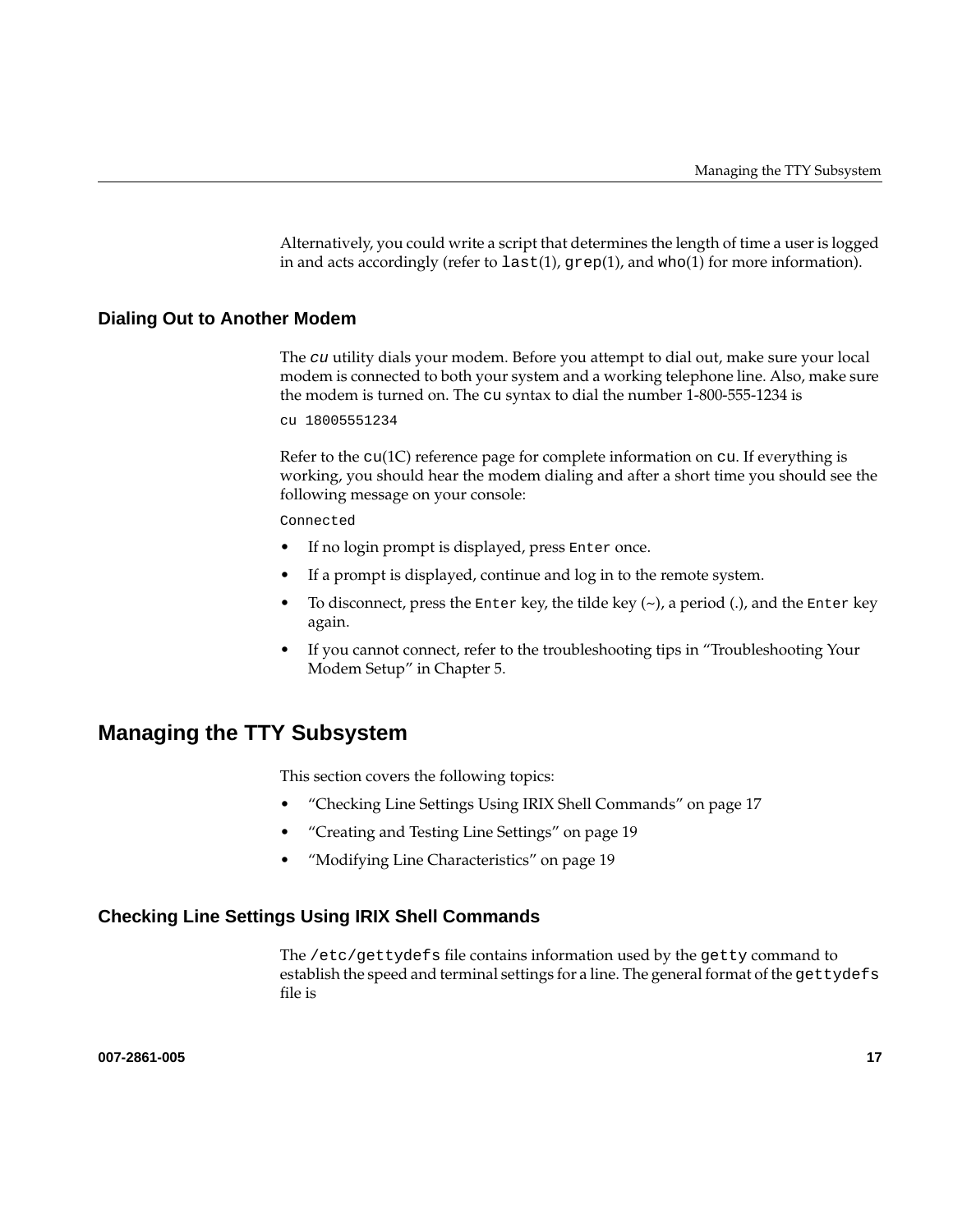Alternatively, you could write a script that determines the length of time a user is logged in and acts accordingly (refer to `last`(1), `grep`(1), and `who`(1) for more information).

### Dialing Out to Another Modem

The *cu* utility dials your modem. Before you attempt to dial out, make sure your local modem is connected to both your system and a working telephone line. Also, make sure the modem is turned on. The `cu` syntax to dial the number 1-800-555-1234 is

```
cu 18005551234
```

Refer to the `cu`(1C) reference page for complete information on `cu`. If everything is working, you should hear the modem dialing and after a short time you should see the following message on your console:

```
Connected
```

- If no login prompt is displayed, press `Enter` once.
- If a prompt is displayed, continue and log in to the remote system.
- To disconnect, press the `Enter` key, the tilde key (~), a period (.), and the `Enter` key again.
- If you cannot connect, refer to the troubleshooting tips in “Troubleshooting Your Modem Setup” in Chapter 5.

## Managing the TTY Subsystem

This section covers the following topics:

- “Checking Line Settings Using IRIX Shell Commands” on page 17
- “Creating and Testing Line Settings” on page 19
- “Modifying Line Characteristics” on page 19

### Checking Line Settings Using IRIX Shell Commands

The `/etc/gettydefs` file contains information used by the `getty` command to establish the speed and terminal settings for a line. The general format of the `gettydefs` file is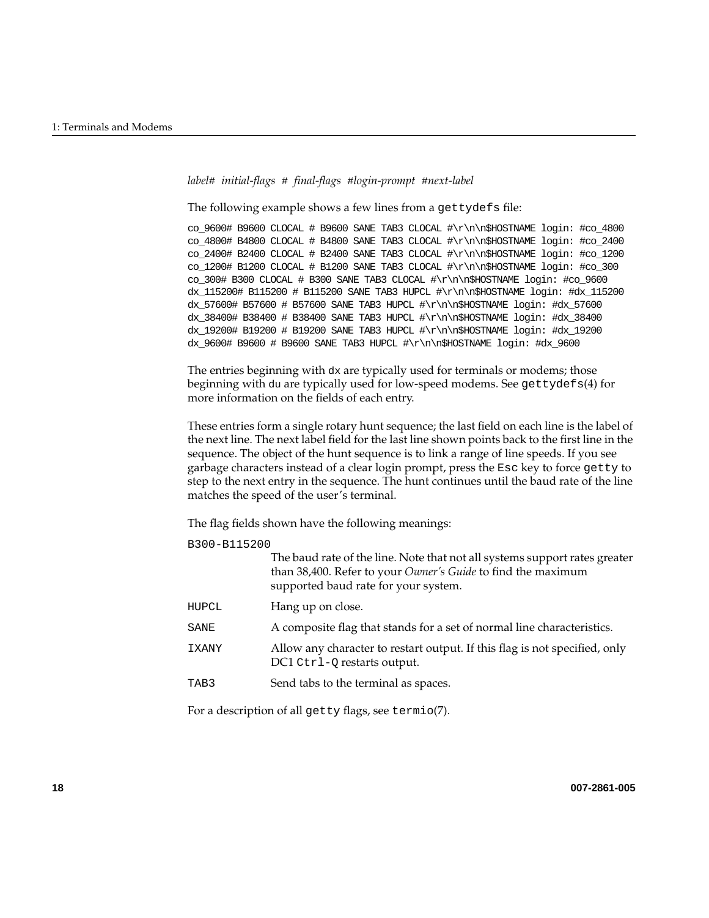*label# initial-flags # final-flags #login-prompt #next-label*

The following example shows a few lines from a `gettydefs` file:

```
co_9600# B9600 CLOCAL # B9600 SANE TAB3 CLOCAL #\r\n\n$HOSTNAME login: #co_4800
co_4800# B4800 CLOCAL # B4800 SANE TAB3 CLOCAL #\r\n\n$HOSTNAME login: #co_2400
co_2400# B2400 CLOCAL # B2400 SANE TAB3 CLOCAL #\r\n\n$HOSTNAME login: #co_1200
co_1200# B1200 CLOCAL # B1200 SANE TAB3 CLOCAL #\r\n\n$HOSTNAME login: #co_300
co_300# B300 CLOCAL # B300 SANE TAB3 CLOCAL #\r\n\n$HOSTNAME login: #co_9600
dx_115200# B115200 # B115200 SANE TAB3 HUPCL #\r\n\n$HOSTNAME login: #dx_115200
dx_57600# B57600 # B57600 SANE TAB3 HUPCL #\r\n\n$HOSTNAME login: #dx_57600
dx_38400# B38400 # B38400 SANE TAB3 HUPCL #\r\n\n$HOSTNAME login: #dx_38400
dx_19200# B19200 # B19200 SANE TAB3 HUPCL #\r\n\n$HOSTNAME login: #dx_19200
dx_9600# B9600 # B9600 SANE TAB3 HUPCL #\r\n\n$HOSTNAME login: #dx_9600
```

The entries beginning with `dx` are typically used for terminals or modems; those beginning with `du` are typically used for low-speed modems. See `gettydefs`(4) for more information on the fields of each entry.

These entries form a single rotary hunt sequence; the last field on each line is the label of the next line. The next label field for the last line shown points back to the first line in the sequence. The object of the hunt sequence is to link a range of line speeds. If you see garbage characters instead of a clear login prompt, press the `Esc` key to force `getty` to step to the next entry in the sequence. The hunt continues until the baud rate of the line matches the speed of the user's terminal.

The flag fields shown have the following meanings:

`B300-B115200`
: The baud rate of the line. Note that not all systems support rates greater than 38,400. Refer to your *Owner's Guide* to find the maximum supported baud rate for your system.

`HUPCL`
: Hang up on close.

`SANE`
: A composite flag that stands for a set of normal line characteristics.

`IXANY`
: Allow any character to restart output. If this flag is not specified, only DC1 `Ctrl-Q` restarts output.

`TAB3`
: Send tabs to the terminal as spaces.

For a description of all `getty` flags, see `termio`(7).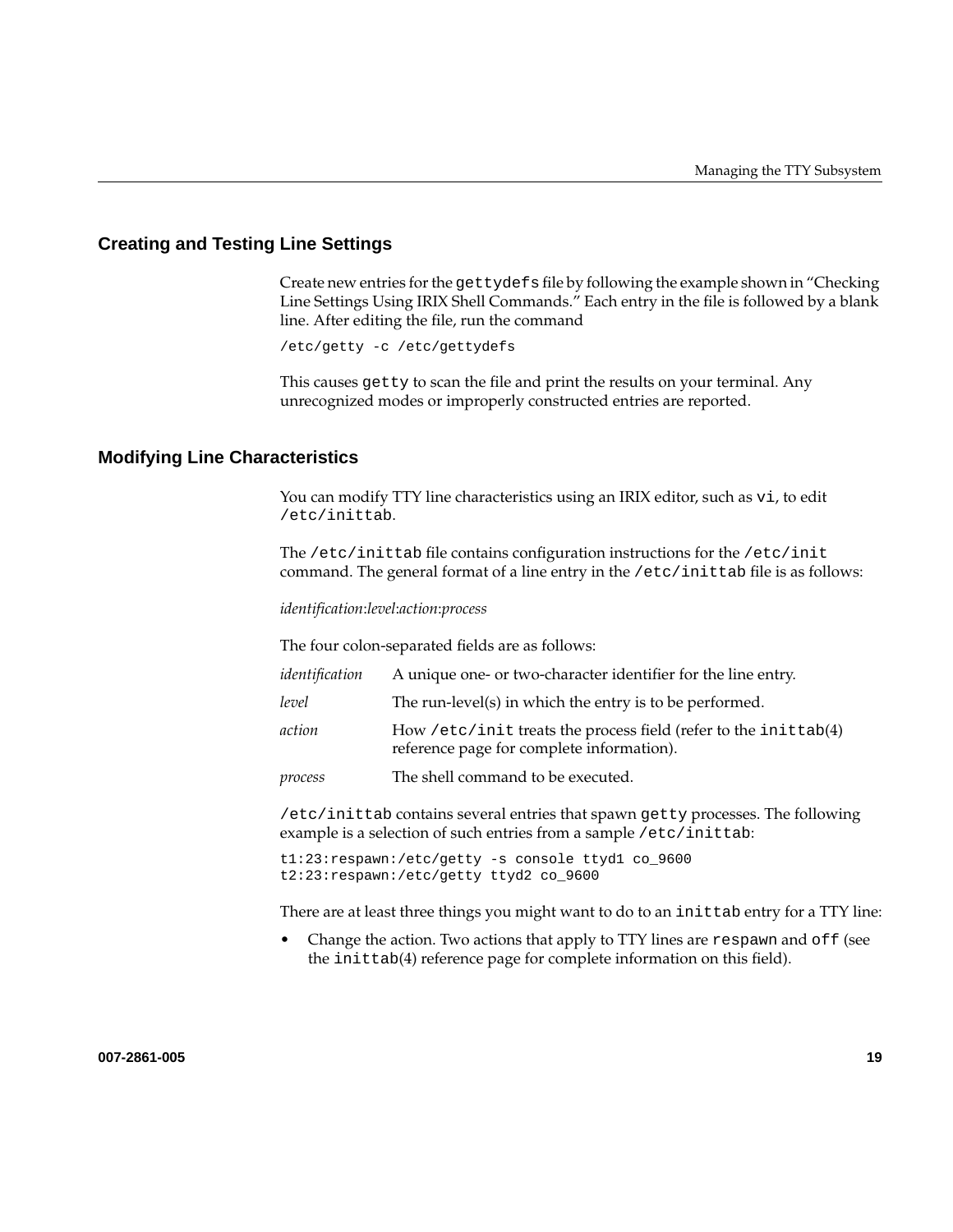## Creating and Testing Line Settings

Create new entries for the `gettydefs` file by following the example shown in “Checking Line Settings Using IRIX Shell Commands.” Each entry in the file is followed by a blank line. After editing the file, run the command

```
/etc/getty -c /etc/gettydefs
```

This causes `getty` to scan the file and print the results on your terminal. Any unrecognized modes or improperly constructed entries are reported.

## Modifying Line Characteristics

You can modify TTY line characteristics using an IRIX editor, such as `vi`, to edit `/etc/inittab`.

The `/etc/inittab` file contains configuration instructions for the `/etc/init` command. The general format of a line entry in the `/etc/inittab` file is as follows:

*identification:level:action:process*

The four colon-separated fields are as follows:

*identification* — A unique one- or two-character identifier for the line entry.

*level* — The run-level(s) in which the entry is to be performed.

*action* — How `/etc/init` treats the process field (refer to the `inittab`(4) reference page for complete information).

*process* — The shell command to be executed.

`/etc/inittab` contains several entries that spawn `getty` processes. The following example is a selection of such entries from a sample `/etc/inittab`:

```
t1:23:respawn:/etc/getty -s console ttyd1 co_9600
t2:23:respawn:/etc/getty ttyd2 co_9600
```

There are at least three things you might want to do to an `inittab` entry for a TTY line:

- Change the action. Two actions that apply to TTY lines are `respawn` and `off` (see the `inittab`(4) reference page for complete information on this field).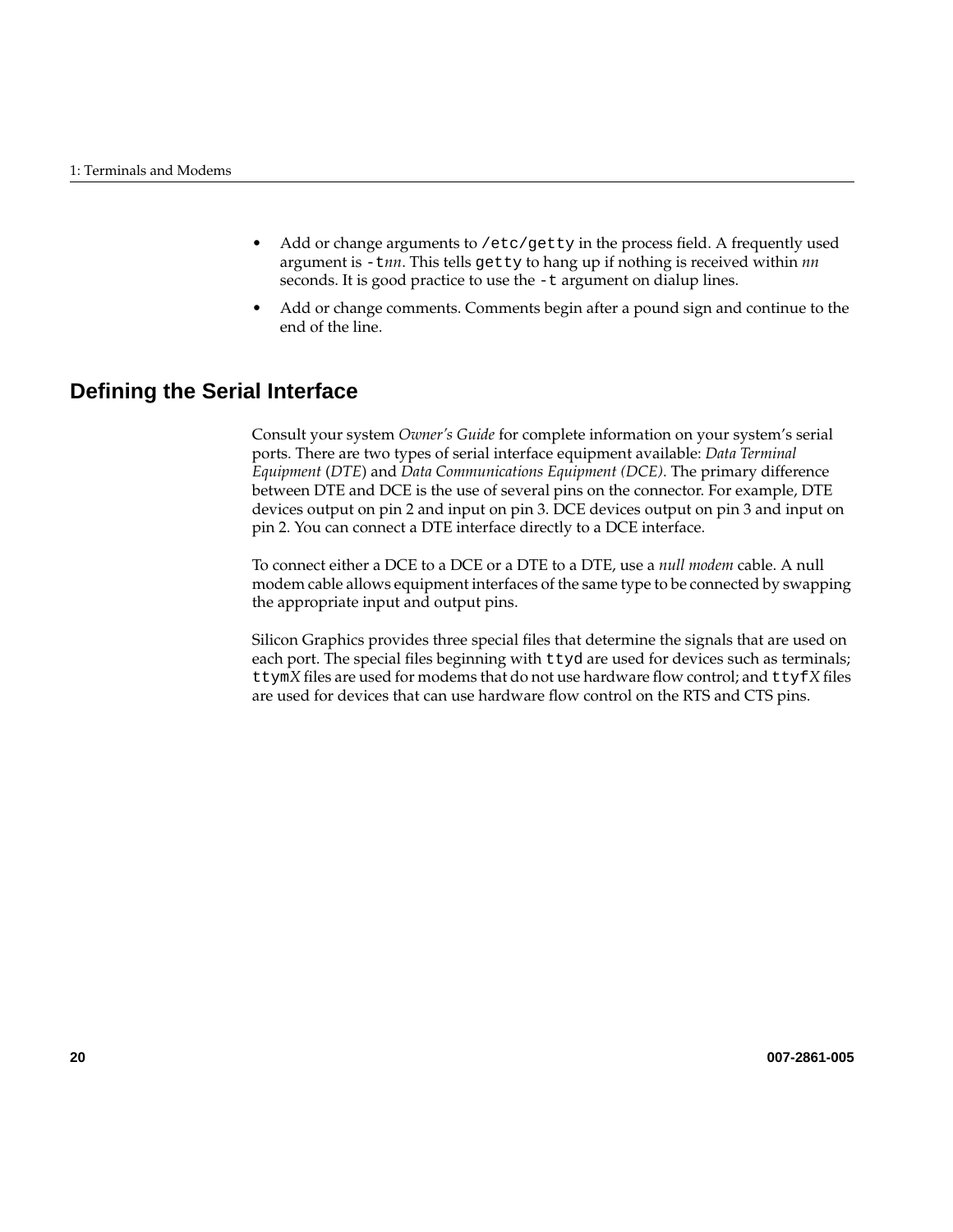- Add or change arguments to `/etc/getty` in the process field. A frequently used argument is `-t`*nn*. This tells `getty` to hang up if nothing is received within *nn* seconds. It is good practice to use the `-t` argument on dialup lines.
- Add or change comments. Comments begin after a pound sign and continue to the end of the line.

## Defining the Serial Interface

Consult your system *Owner's Guide* for complete information on your system's serial ports. There are two types of serial interface equipment available: *Data Terminal Equipment* (*DTE*) and *Data Communications Equipment (DCE)*. The primary difference between DTE and DCE is the use of several pins on the connector. For example, DTE devices output on pin 2 and input on pin 3. DCE devices output on pin 3 and input on pin 2. You can connect a DTE interface directly to a DCE interface.

To connect either a DCE to a DCE or a DTE to a DTE, use a *null modem* cable. A null modem cable allows equipment interfaces of the same type to be connected by swapping the appropriate input and output pins.

Silicon Graphics provides three special files that determine the signals that are used on each port. The special files beginning with `ttyd` are used for devices such as terminals; `ttym`*X* files are used for modems that do not use hardware flow control; and `ttyf`*X* files are used for devices that can use hardware flow control on the RTS and CTS pins.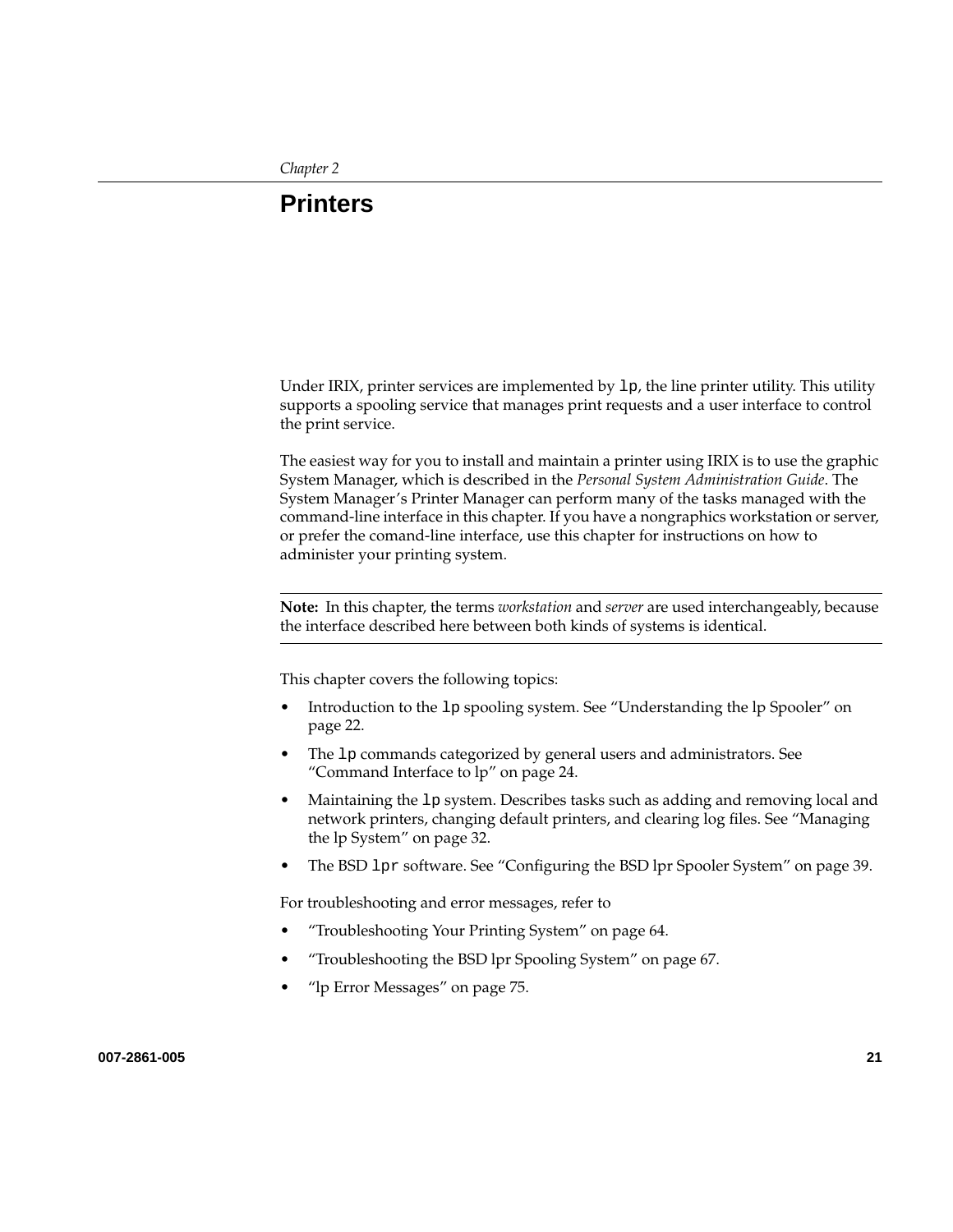*Chapter 2*

# Printers

Under IRIX, printer services are implemented by `lp`, the line printer utility. This utility supports a spooling service that manages print requests and a user interface to control the print service.

The easiest way for you to install and maintain a printer using IRIX is to use the graphic System Manager, which is described in the *Personal System Administration Guide*. The System Manager's Printer Manager can perform many of the tasks managed with the command-line interface in this chapter. If you have a nongraphics workstation or server, or prefer the comand-line interface, use this chapter for instructions on how to administer your printing system.

---

**Note:** In this chapter, the terms *workstation* and *server* are used interchangeably, because the interface described here between both kinds of systems is identical.

---

This chapter covers the following topics:

- Introduction to the `lp` spooling system. See "Understanding the lp Spooler" on page 22.
- The `lp` commands categorized by general users and administrators. See "Command Interface to lp" on page 24.
- Maintaining the `lp` system. Describes tasks such as adding and removing local and network printers, changing default printers, and clearing log files. See "Managing the lp System" on page 32.
- The BSD `lpr` software. See "Configuring the BSD lpr Spooler System" on page 39.

For troubleshooting and error messages, refer to

- "Troubleshooting Your Printing System" on page 64.
- "Troubleshooting the BSD lpr Spooling System" on page 67.
- "lp Error Messages" on page 75.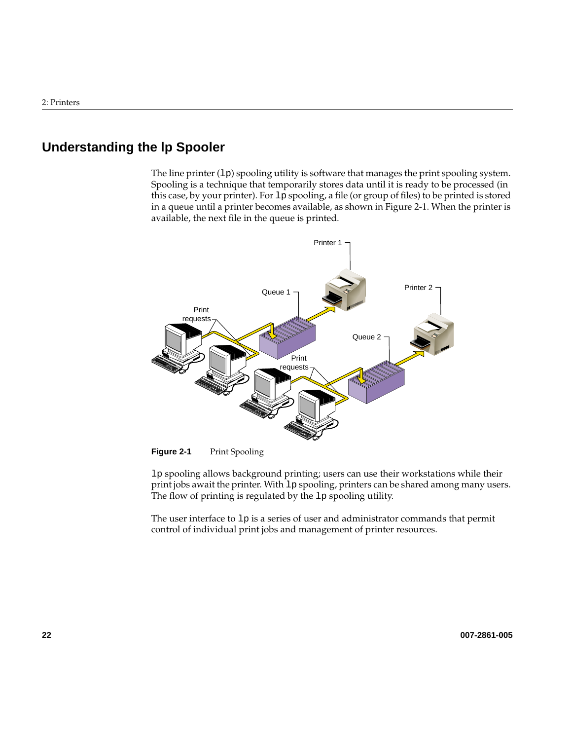## Understanding the lp Spooler

The line printer (`lp`) spooling utility is software that manages the print spooling system. Spooling is a technique that temporarily stores data until it is ready to be processed (in this case, by your printer). For `lp` spooling, a file (or group of files) to be printed is stored in a queue until a printer becomes available, as shown in Figure 2-1. When the printer is available, the next file in the queue is printed.

**Figure 2-1** Print Spooling

`lp` spooling allows background printing; users can use their workstations while their print jobs await the printer. With `lp` spooling, printers can be shared among many users. The flow of printing is regulated by the `lp` spooling utility.

The user interface to `lp` is a series of user and administrator commands that permit control of individual print jobs and management of printer resources.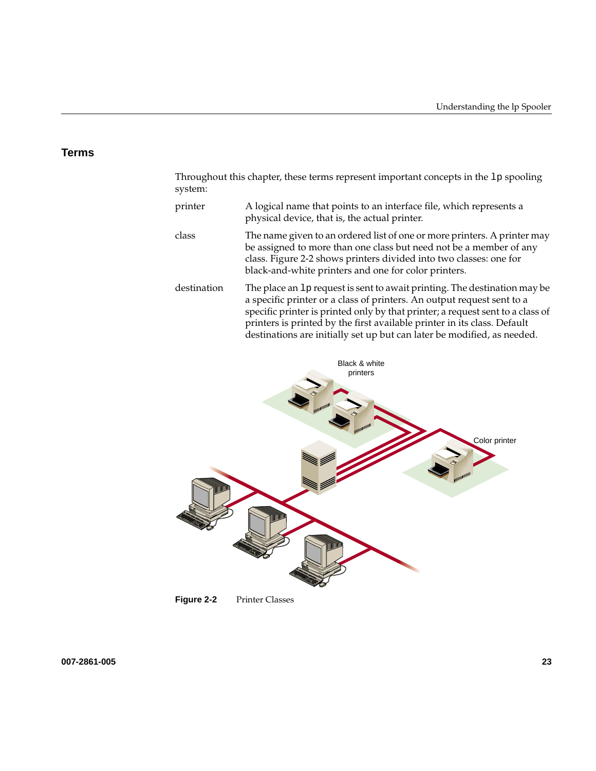## Terms

Throughout this chapter, these terms represent important concepts in the `lp` spooling system:

printer
: A logical name that points to an interface file, which represents a physical device, that is, the actual printer.

class
: The name given to an ordered list of one or more printers. A printer may be assigned to more than one class but need not be a member of any class. Figure 2-2 shows printers divided into two classes: one for black-and-white printers and one for color printers.

destination
: The place an `lp` request is sent to await printing. The destination may be a specific printer or a class of printers. An output request sent to a specific printer is printed only by that printer; a request sent to a class of printers is printed by the first available printer in its class. Default destinations are initially set up but can later be modified, as needed.

**Figure 2-2** Printer Classes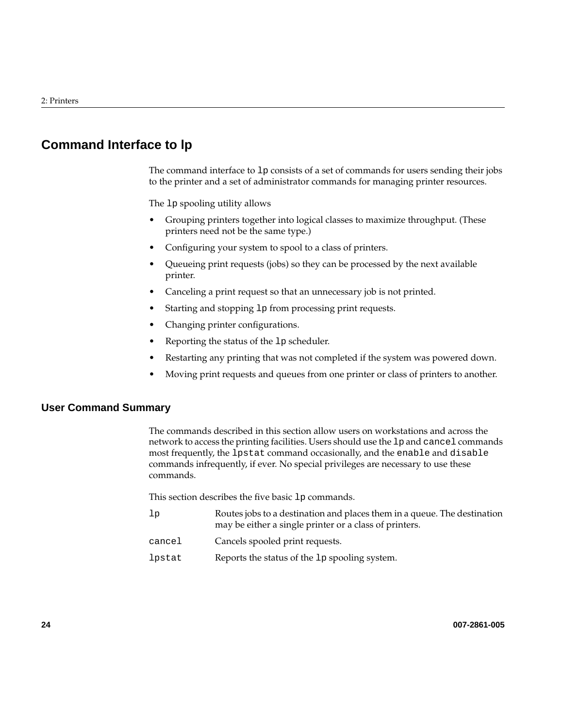## Command Interface to lp

The command interface to `lp` consists of a set of commands for users sending their jobs to the printer and a set of administrator commands for managing printer resources.

The `lp` spooling utility allows

- Grouping printers together into logical classes to maximize throughput. (These printers need not be the same type.)
- Configuring your system to spool to a class of printers.
- Queueing print requests (jobs) so they can be processed by the next available printer.
- Canceling a print request so that an unnecessary job is not printed.
- Starting and stopping `lp` from processing print requests.
- Changing printer configurations.
- Reporting the status of the `lp` scheduler.
- Restarting any printing that was not completed if the system was powered down.
- Moving print requests and queues from one printer or class of printers to another.

### User Command Summary

The commands described in this section allow users on workstations and across the network to access the printing facilities. Users should use the `lp` and `cancel` commands most frequently, the `lpstat` command occasionally, and the `enable` and `disable` commands infrequently, if ever. No special privileges are necessary to use these commands.

This section describes the five basic `lp` commands.

`lp` Routes jobs to a destination and places them in a queue. The destination may be either a single printer or a class of printers.

`cancel` Cancels spooled print requests.

`lpstat` Reports the status of the `lp` spooling system.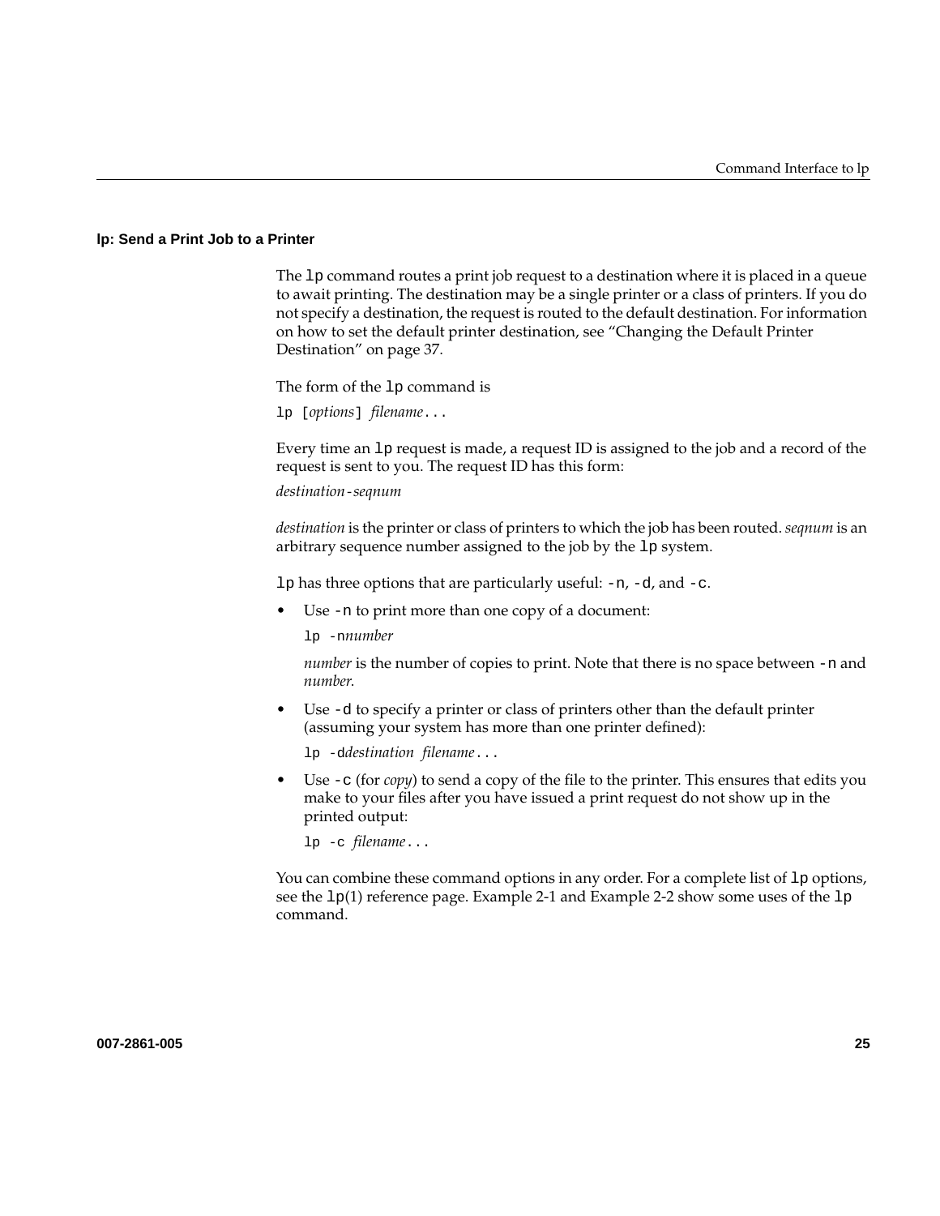### lp: Send a Print Job to a Printer

The `lp` command routes a print job request to a destination where it is placed in a queue to await printing. The destination may be a single printer or a class of printers. If you do not specify a destination, the request is routed to the default destination. For information on how to set the default printer destination, see "Changing the Default Printer Destination" on page 37.

The form of the `lp` command is

`lp [`*options*`]` *filename*`...`

Every time an `lp` request is made, a request ID is assigned to the job and a record of the request is sent to you. The request ID has this form:

*destination-seqnum*

*destination* is the printer or class of printers to which the job has been routed. *seqnum* is an arbitrary sequence number assigned to the job by the `lp` system.

`lp` has three options that are particularly useful: `-n`, `-d`, and `-c`.

- Use `-n` to print more than one copy of a document:

  `lp -n`*number*

  *number* is the number of copies to print. Note that there is no space between `-n` and *number*.

- Use `-d` to specify a printer or class of printers other than the default printer (assuming your system has more than one printer defined):

  `lp -d`*destination* *filename*`...`

- Use `-c` (for *copy*) to send a copy of the file to the printer. This ensures that edits you make to your files after you have issued a print request do not show up in the printed output:

  `lp -c` *filename*`...`

You can combine these command options in any order. For a complete list of `lp` options, see the `lp`(1) reference page. Example 2-1 and Example 2-2 show some uses of the `lp` command.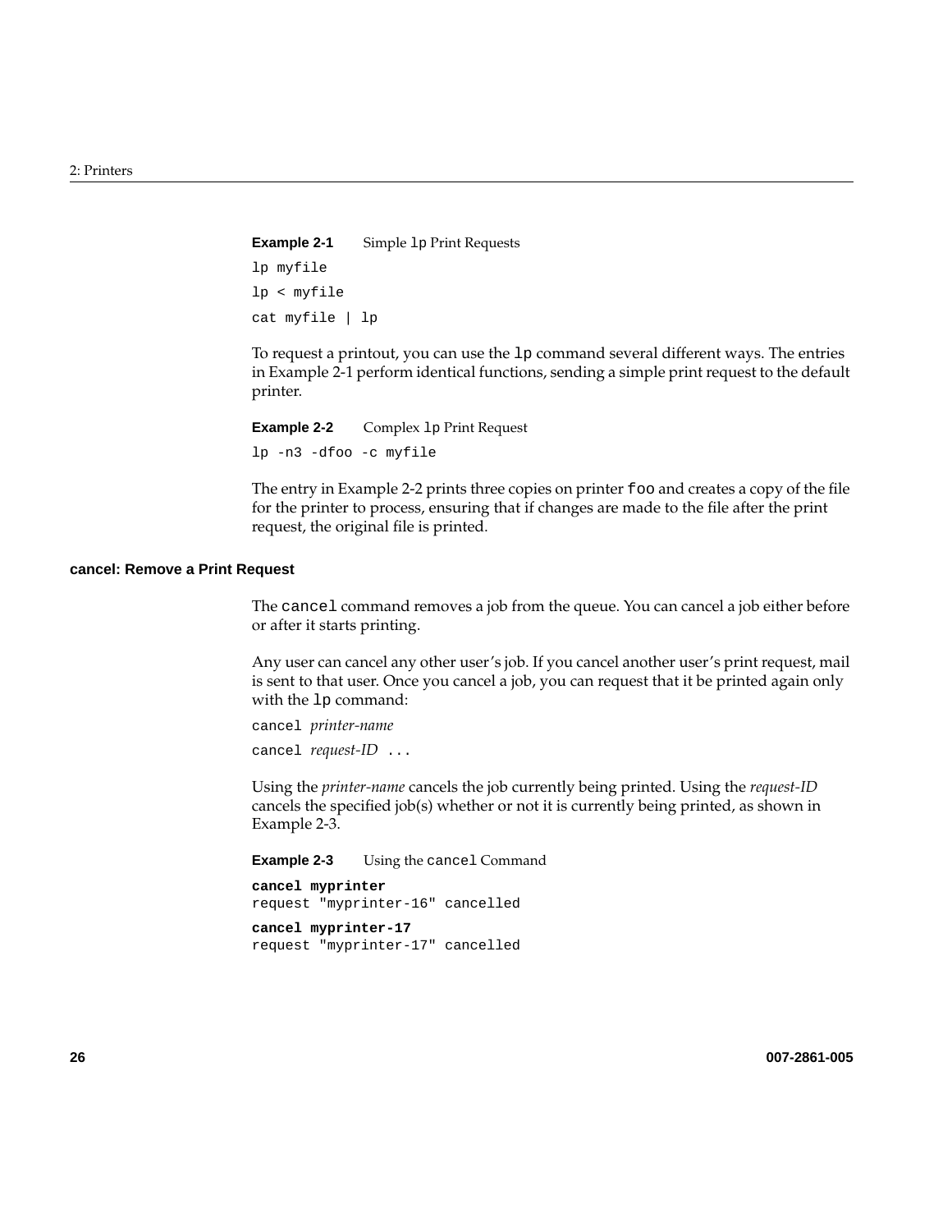**Example 2-1** Simple `lp` Print Requests

```
lp myfile
lp < myfile
cat myfile | lp
```

To request a printout, you can use the `lp` command several different ways. The entries in Example 2-1 perform identical functions, sending a simple print request to the default printer.

**Example 2-2** Complex `lp` Print Request

```
lp -n3 -dfoo -c myfile
```

The entry in Example 2-2 prints three copies on printer `foo` and creates a copy of the file for the printer to process, ensuring that if changes are made to the file after the print request, the original file is printed.

### cancel: Remove a Print Request

The `cancel` command removes a job from the queue. You can cancel a job either before or after it starts printing.

Any user can cancel any other user's job. If you cancel another user's print request, mail is sent to that user. Once you cancel a job, you can request that it be printed again only with the `lp` command:

`cancel` *printer-name*

`cancel` *request-ID* `...`

Using the *printer-name* cancels the job currently being printed. Using the *request-ID* cancels the specified job(s) whether or not it is currently being printed, as shown in Example 2-3.

**Example 2-3** Using the `cancel` Command

```
cancel myprinter
request "myprinter-16" cancelled
cancel myprinter-17
request "myprinter-17" cancelled
```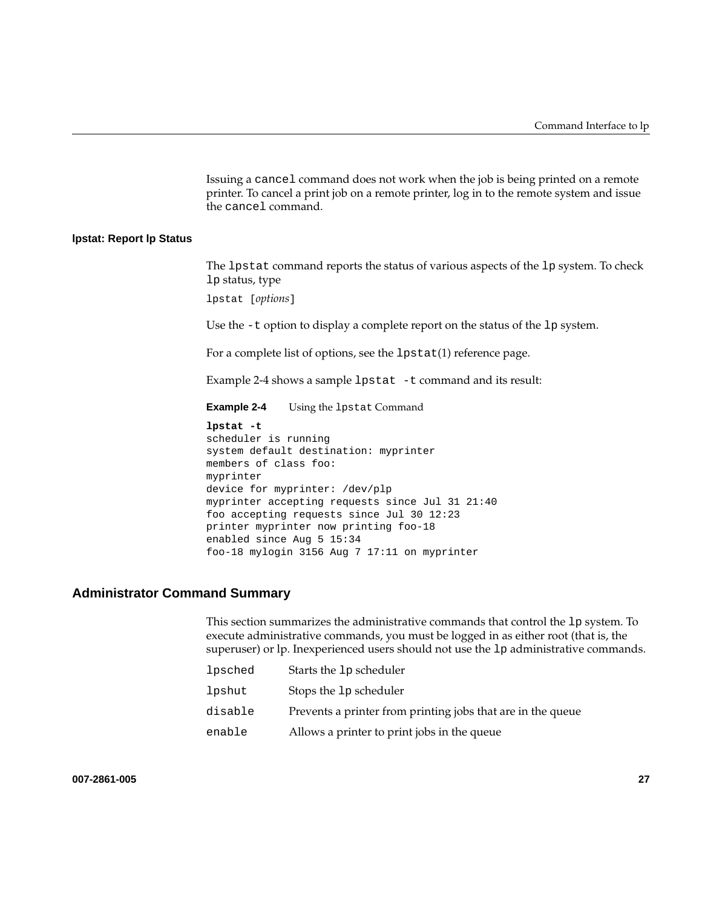Issuing a cancel command does not work when the job is being printed on a remote printer. To cancel a print job on a remote printer, log in to the remote system and issue the cancel command.

### lpstat: Report lp Status

The lpstat command reports the status of various aspects of the lp system. To check lp status, type

lpstat [*options*]

Use the -t option to display a complete report on the status of the lp system.

For a complete list of options, see the lpstat(1) reference page.

Example 2-4 shows a sample lpstat -t command and its result:

**Example 2-4** Using the lpstat Command

```
lpstat -t
scheduler is running
system default destination: myprinter
members of class foo:
myprinter
device for myprinter: /dev/plp
myprinter accepting requests since Jul 31 21:40
foo accepting requests since Jul 30 12:23
printer myprinter now printing foo-18
enabled since Aug 5 15:34
foo-18 mylogin 3156 Aug 7 17:11 on myprinter
```

## Administrator Command Summary

This section summarizes the administrative commands that control the lp system. To execute administrative commands, you must be logged in as either root (that is, the superuser) or lp. Inexperienced users should not use the lp administrative commands.

| | |
|---|---|
| lpsched | Starts the lp scheduler |
| lpshut | Stops the lp scheduler |
| disable | Prevents a printer from printing jobs that are in the queue |
| enable | Allows a printer to print jobs in the queue |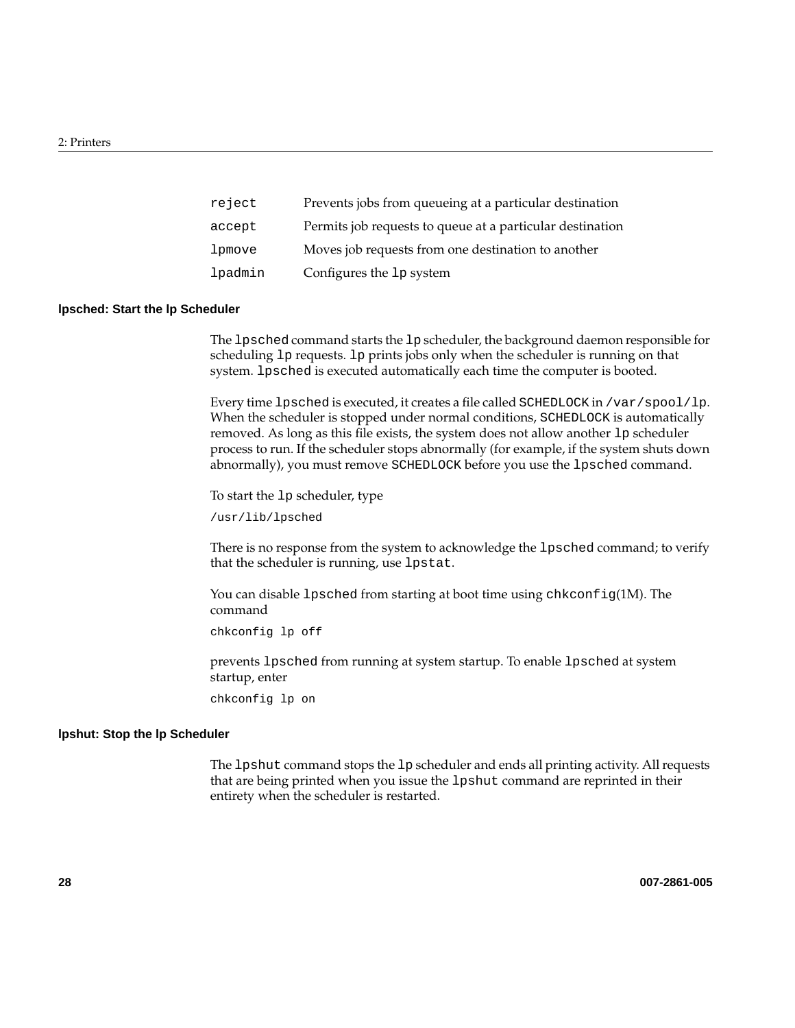| | |
|---|---|
| `reject` | Prevents jobs from queueing at a particular destination |
| `accept` | Permits job requests to queue at a particular destination |
| `lpmove` | Moves job requests from one destination to another |
| `lpadmin` | Configures the `lp` system |

### lpsched: Start the lp Scheduler

The `lpsched` command starts the `lp` scheduler, the background daemon responsible for scheduling `lp` requests. `lp` prints jobs only when the scheduler is running on that system. `lpsched` is executed automatically each time the computer is booted.

Every time `lpsched` is executed, it creates a file called `SCHEDLOCK` in `/var/spool/lp`. When the scheduler is stopped under normal conditions, `SCHEDLOCK` is automatically removed. As long as this file exists, the system does not allow another `lp` scheduler process to run. If the scheduler stops abnormally (for example, if the system shuts down abnormally), you must remove `SCHEDLOCK` before you use the `lpsched` command.

To start the `lp` scheduler, type

```
/usr/lib/lpsched
```

There is no response from the system to acknowledge the `lpsched` command; to verify that the scheduler is running, use `lpstat`.

You can disable `lpsched` from starting at boot time using `chkconfig`(1M). The command

```
chkconfig lp off
```

prevents `lpsched` from running at system startup. To enable `lpsched` at system startup, enter

```
chkconfig lp on
```

### lpshut: Stop the lp Scheduler

The `lpshut` command stops the `lp` scheduler and ends all printing activity. All requests that are being printed when you issue the `lpshut` command are reprinted in their entirety when the scheduler is restarted.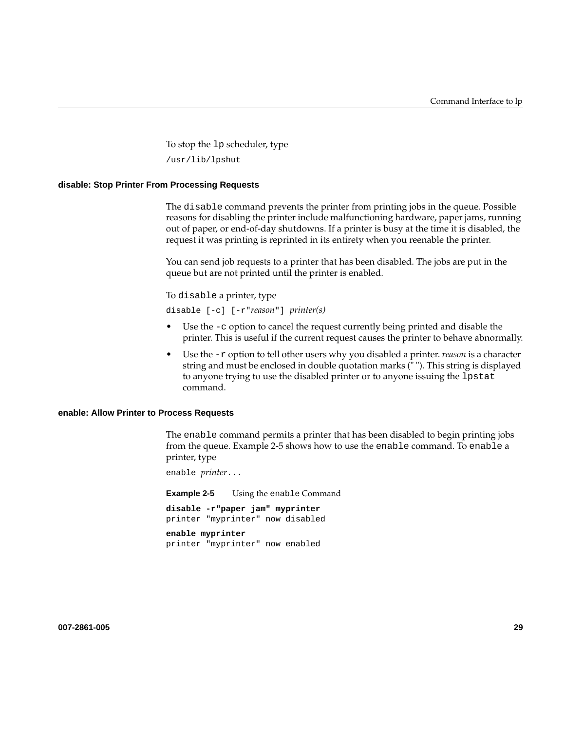To stop the `lp` scheduler, type

```
/usr/lib/lpshut
```

### disable: Stop Printer From Processing Requests

The `disable` command prevents the printer from printing jobs in the queue. Possible reasons for disabling the printer include malfunctioning hardware, paper jams, running out of paper, or end-of-day shutdowns. If a printer is busy at the time it is disabled, the request it was printing is reprinted in its entirety when you reenable the printer.

You can send job requests to a printer that has been disabled. The jobs are put in the queue but are not printed until the printer is enabled.

To `disable` a printer, type

```
disable [-c] [-r"reason"] printer(s)
```

- Use the `-c` option to cancel the request currently being printed and disable the printer. This is useful if the current request causes the printer to behave abnormally.
- Use the `-r` option to tell other users why you disabled a printer. *reason* is a character string and must be enclosed in double quotation marks (" "). This string is displayed to anyone trying to use the disabled printer or to anyone issuing the `lpstat` command.

### enable: Allow Printer to Process Requests

The `enable` command permits a printer that has been disabled to begin printing jobs from the queue. Example 2-5 shows how to use the `enable` command. To `enable` a printer, type

```
enable printer...
```

**Example 2-5** Using the `enable` Command

```
disable -r"paper jam" myprinter
printer "myprinter" now disabled

enable myprinter
printer "myprinter" now enabled
```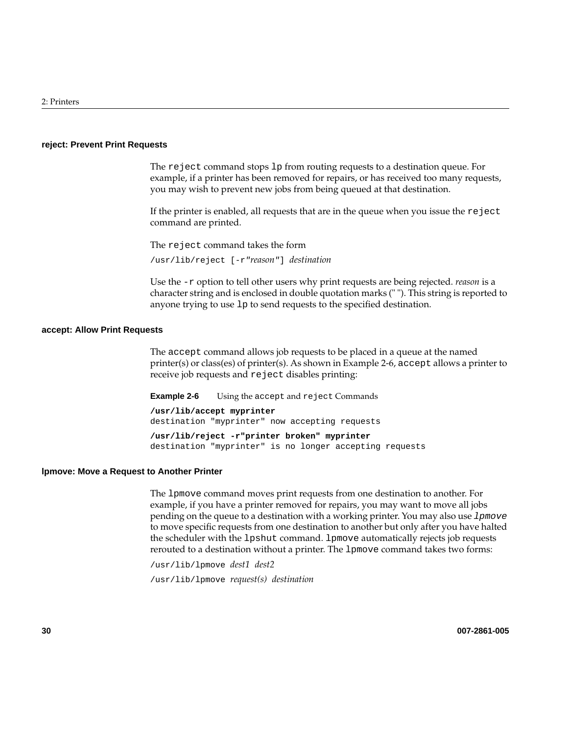### reject: Prevent Print Requests

The `reject` command stops `lp` from routing requests to a destination queue. For example, if a printer has been removed for repairs, or has received too many requests, you may wish to prevent new jobs from being queued at that destination.

If the printer is enabled, all requests that are in the queue when you issue the `reject` command are printed.

The `reject` command takes the form

`/usr/lib/reject [-r"`*reason*`"]` *destination*

Use the `-r` option to tell other users why print requests are being rejected. *reason* is a character string and is enclosed in double quotation marks (" "). This string is reported to anyone trying to use `lp` to send requests to the specified destination.

### accept: Allow Print Requests

The `accept` command allows job requests to be placed in a queue at the named printer(s) or class(es) of printer(s). As shown in Example 2-6, `accept` allows a printer to receive job requests and `reject` disables printing:

**Example 2-6** Using the `accept` and `reject` Commands

```
/usr/lib/accept myprinter
destination "myprinter" now accepting requests

/usr/lib/reject -r"printer broken" myprinter
destination "myprinter" is no longer accepting requests
```

### lpmove: Move a Request to Another Printer

The `lpmove` command moves print requests from one destination to another. For example, if you have a printer removed for repairs, you may want to move all jobs pending on the queue to a destination with a working printer. You may also use *`lpmove`* to move specific requests from one destination to another but only after you have halted the scheduler with the `lpshut` command. `lpmove` automatically rejects job requests rerouted to a destination without a printer. The `lpmove` command takes two forms:

`/usr/lib/lpmove` *dest1 dest2*

`/usr/lib/lpmove` *request(s) destination*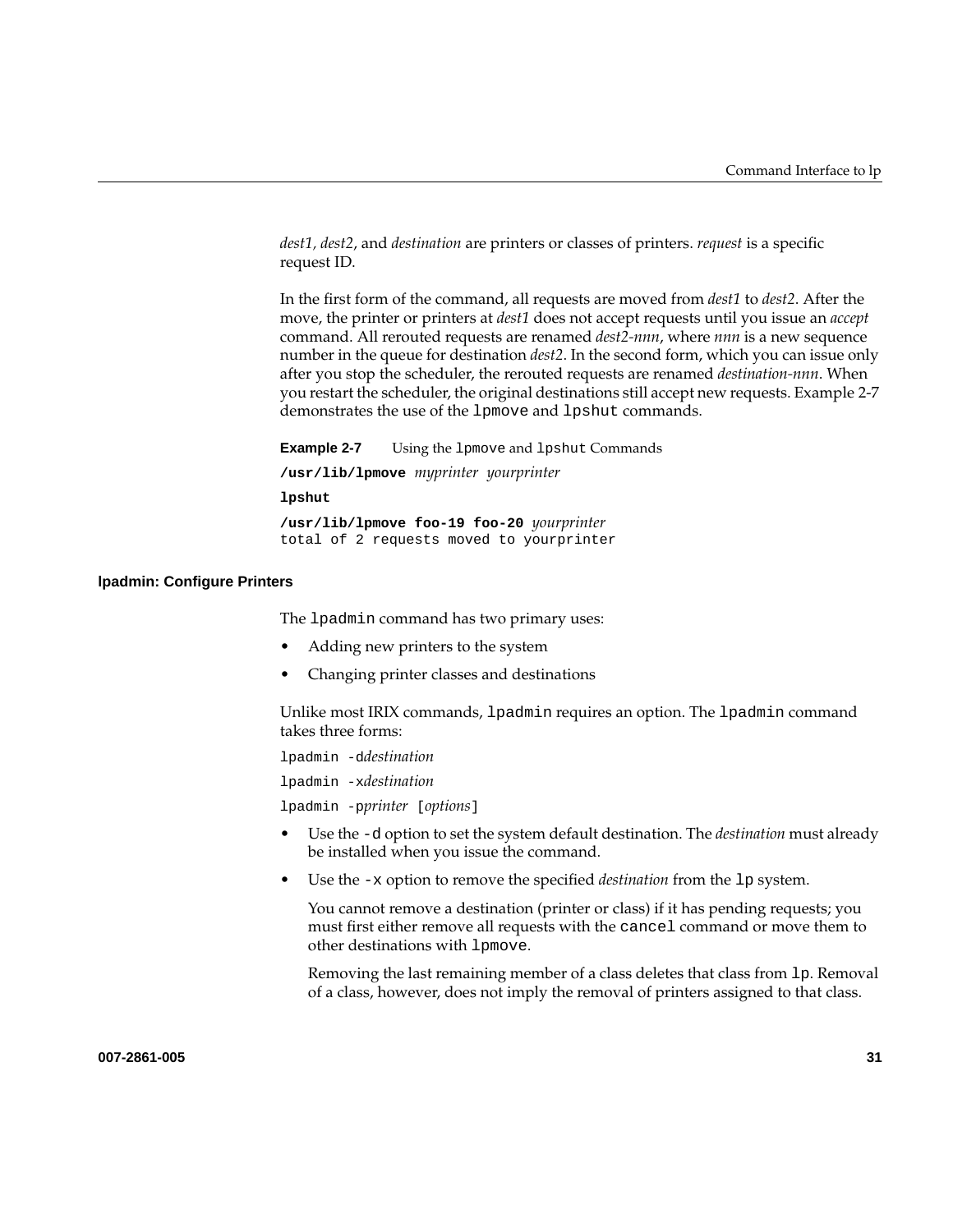*dest1, dest2*, and *destination* are printers or classes of printers. *request* is a specific request ID.

In the first form of the command, all requests are moved from *dest1* to *dest2*. After the move, the printer or printers at *dest1* does not accept requests until you issue an *accept* command. All rerouted requests are renamed *dest2-nnn*, where *nnn* is a new sequence number in the queue for destination *dest2*. In the second form, which you can issue only after you stop the scheduler, the rerouted requests are renamed *destination-nnn*. When you restart the scheduler, the original destinations still accept new requests. Example 2-7 demonstrates the use of the `lpmove` and `lpshut` commands.

**Example 2-7** Using the `lpmove` and `lpshut` Commands

```
/usr/lib/lpmove myprinter yourprinter

lpshut

/usr/lib/lpmove foo-19 foo-20 yourprinter
total of 2 requests moved to yourprinter
```

### lpadmin: Configure Printers

The `lpadmin` command has two primary uses:

- Adding new printers to the system
- Changing printer classes and destinations

Unlike most IRIX commands, `lpadmin` requires an option. The `lpadmin` command takes three forms:

```
lpadmin -ddestination
lpadmin -xdestination
lpadmin -pprinter [options]
```

- Use the `-d` option to set the system default destination. The *destination* must already be installed when you issue the command.
- Use the `-x` option to remove the specified *destination* from the `lp` system.

  You cannot remove a destination (printer or class) if it has pending requests; you must first either remove all requests with the `cancel` command or move them to other destinations with `lpmove`.

  Removing the last remaining member of a class deletes that class from `lp`. Removal of a class, however, does not imply the removal of printers assigned to that class.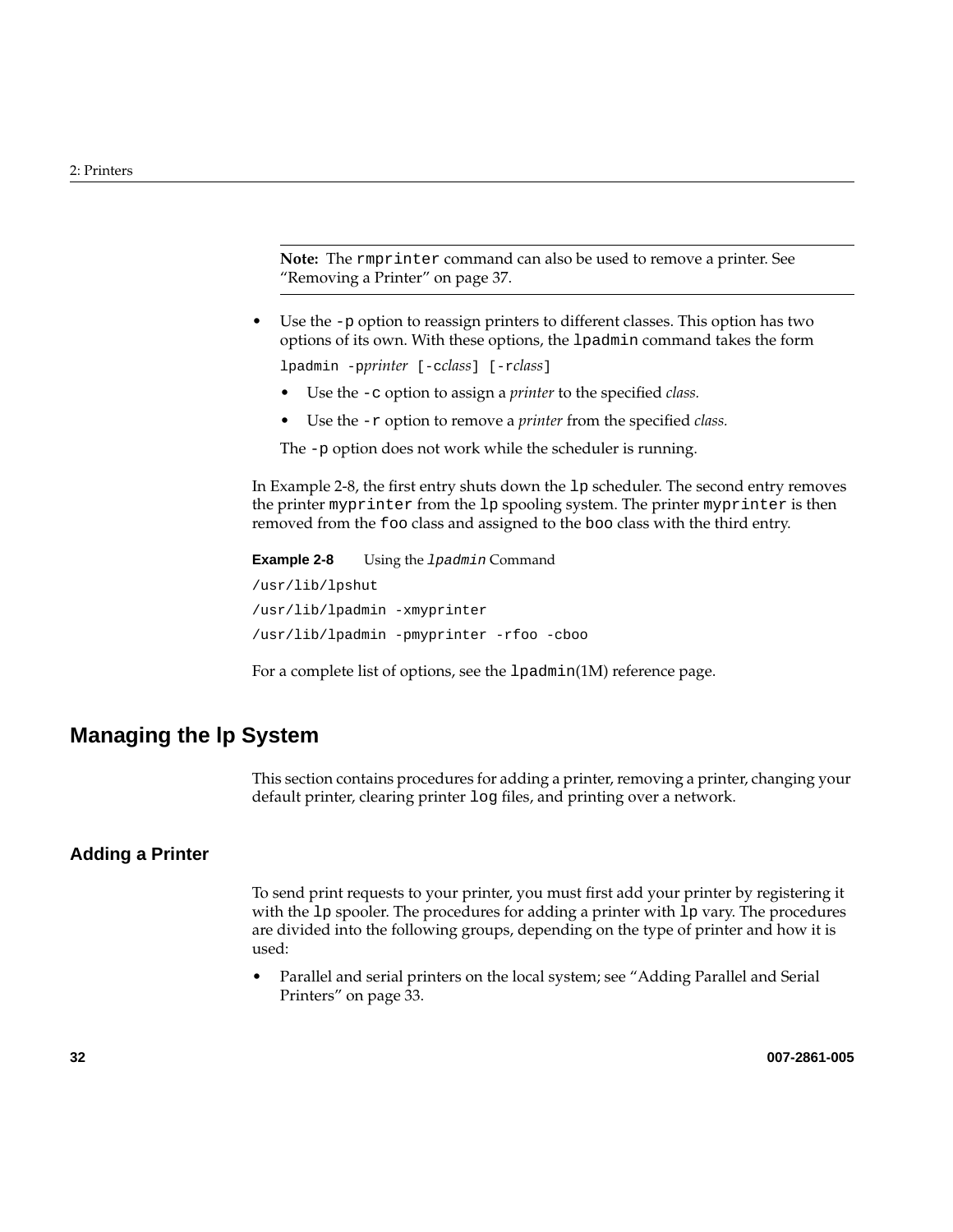---

**Note:** The `rmprinter` command can also be used to remove a printer. See "Removing a Printer" on page 37.

---

- Use the `-p` option to reassign printers to different classes. This option has two options of its own. With these options, the `lpadmin` command takes the form

  `lpadmin -p`*printer* `[-c`*class*`] [-r`*class*`]`

  - Use the `-c` option to assign a *printer* to the specified *class.*
  - Use the `-r` option to remove a *printer* from the specified *class.*

  The `-p` option does not work while the scheduler is running.

In Example 2-8, the first entry shuts down the `lp` scheduler. The second entry removes the printer `myprinter` from the `lp` spooling system. The printer `myprinter` is then removed from the `foo` class and assigned to the `boo` class with the third entry.

**Example 2-8** Using the *`lpadmin`* Command

```
/usr/lib/lpshut
/usr/lib/lpadmin -xmyprinter
/usr/lib/lpadmin -pmyprinter -rfoo -cboo
```

For a complete list of options, see the `lpadmin`(1M) reference page.

## Managing the lp System

This section contains procedures for adding a printer, removing a printer, changing your default printer, clearing printer `log` files, and printing over a network.

### Adding a Printer

To send print requests to your printer, you must first add your printer by registering it with the `lp` spooler. The procedures for adding a printer with `lp` vary. The procedures are divided into the following groups, depending on the type of printer and how it is used:

- Parallel and serial printers on the local system; see "Adding Parallel and Serial Printers" on page 33.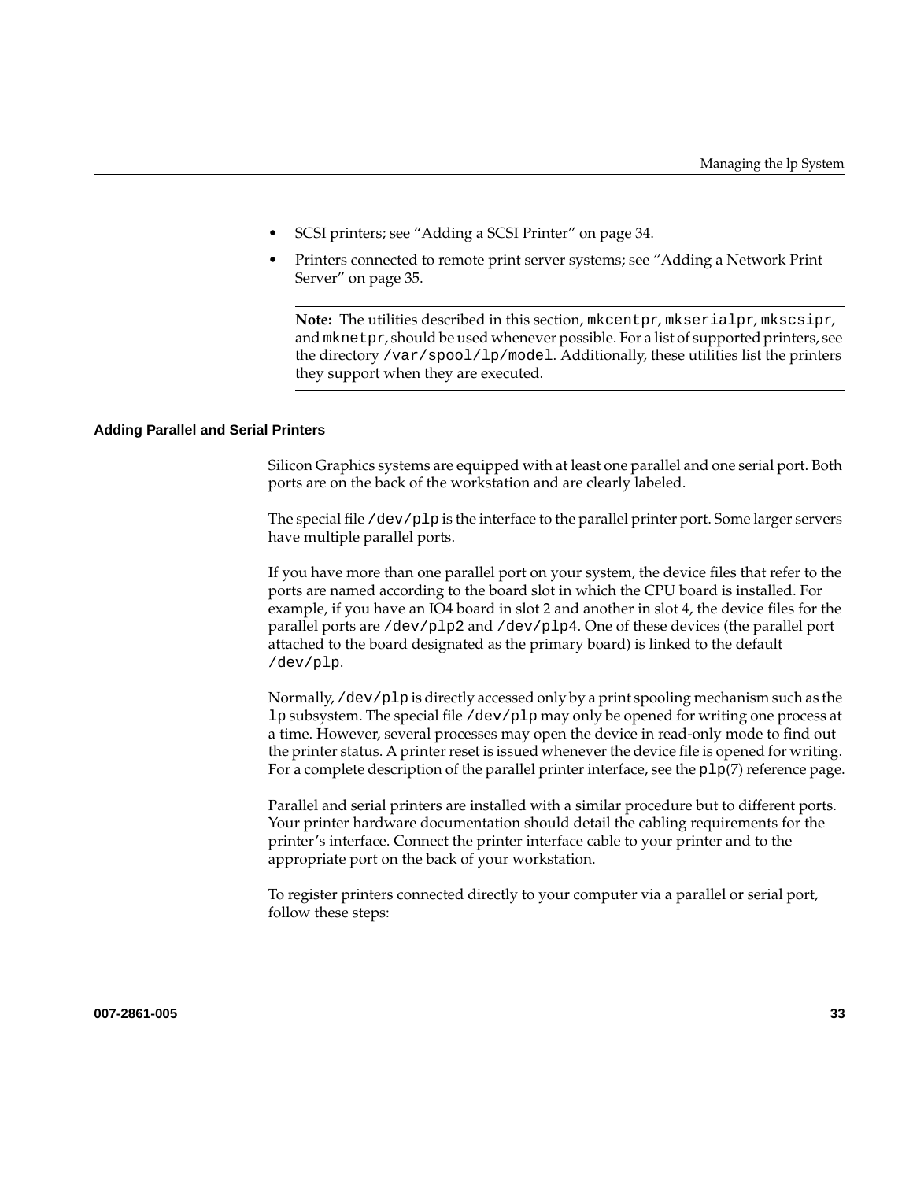- SCSI printers; see “Adding a SCSI Printer” on page 34.
- Printers connected to remote print server systems; see “Adding a Network Print Server” on page 35.

---

**Note:** The utilities described in this section, `mkcentpr`, `mkserialpr`, `mkscsipr`, and `mknetpr`, should be used whenever possible. For a list of supported printers, see the directory `/var/spool/lp/model`. Additionally, these utilities list the printers they support when they are executed.

---

#### Adding Parallel and Serial Printers

Silicon Graphics systems are equipped with at least one parallel and one serial port. Both ports are on the back of the workstation and are clearly labeled.

The special file `/dev/plp` is the interface to the parallel printer port. Some larger servers have multiple parallel ports.

If you have more than one parallel port on your system, the device files that refer to the ports are named according to the board slot in which the CPU board is installed. For example, if you have an IO4 board in slot 2 and another in slot 4, the device files for the parallel ports are `/dev/plp2` and `/dev/plp4`. One of these devices (the parallel port attached to the board designated as the primary board) is linked to the default `/dev/plp`.

Normally, `/dev/plp` is directly accessed only by a print spooling mechanism such as the `lp` subsystem. The special file `/dev/plp` may only be opened for writing one process at a time. However, several processes may open the device in read-only mode to find out the printer status. A printer reset is issued whenever the device file is opened for writing. For a complete description of the parallel printer interface, see the `plp`(7) reference page.

Parallel and serial printers are installed with a similar procedure but to different ports. Your printer hardware documentation should detail the cabling requirements for the printer’s interface. Connect the printer interface cable to your printer and to the appropriate port on the back of your workstation.

To register printers connected directly to your computer via a parallel or serial port, follow these steps: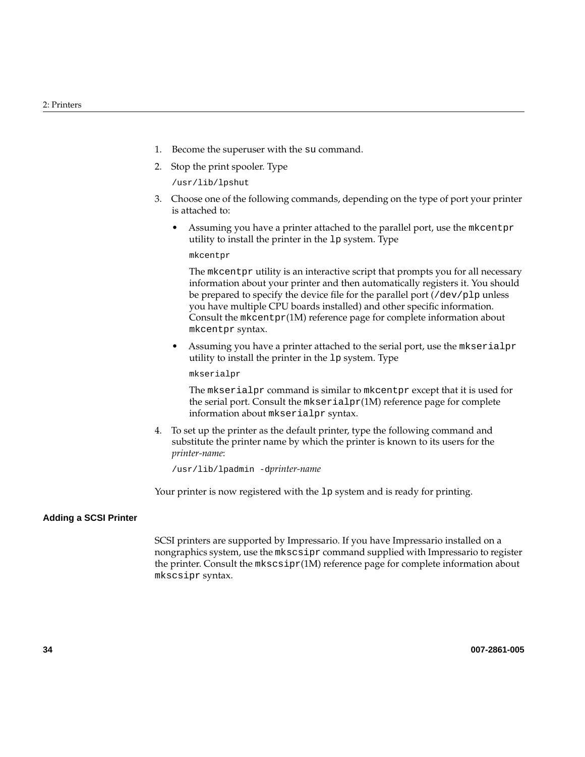1. Become the superuser with the `su` command.
2. Stop the print spooler. Type

   ```
   /usr/lib/lpshut
   ```

3. Choose one of the following commands, depending on the type of port your printer is attached to:

   - Assuming you have a printer attached to the parallel port, use the `mkcentpr` utility to install the printer in the `lp` system. Type

     ```
     mkcentpr
     ```

     The `mkcentpr` utility is an interactive script that prompts you for all necessary information about your printer and then automatically registers it. You should be prepared to specify the device file for the parallel port (`/dev/plp` unless you have multiple CPU boards installed) and other specific information. Consult the `mkcentpr`(1M) reference page for complete information about `mkcentpr` syntax.

   - Assuming you have a printer attached to the serial port, use the `mkserialpr` utility to install the printer in the `lp` system. Type

     ```
     mkserialpr
     ```

     The `mkserialpr` command is similar to `mkcentpr` except that it is used for the serial port. Consult the `mkserialpr`(1M) reference page for complete information about `mkserialpr` syntax.

4. To set up the printer as the default printer, type the following command and substitute the printer name by which the printer is known to its users for the *printer-name*:

   ```
   /usr/lib/lpadmin -dprinter-name
   ```

Your printer is now registered with the `lp` system and is ready for printing.

#### Adding a SCSI Printer

SCSI printers are supported by Impressario. If you have Impressario installed on a nongraphics system, use the `mkscsipr` command supplied with Impressario to register the printer. Consult the `mkscsipr`(1M) reference page for complete information about `mkscsipr` syntax.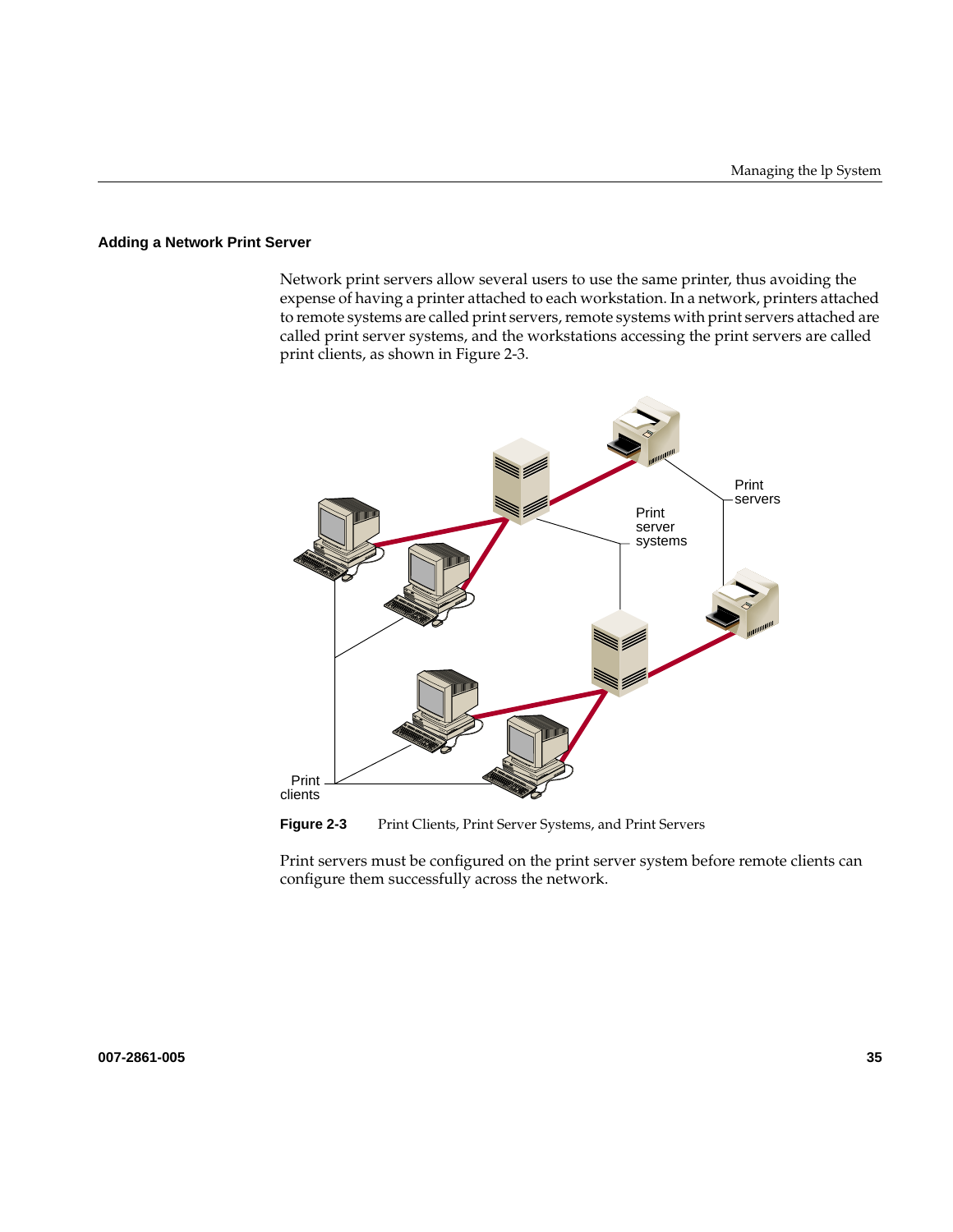### Adding a Network Print Server

Network print servers allow several users to use the same printer, thus avoiding the expense of having a printer attached to each workstation. In a network, printers attached to remote systems are called print servers, remote systems with print servers attached are called print server systems, and the workstations accessing the print servers are called print clients, as shown in Figure 2-3.

**Figure 2-3** Print Clients, Print Server Systems, and Print Servers

Print servers must be configured on the print server system before remote clients can configure them successfully across the network.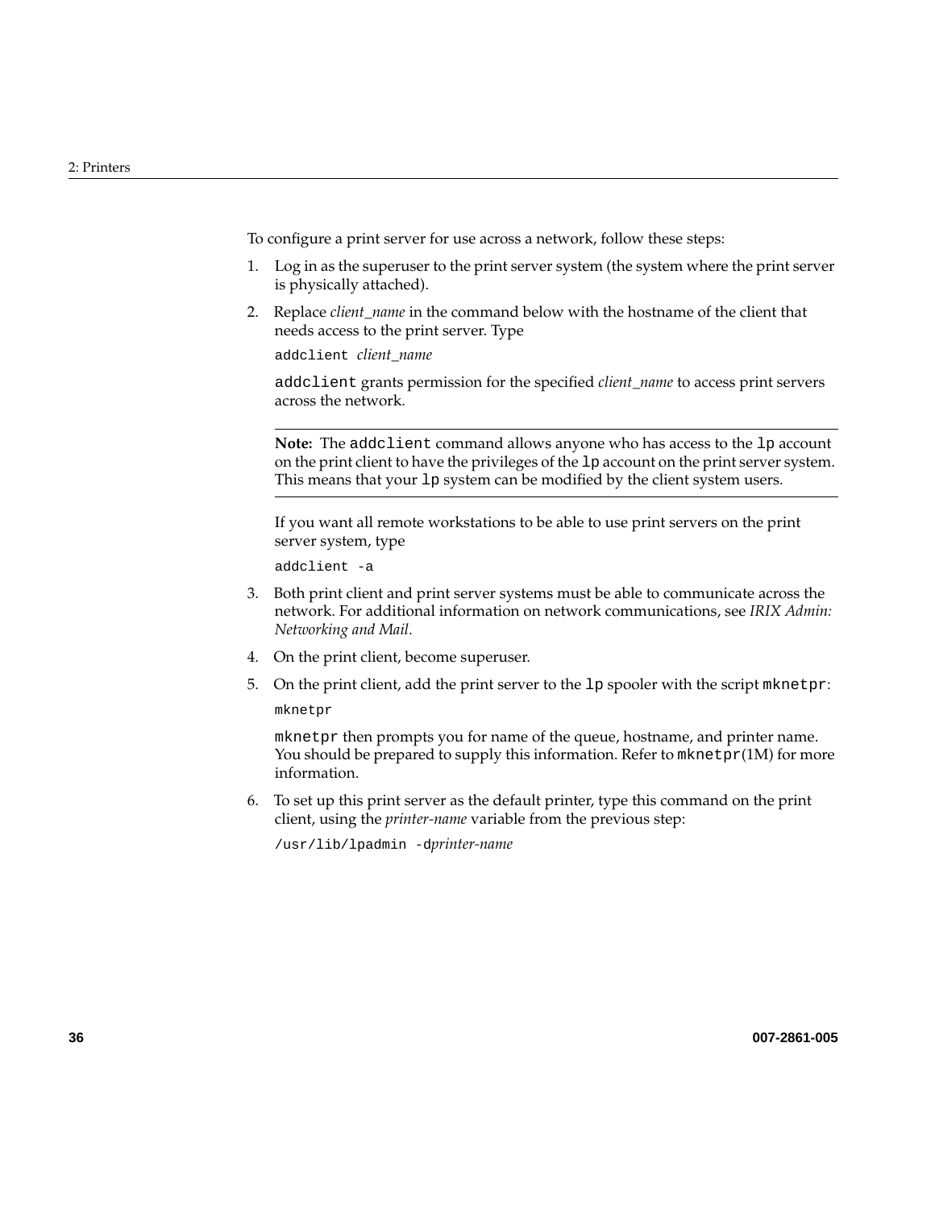To configure a print server for use across a network, follow these steps:

1. Log in as the superuser to the print server system (the system where the print server is physically attached).
2. Replace *client_name* in the command below with the hostname of the client that needs access to the print server. Type

   `addclient` *client_name*

   `addclient` grants permission for the specified *client_name* to access print servers across the network.

   ---

   **Note:** The `addclient` command allows anyone who has access to the `lp` account on the print client to have the privileges of the `lp` account on the print server system. This means that your `lp` system can be modified by the client system users.

   ---

   If you want all remote workstations to be able to use print servers on the print server system, type

   ```
   addclient -a
   ```
3. Both print client and print server systems must be able to communicate across the network. For additional information on network communications, see *IRIX Admin: Networking and Mail*.
4. On the print client, become superuser.
5. On the print client, add the print server to the `lp` spooler with the script `mknetpr`:

   ```
   mknetpr
   ```

   `mknetpr` then prompts you for name of the queue, hostname, and printer name. You should be prepared to supply this information. Refer to `mknetpr`(1M) for more information.
6. To set up this print server as the default printer, type this command on the print client, using the *printer-name* variable from the previous step:

   `/usr/lib/lpadmin -d`*printer-name*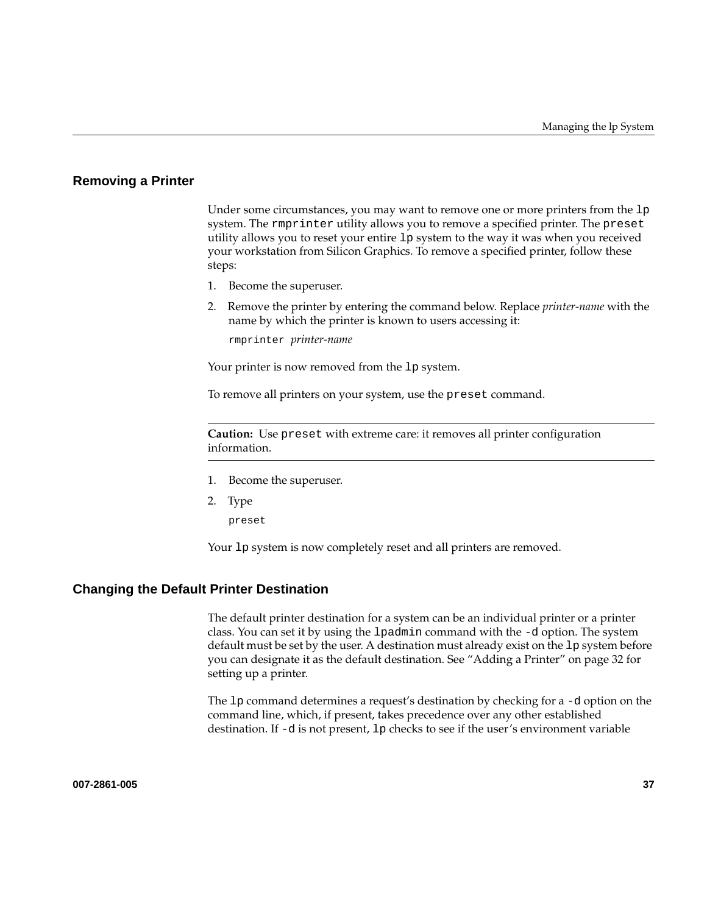## Removing a Printer

Under some circumstances, you may want to remove one or more printers from the `lp` system. The `rmprinter` utility allows you to remove a specified printer. The `preset` utility allows you to reset your entire `lp` system to the way it was when you received your workstation from Silicon Graphics. To remove a specified printer, follow these steps:

1. Become the superuser.
2. Remove the printer by entering the command below. Replace *printer-name* with the name by which the printer is known to users accessing it:

   ```
   rmprinter printer-name
   ```

Your printer is now removed from the `lp` system.

To remove all printers on your system, use the `preset` command.

---

**Caution:** Use `preset` with extreme care: it removes all printer configuration information.

---

1. Become the superuser.
2. Type

   ```
   preset
   ```

Your `lp` system is now completely reset and all printers are removed.

## Changing the Default Printer Destination

The default printer destination for a system can be an individual printer or a printer class. You can set it by using the `lpadmin` command with the `-d` option. The system default must be set by the user. A destination must already exist on the `lp` system before you can designate it as the default destination. See "Adding a Printer" on page 32 for setting up a printer.

The `lp` command determines a request's destination by checking for a `-d` option on the command line, which, if present, takes precedence over any other established destination. If `-d` is not present, `lp` checks to see if the user's environment variable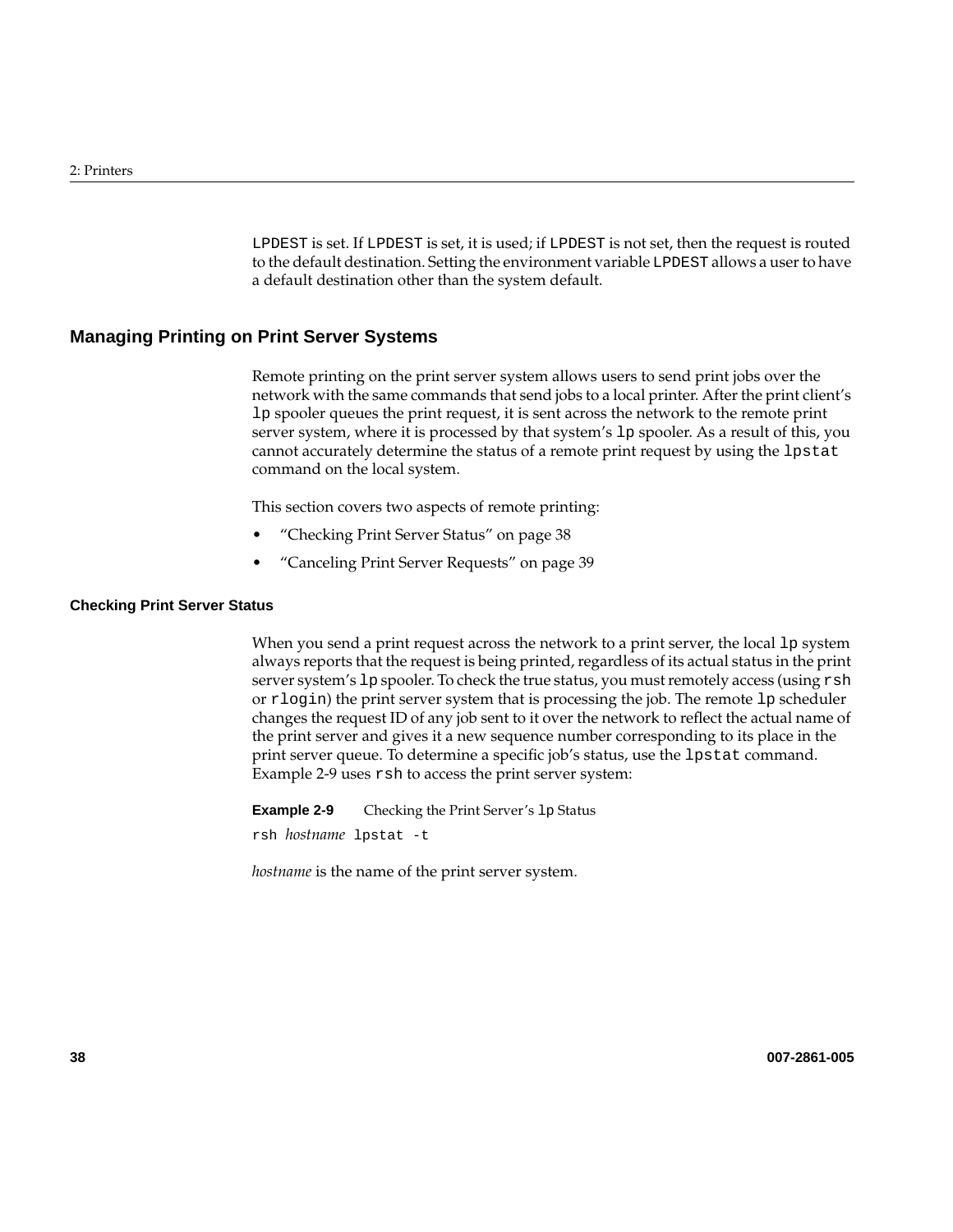`LPDEST` is set. If `LPDEST` is set, it is used; if `LPDEST` is not set, then the request is routed to the default destination. Setting the environment variable `LPDEST` allows a user to have a default destination other than the system default.

## Managing Printing on Print Server Systems

Remote printing on the print server system allows users to send print jobs over the network with the same commands that send jobs to a local printer. After the print client's `lp` spooler queues the print request, it is sent across the network to the remote print server system, where it is processed by that system's `lp` spooler. As a result of this, you cannot accurately determine the status of a remote print request by using the `lpstat` command on the local system.

This section covers two aspects of remote printing:

- "Checking Print Server Status" on page 38
- "Canceling Print Server Requests" on page 39

### Checking Print Server Status

When you send a print request across the network to a print server, the local `lp` system always reports that the request is being printed, regardless of its actual status in the print server system's `lp` spooler. To check the true status, you must remotely access (using `rsh` or `rlogin`) the print server system that is processing the job. The remote `lp` scheduler changes the request ID of any job sent to it over the network to reflect the actual name of the print server and gives it a new sequence number corresponding to its place in the print server queue. To determine a specific job's status, use the `lpstat` command. Example 2-9 uses `rsh` to access the print server system:

**Example 2-9** Checking the Print Server's `lp` Status

```
rsh hostname lpstat -t
```

*hostname* is the name of the print server system.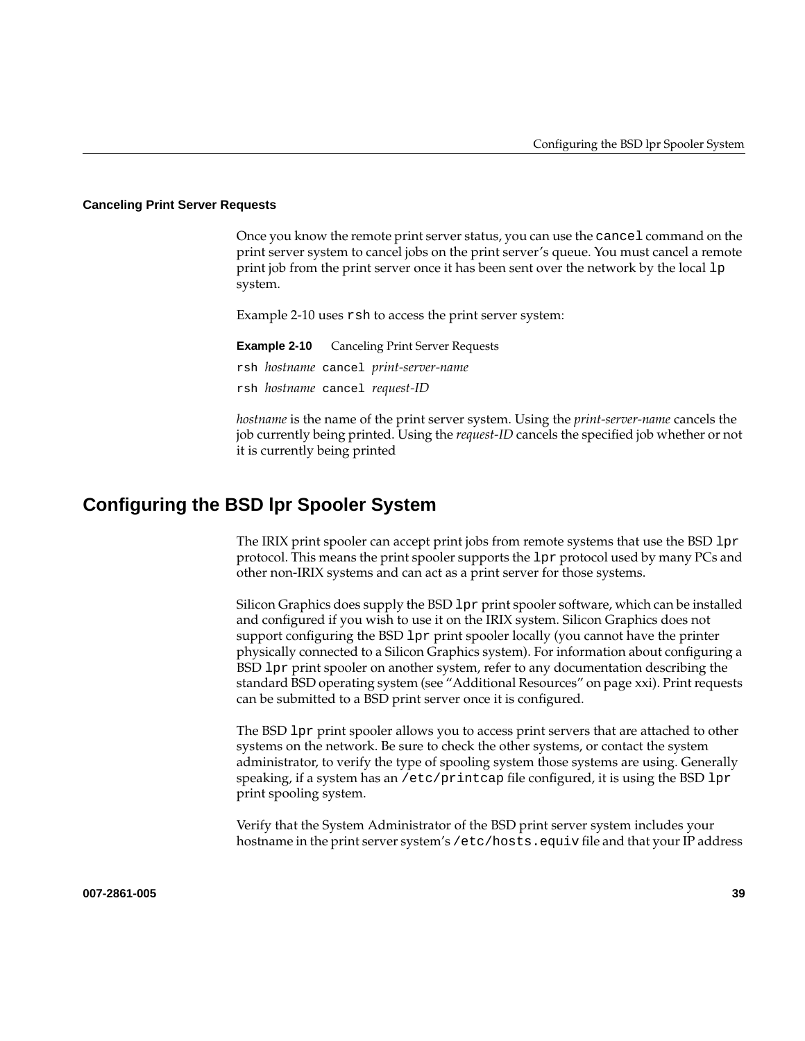### Canceling Print Server Requests

Once you know the remote print server status, you can use the `cancel` command on the print server system to cancel jobs on the print server's queue. You must cancel a remote print job from the print server once it has been sent over the network by the local `lp` system.

Example 2-10 uses `rsh` to access the print server system:

**Example 2-10** Canceling Print Server Requests

```
rsh hostname cancel print-server-name
rsh hostname cancel request-ID
```

*hostname* is the name of the print server system. Using the *print-server-name* cancels the job currently being printed. Using the *request-ID* cancels the specified job whether or not it is currently being printed

## Configuring the BSD lpr Spooler System

The IRIX print spooler can accept print jobs from remote systems that use the BSD `lpr` protocol. This means the print spooler supports the `lpr` protocol used by many PCs and other non-IRIX systems and can act as a print server for those systems.

Silicon Graphics does supply the BSD `lpr` print spooler software, which can be installed and configured if you wish to use it on the IRIX system. Silicon Graphics does not support configuring the BSD `lpr` print spooler locally (you cannot have the printer physically connected to a Silicon Graphics system). For information about configuring a BSD `lpr` print spooler on another system, refer to any documentation describing the standard BSD operating system (see "Additional Resources" on page xxi). Print requests can be submitted to a BSD print server once it is configured.

The BSD `lpr` print spooler allows you to access print servers that are attached to other systems on the network. Be sure to check the other systems, or contact the system administrator, to verify the type of spooling system those systems are using. Generally speaking, if a system has an `/etc/printcap` file configured, it is using the BSD `lpr` print spooling system.

Verify that the System Administrator of the BSD print server system includes your hostname in the print server system's `/etc/hosts.equiv` file and that your IP address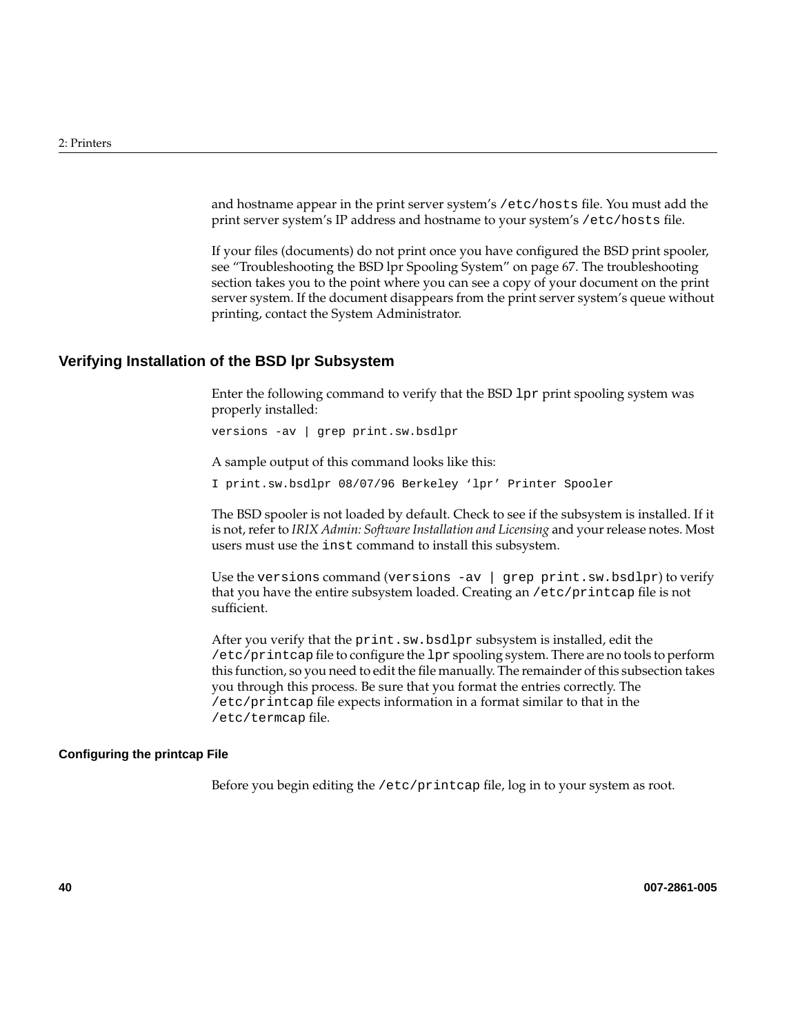and hostname appear in the print server system's `/etc/hosts` file. You must add the print server system's IP address and hostname to your system's `/etc/hosts` file.

If your files (documents) do not print once you have configured the BSD print spooler, see "Troubleshooting the BSD lpr Spooling System" on page 67. The troubleshooting section takes you to the point where you can see a copy of your document on the print server system. If the document disappears from the print server system's queue without printing, contact the System Administrator.

## Verifying Installation of the BSD lpr Subsystem

Enter the following command to verify that the BSD `lpr` print spooling system was properly installed:

```
versions -av | grep print.sw.bsdlpr
```

A sample output of this command looks like this:

```
I print.sw.bsdlpr 08/07/96 Berkeley 'lpr' Printer Spooler
```

The BSD spooler is not loaded by default. Check to see if the subsystem is installed. If it is not, refer to *IRIX Admin: Software Installation and Licensing* and your release notes. Most users must use the `inst` command to install this subsystem.

Use the `versions` command (`versions -av | grep print.sw.bsdlpr`) to verify that you have the entire subsystem loaded. Creating an `/etc/printcap` file is not sufficient.

After you verify that the `print.sw.bsdlpr` subsystem is installed, edit the `/etc/printcap` file to configure the `lpr` spooling system. There are no tools to perform this function, so you need to edit the file manually. The remainder of this subsection takes you through this process. Be sure that you format the entries correctly. The `/etc/printcap` file expects information in a format similar to that in the `/etc/termcap` file.

### Configuring the printcap File

Before you begin editing the `/etc/printcap` file, log in to your system as root.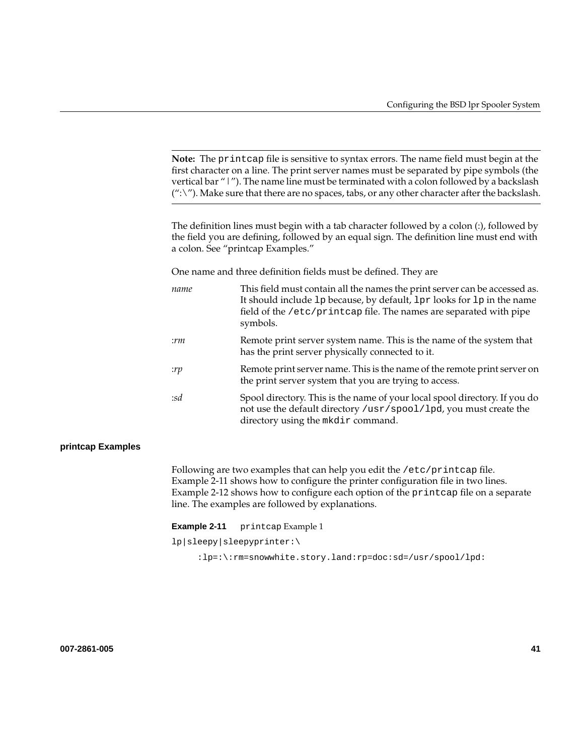**Note:** The `printcap` file is sensitive to syntax errors. The name field must begin at the first character on a line. The print server names must be separated by pipe symbols (the vertical bar "|"). The name line must be terminated with a colon followed by a backslash (":\"). Make sure that there are no spaces, tabs, or any other character after the backslash.

The definition lines must begin with a tab character followed by a colon (:), followed by the field you are defining, followed by an equal sign. The definition line must end with a colon. See "printcap Examples."

One name and three definition fields must be defined. They are

*name*
: This field must contain all the names the print server can be accessed as. It should include `lp` because, by default, `lpr` looks for `lp` in the name field of the `/etc/printcap` file. The names are separated with pipe symbols.

*:rm*
: Remote print server system name. This is the name of the system that has the print server physically connected to it.

*:rp*
: Remote print server name. This is the name of the remote print server on the print server system that you are trying to access.

*:sd*
: Spool directory. This is the name of your local spool directory. If you do not use the default directory `/usr/spool/lpd`, you must create the directory using the `mkdir` command.

### printcap Examples

Following are two examples that can help you edit the `/etc/printcap` file. Example 2-11 shows how to configure the printer configuration file in two lines. Example 2-12 shows how to configure each option of the `printcap` file on a separate line. The examples are followed by explanations.

**Example 2-11** `printcap` Example 1

```
lp|sleepy|sleepyprinter:\
     :lp=:\:rm=snowwhite.story.land:rp=doc:sd=/usr/spool/lpd:
```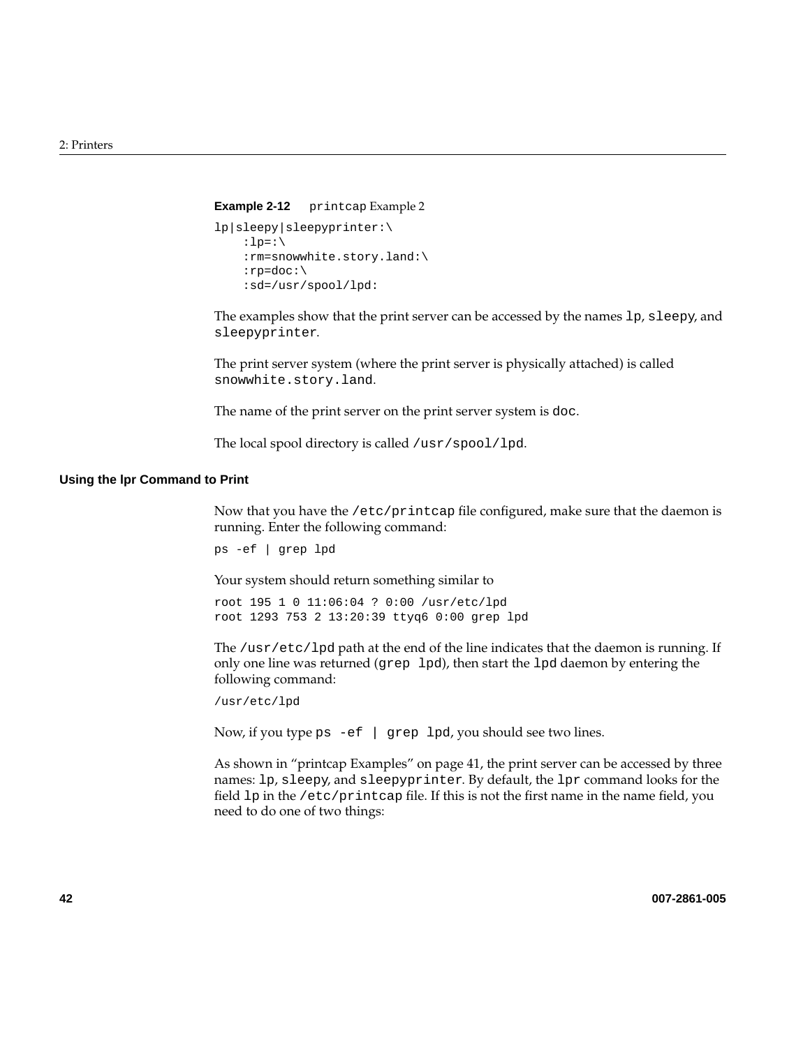**Example 2-12** `printcap` Example 2

```
lp|sleepy|sleepyprinter:\
    :lp=:\
    :rm=snowwhite.story.land:\
    :rp=doc:\
    :sd=/usr/spool/lpd:
```

The examples show that the print server can be accessed by the names `lp`, `sleepy`, and `sleepyprinter`.

The print server system (where the print server is physically attached) is called `snowwhite.story.land`.

The name of the print server on the print server system is `doc`.

The local spool directory is called `/usr/spool/lpd`.

### Using the lpr Command to Print

Now that you have the `/etc/printcap` file configured, make sure that the daemon is running. Enter the following command:

```
ps -ef | grep lpd
```

Your system should return something similar to

```
root 195 1 0 11:06:04 ? 0:00 /usr/etc/lpd
root 1293 753 2 13:20:39 ttyq6 0:00 grep lpd
```

The `/usr/etc/lpd` path at the end of the line indicates that the daemon is running. If only one line was returned (`grep lpd`), then start the `lpd` daemon by entering the following command:

```
/usr/etc/lpd
```

Now, if you type `ps -ef | grep lpd`, you should see two lines.

As shown in "printcap Examples" on page 41, the print server can be accessed by three names: `lp`, `sleepy`, and `sleepyprinter`. By default, the `lpr` command looks for the field `lp` in the `/etc/printcap` file. If this is not the first name in the name field, you need to do one of two things: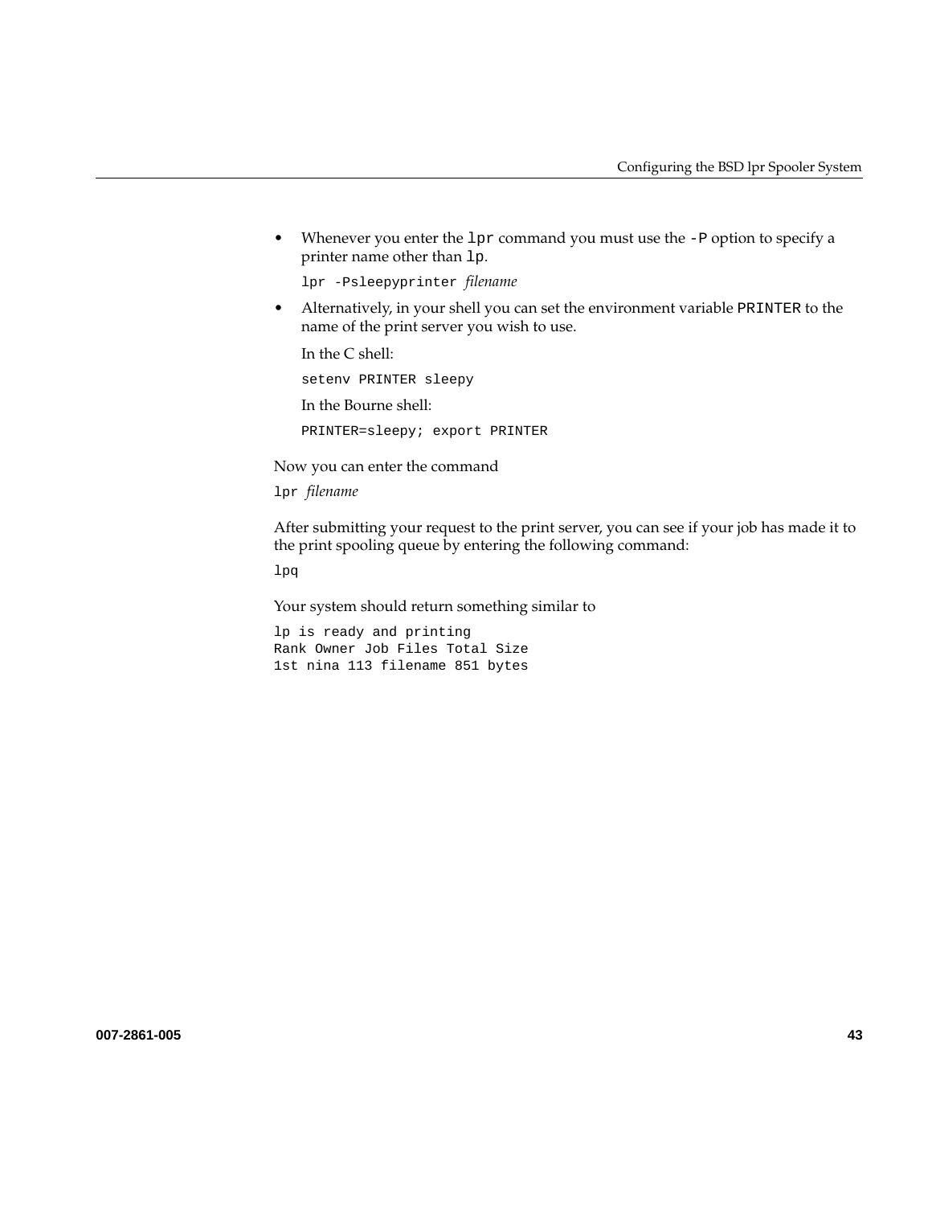- Whenever you enter the `lpr` command you must use the `-P` option to specify a printer name other than `lp`.

  `lpr -Psleepyprinter` *filename*

- Alternatively, in your shell you can set the environment variable `PRINTER` to the name of the print server you wish to use.

  In the C shell:

  ```
  setenv PRINTER sleepy
  ```

  In the Bourne shell:

  ```
  PRINTER=sleepy; export PRINTER
  ```

Now you can enter the command

`lpr` *filename*

After submitting your request to the print server, you can see if your job has made it to the print spooling queue by entering the following command:

```
lpq
```

Your system should return something similar to

```
lp is ready and printing
Rank Owner Job Files Total Size
1st nina 113 filename 851 bytes
```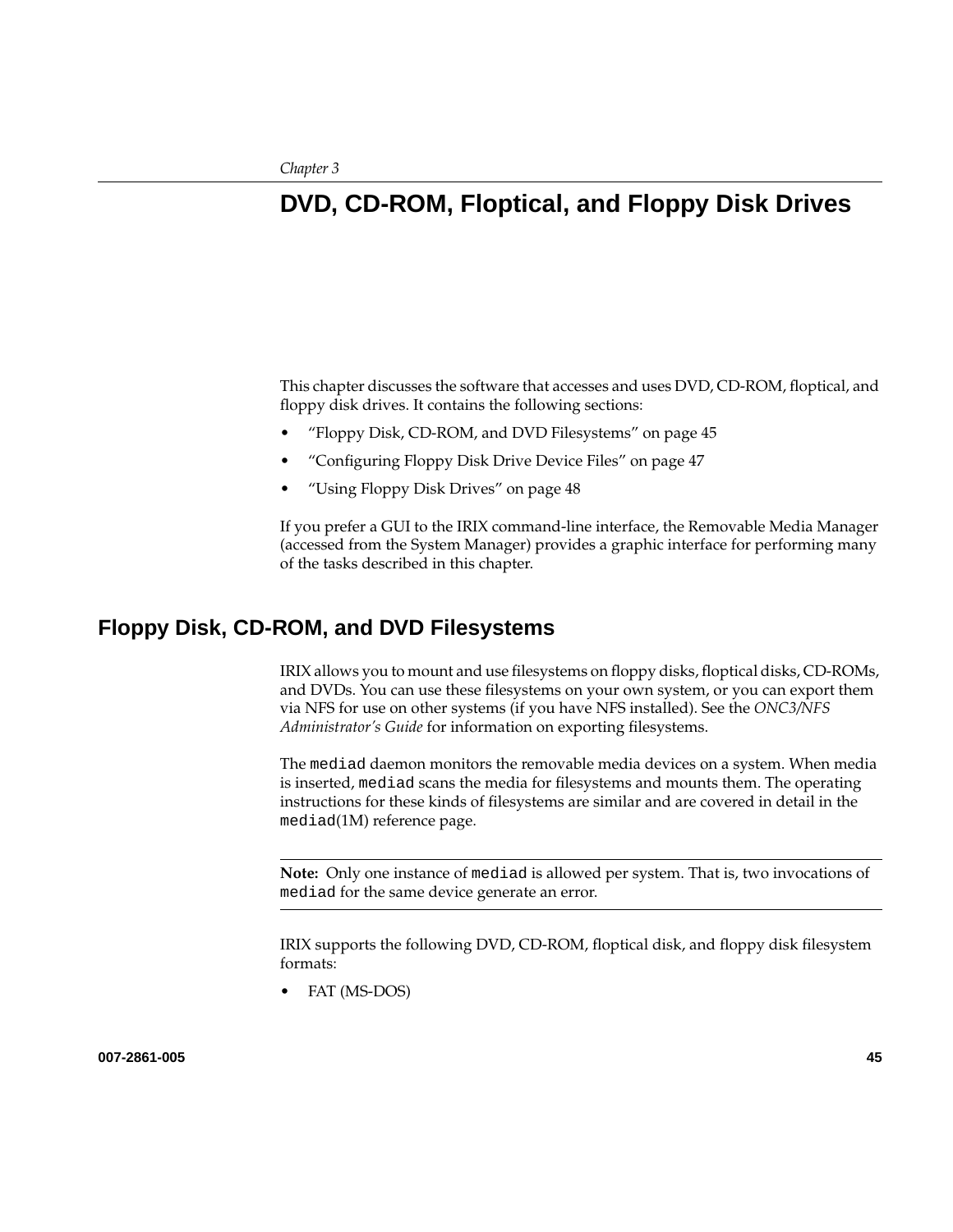*Chapter 3*

# DVD, CD-ROM, Floptical, and Floppy Disk Drives

This chapter discusses the software that accesses and uses DVD, CD-ROM, floptical, and floppy disk drives. It contains the following sections:

- "Floppy Disk, CD-ROM, and DVD Filesystems" on page 45
- "Configuring Floppy Disk Drive Device Files" on page 47
- "Using Floppy Disk Drives" on page 48

If you prefer a GUI to the IRIX command-line interface, the Removable Media Manager (accessed from the System Manager) provides a graphic interface for performing many of the tasks described in this chapter.

## Floppy Disk, CD-ROM, and DVD Filesystems

IRIX allows you to mount and use filesystems on floppy disks, floptical disks, CD-ROMs, and DVDs. You can use these filesystems on your own system, or you can export them via NFS for use on other systems (if you have NFS installed). See the *ONC3/NFS Administrator's Guide* for information on exporting filesystems.

The `mediad` daemon monitors the removable media devices on a system. When media is inserted, `mediad` scans the media for filesystems and mounts them. The operating instructions for these kinds of filesystems are similar and are covered in detail in the `mediad`(1M) reference page.

---

**Note:** Only one instance of `mediad` is allowed per system. That is, two invocations of `mediad` for the same device generate an error.

---

IRIX supports the following DVD, CD-ROM, floptical disk, and floppy disk filesystem formats:

- FAT (MS-DOS)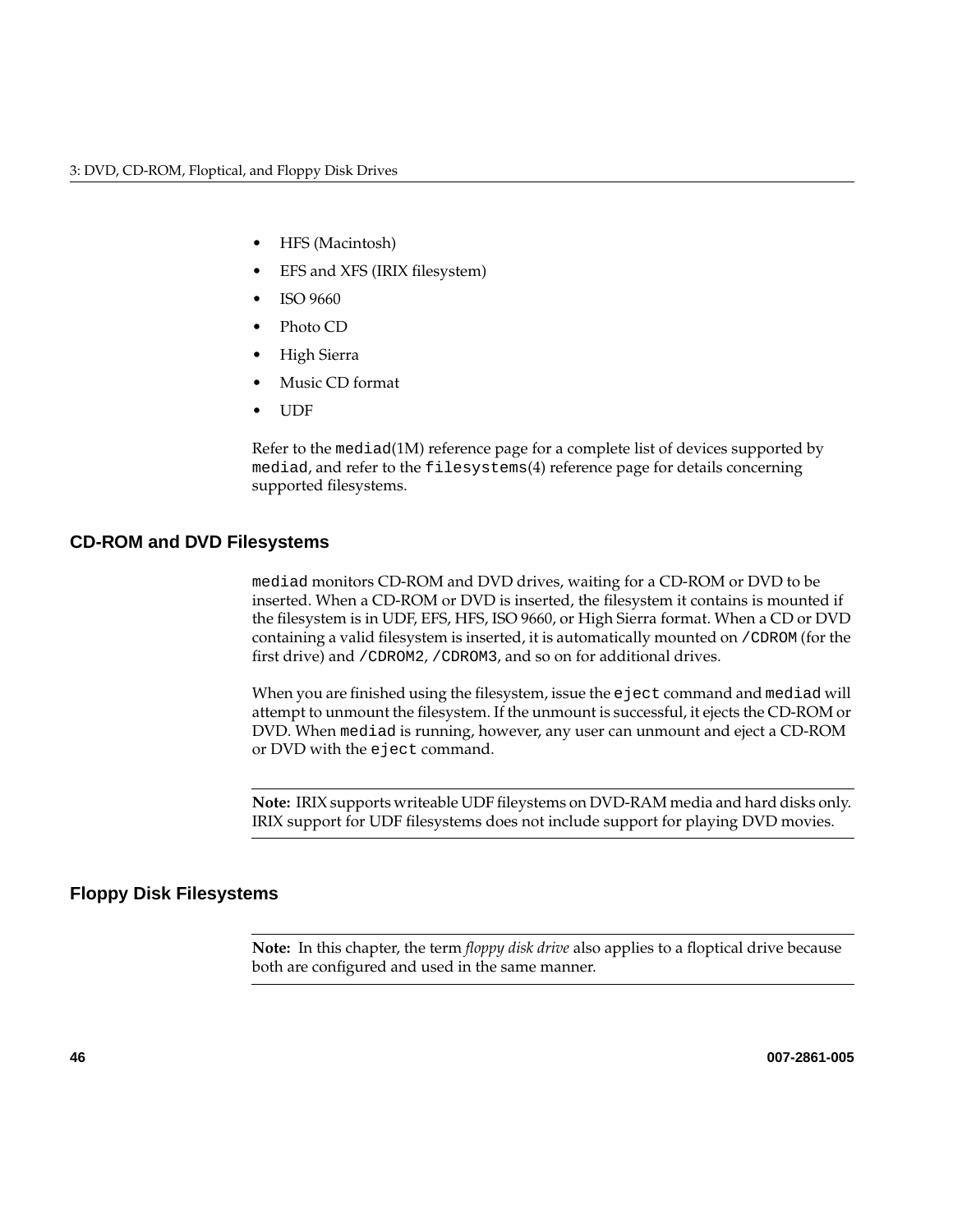- HFS (Macintosh)
- EFS and XFS (IRIX filesystem)
- ISO 9660
- Photo CD
- High Sierra
- Music CD format
- UDF

Refer to the `mediad`(1M) reference page for a complete list of devices supported by `mediad`, and refer to the `filesystems`(4) reference page for details concerning supported filesystems.

## CD-ROM and DVD Filesystems

`mediad` monitors CD-ROM and DVD drives, waiting for a CD-ROM or DVD to be inserted. When a CD-ROM or DVD is inserted, the filesystem it contains is mounted if the filesystem is in UDF, EFS, HFS, ISO 9660, or High Sierra format. When a CD or DVD containing a valid filesystem is inserted, it is automatically mounted on `/CDROM` (for the first drive) and `/CDROM2`, `/CDROM3`, and so on for additional drives.

When you are finished using the filesystem, issue the `eject` command and `mediad` will attempt to unmount the filesystem. If the unmount is successful, it ejects the CD-ROM or DVD. When `mediad` is running, however, any user can unmount and eject a CD-ROM or DVD with the `eject` command.

---

**Note:** IRIX supports writeable UDF fileystems on DVD-RAM media and hard disks only. IRIX support for UDF filesystems does not include support for playing DVD movies.

---

## Floppy Disk Filesystems

---

**Note:** In this chapter, the term *floppy disk drive* also applies to a floptical drive because both are configured and used in the same manner.

---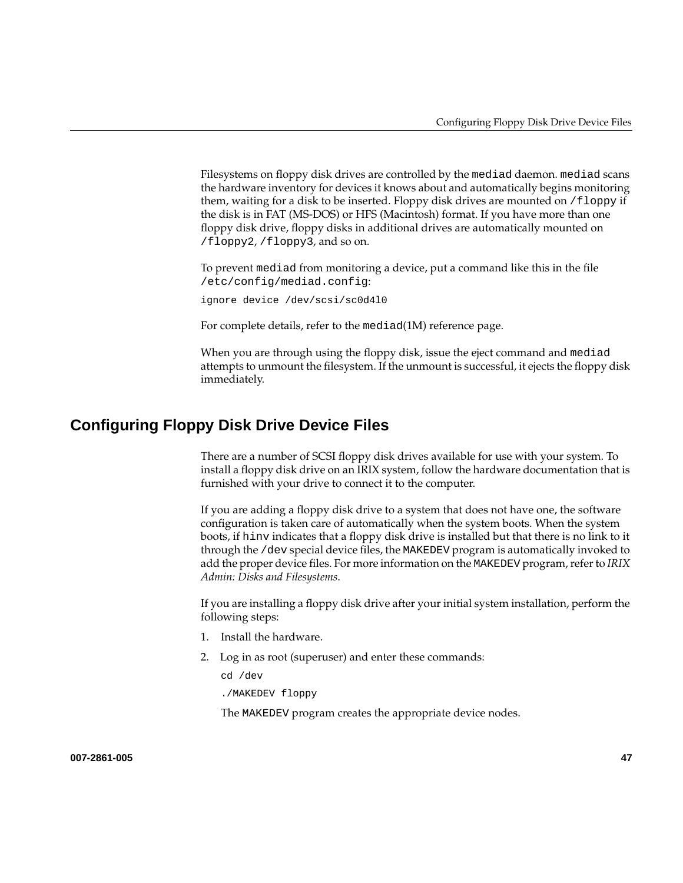Filesystems on floppy disk drives are controlled by the `mediad` daemon. `mediad` scans the hardware inventory for devices it knows about and automatically begins monitoring them, waiting for a disk to be inserted. Floppy disk drives are mounted on `/floppy` if the disk is in FAT (MS-DOS) or HFS (Macintosh) format. If you have more than one floppy disk drive, floppy disks in additional drives are automatically mounted on `/floppy2`, `/floppy3`, and so on.

To prevent `mediad` from monitoring a device, put a command like this in the file `/etc/config/mediad.config`:

```
ignore device /dev/scsi/sc0d4l0
```

For complete details, refer to the `mediad`(1M) reference page.

When you are through using the floppy disk, issue the eject command and `mediad` attempts to unmount the filesystem. If the unmount is successful, it ejects the floppy disk immediately.

## Configuring Floppy Disk Drive Device Files

There are a number of SCSI floppy disk drives available for use with your system. To install a floppy disk drive on an IRIX system, follow the hardware documentation that is furnished with your drive to connect it to the computer.

If you are adding a floppy disk drive to a system that does not have one, the software configuration is taken care of automatically when the system boots. When the system boots, if `hinv` indicates that a floppy disk drive is installed but that there is no link to it through the `/dev` special device files, the `MAKEDEV` program is automatically invoked to add the proper device files. For more information on the `MAKEDEV` program, refer to *IRIX Admin: Disks and Filesystems*.

If you are installing a floppy disk drive after your initial system installation, perform the following steps:

1. Install the hardware.
2. Log in as root (superuser) and enter these commands:

   ```
   cd /dev
   ./MAKEDEV floppy
   ```

   The `MAKEDEV` program creates the appropriate device nodes.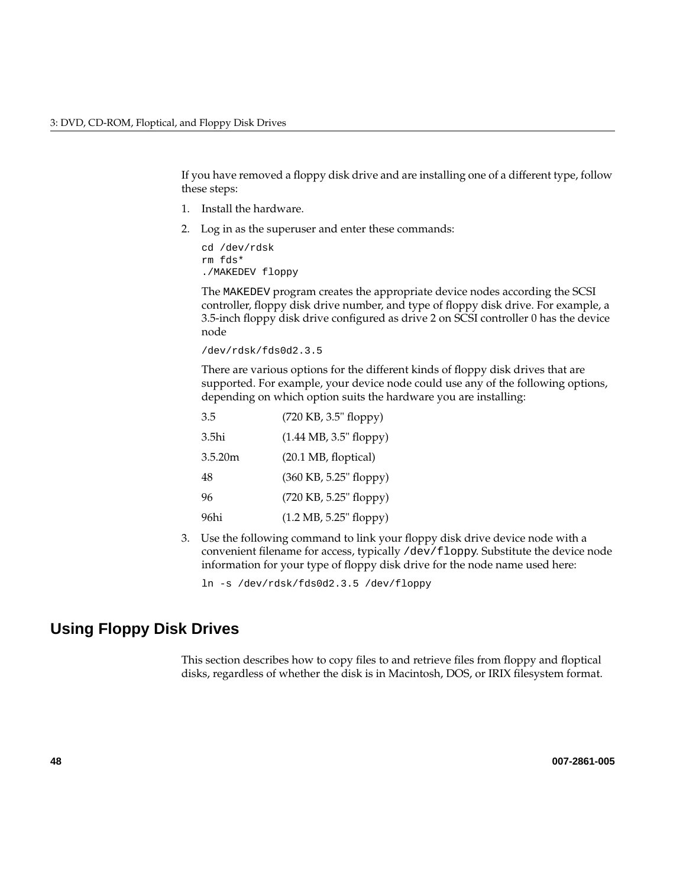If you have removed a floppy disk drive and are installing one of a different type, follow these steps:

1. Install the hardware.
2. Log in as the superuser and enter these commands:

   ```
   cd /dev/rdsk
   rm fds*
   ./MAKEDEV floppy
   ```

   The `MAKEDEV` program creates the appropriate device nodes according the SCSI controller, floppy disk drive number, and type of floppy disk drive. For example, a 3.5-inch floppy disk drive configured as drive 2 on SCSI controller 0 has the device node

   ```
   /dev/rdsk/fds0d2.3.5
   ```

   There are various options for the different kinds of floppy disk drives that are supported. For example, your device node could use any of the following options, depending on which option suits the hardware you are installing:

   | | |
   |---|---|
   | 3.5 | (720 KB, 3.5" floppy) |
   | 3.5hi | (1.44 MB, 3.5" floppy) |
   | 3.5.20m | (20.1 MB, floptical) |
   | 48 | (360 KB, 5.25" floppy) |
   | 96 | (720 KB, 5.25" floppy) |
   | 96hi | (1.2 MB, 5.25" floppy) |

3. Use the following command to link your floppy disk drive device node with a convenient filename for access, typically `/dev/floppy`. Substitute the device node information for your type of floppy disk drive for the node name used here:

   ```
   ln -s /dev/rdsk/fds0d2.3.5 /dev/floppy
   ```

## Using Floppy Disk Drives

This section describes how to copy files to and retrieve files from floppy and floptical disks, regardless of whether the disk is in Macintosh, DOS, or IRIX filesystem format.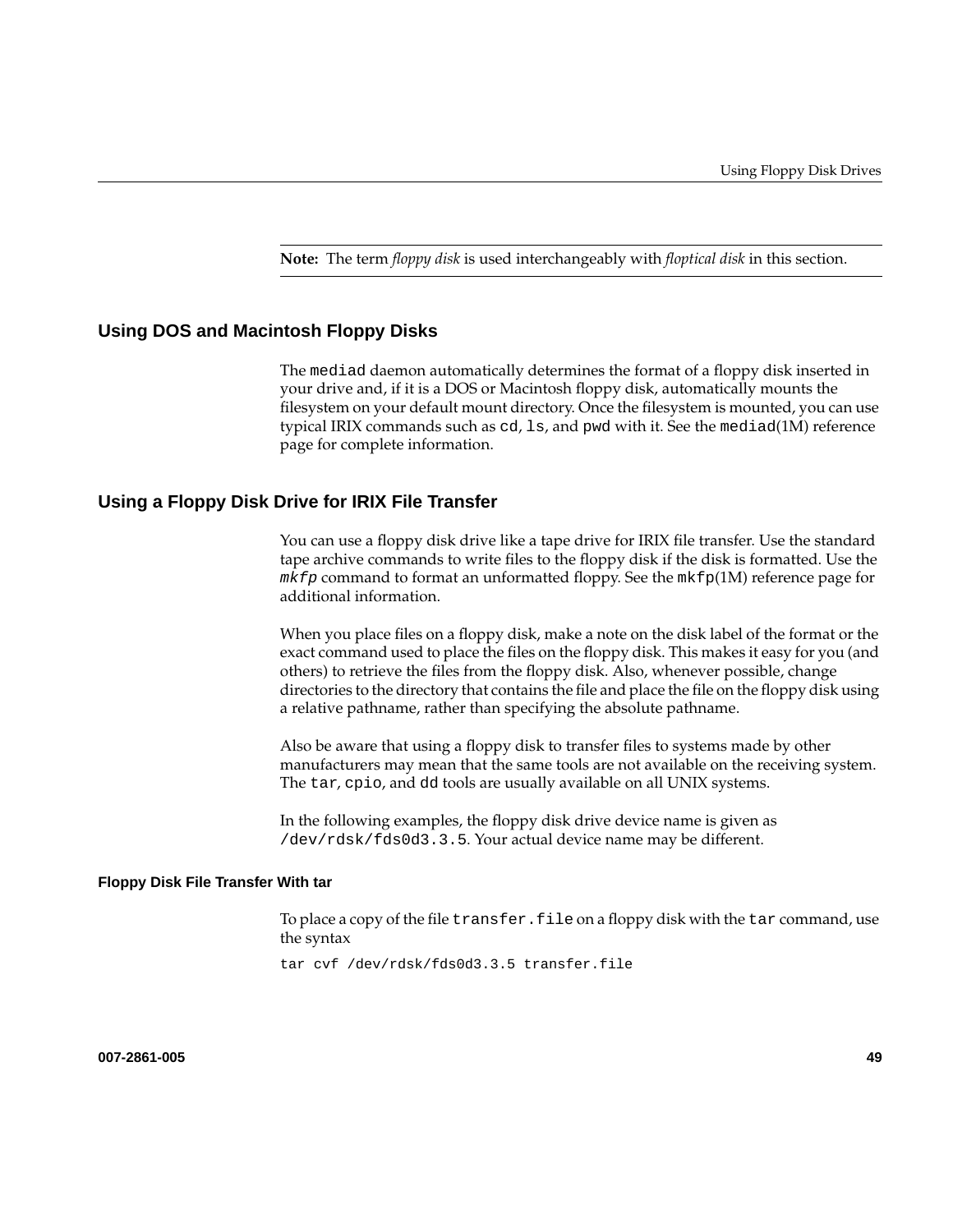**Note:** The term *floppy disk* is used interchangeably with *floptical disk* in this section.

## Using DOS and Macintosh Floppy Disks

The `mediad` daemon automatically determines the format of a floppy disk inserted in your drive and, if it is a DOS or Macintosh floppy disk, automatically mounts the filesystem on your default mount directory. Once the filesystem is mounted, you can use typical IRIX commands such as `cd`, `ls`, and `pwd` with it. See the `mediad`(1M) reference page for complete information.

## Using a Floppy Disk Drive for IRIX File Transfer

You can use a floppy disk drive like a tape drive for IRIX file transfer. Use the standard tape archive commands to write files to the floppy disk if the disk is formatted. Use the *`mkfp`* command to format an unformatted floppy. See the `mkfp`(1M) reference page for additional information.

When you place files on a floppy disk, make a note on the disk label of the format or the exact command used to place the files on the floppy disk. This makes it easy for you (and others) to retrieve the files from the floppy disk. Also, whenever possible, change directories to the directory that contains the file and place the file on the floppy disk using a relative pathname, rather than specifying the absolute pathname.

Also be aware that using a floppy disk to transfer files to systems made by other manufacturers may mean that the same tools are not available on the receiving system. The `tar`, `cpio`, and `dd` tools are usually available on all UNIX systems.

In the following examples, the floppy disk drive device name is given as `/dev/rdsk/fds0d3.3.5`. Your actual device name may be different.

### Floppy Disk File Transfer With tar

To place a copy of the file `transfer.file` on a floppy disk with the `tar` command, use the syntax

```
tar cvf /dev/rdsk/fds0d3.3.5 transfer.file
```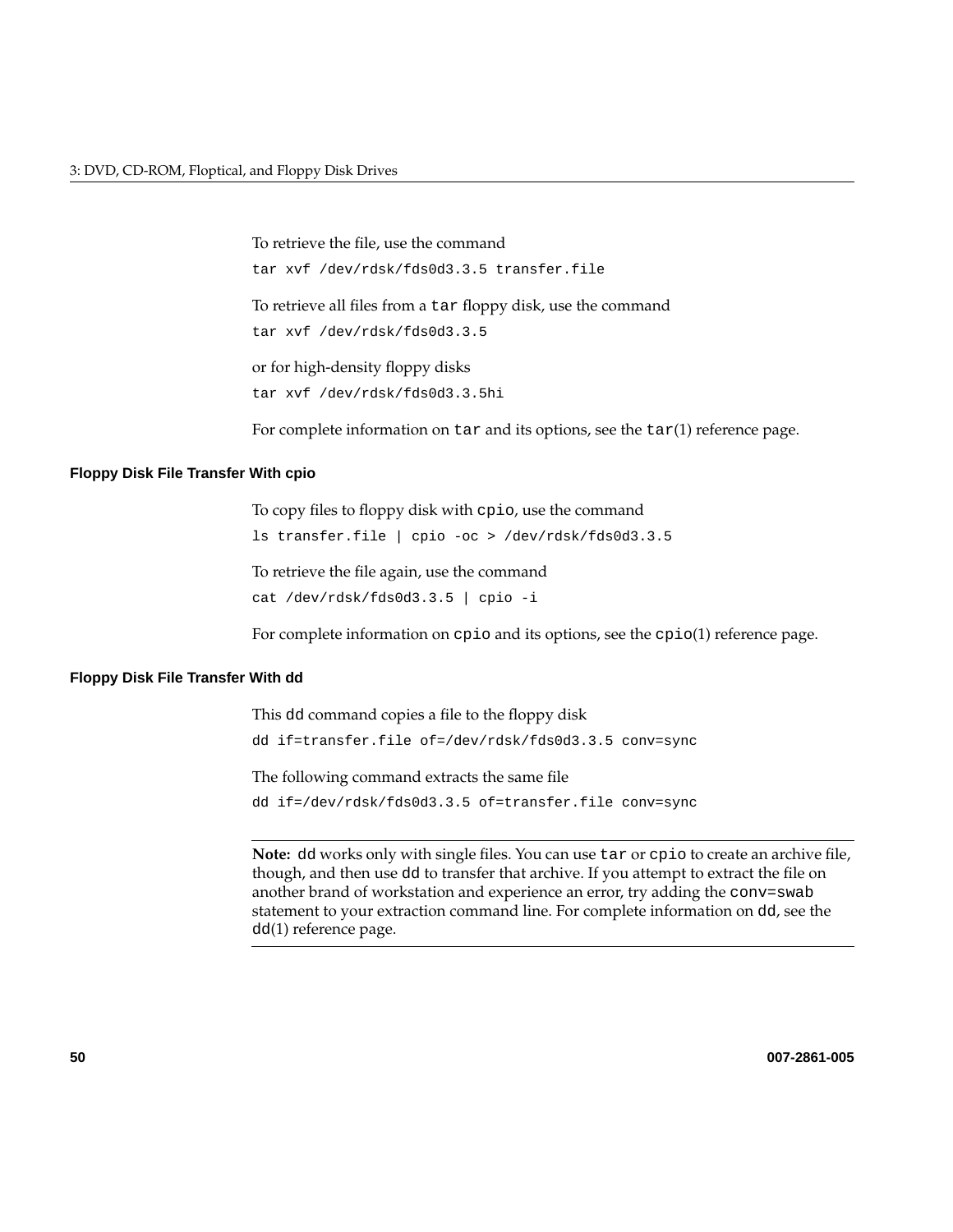To retrieve the file, use the command

```
tar xvf /dev/rdsk/fds0d3.3.5 transfer.file
```

To retrieve all files from a `tar` floppy disk, use the command

```
tar xvf /dev/rdsk/fds0d3.3.5
```

or for high-density floppy disks

```
tar xvf /dev/rdsk/fds0d3.3.5hi
```

For complete information on `tar` and its options, see the `tar`(1) reference page.

### Floppy Disk File Transfer With cpio

To copy files to floppy disk with `cpio`, use the command

```
ls transfer.file | cpio -oc > /dev/rdsk/fds0d3.3.5
```

To retrieve the file again, use the command

```
cat /dev/rdsk/fds0d3.3.5 | cpio -i
```

For complete information on `cpio` and its options, see the `cpio`(1) reference page.

### Floppy Disk File Transfer With dd

This `dd` command copies a file to the floppy disk

```
dd if=transfer.file of=/dev/rdsk/fds0d3.3.5 conv=sync
```

The following command extracts the same file

```
dd if=/dev/rdsk/fds0d3.3.5 of=transfer.file conv=sync
```

---

**Note:** `dd` works only with single files. You can use `tar` or `cpio` to create an archive file, though, and then use `dd` to transfer that archive. If you attempt to extract the file on another brand of workstation and experience an error, try adding the `conv=swab` statement to your extraction command line. For complete information on `dd`, see the `dd`(1) reference page.

---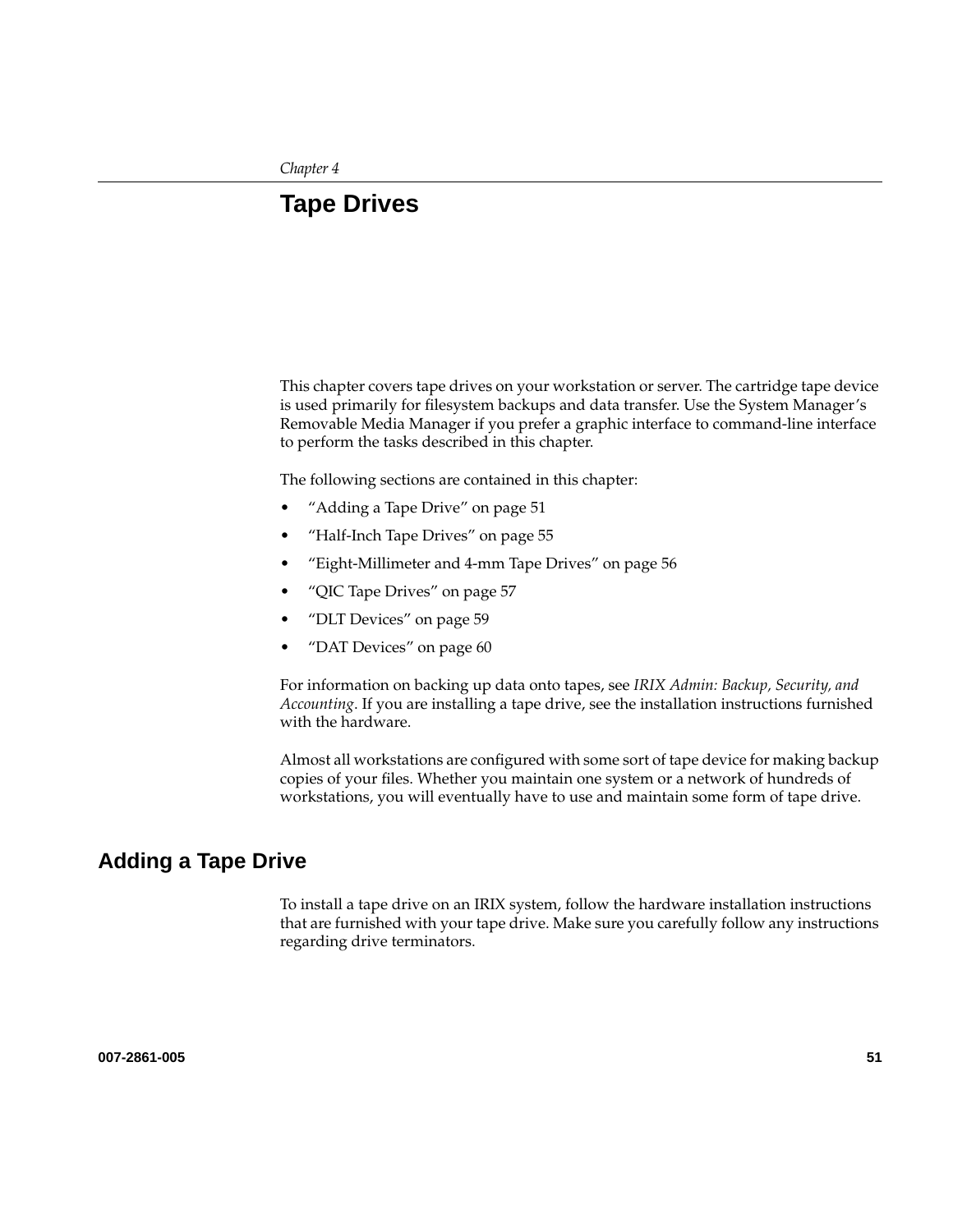Chapter 4

# Tape Drives

This chapter covers tape drives on your workstation or server. The cartridge tape device is used primarily for filesystem backups and data transfer. Use the System Manager's Removable Media Manager if you prefer a graphic interface to command-line interface to perform the tasks described in this chapter.

The following sections are contained in this chapter:

- "Adding a Tape Drive" on page 51
- "Half-Inch Tape Drives" on page 55
- "Eight-Millimeter and 4-mm Tape Drives" on page 56
- "QIC Tape Drives" on page 57
- "DLT Devices" on page 59
- "DAT Devices" on page 60

For information on backing up data onto tapes, see *IRIX Admin: Backup, Security, and Accounting*. If you are installing a tape drive, see the installation instructions furnished with the hardware.

Almost all workstations are configured with some sort of tape device for making backup copies of your files. Whether you maintain one system or a network of hundreds of workstations, you will eventually have to use and maintain some form of tape drive.

## Adding a Tape Drive

To install a tape drive on an IRIX system, follow the hardware installation instructions that are furnished with your tape drive. Make sure you carefully follow any instructions regarding drive terminators.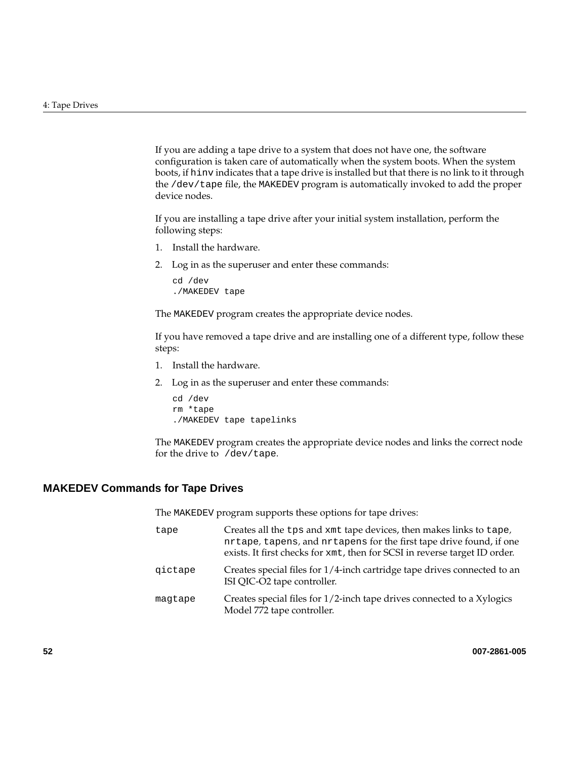If you are adding a tape drive to a system that does not have one, the software configuration is taken care of automatically when the system boots. When the system boots, if `hinv` indicates that a tape drive is installed but that there is no link to it through the `/dev/tape` file, the `MAKEDEV` program is automatically invoked to add the proper device nodes.

If you are installing a tape drive after your initial system installation, perform the following steps:

1. Install the hardware.
2. Log in as the superuser and enter these commands:

```
cd /dev
./MAKEDEV tape
```

The `MAKEDEV` program creates the appropriate device nodes.

If you have removed a tape drive and are installing one of a different type, follow these steps:

1. Install the hardware.
2. Log in as the superuser and enter these commands:

```
cd /dev
rm *tape
./MAKEDEV tape tapelinks
```

The `MAKEDEV` program creates the appropriate device nodes and links the correct node for the drive to `/dev/tape`.

## MAKEDEV Commands for Tape Drives

The `MAKEDEV` program supports these options for tape drives:

| | |
|---|---|
| `tape` | Creates all the `tps` and `xmt` tape devices, then makes links to `tape`, `nrtape`, `tapens`, and `nrtapens` for the first tape drive found, if one exists. It first checks for `xmt`, then for SCSI in reverse target ID order. |
| `qictape` | Creates special files for 1/4-inch cartridge tape drives connected to an ISI QIC-O2 tape controller. |
| `magtape` | Creates special files for 1/2-inch tape drives connected to a Xylogics Model 772 tape controller. |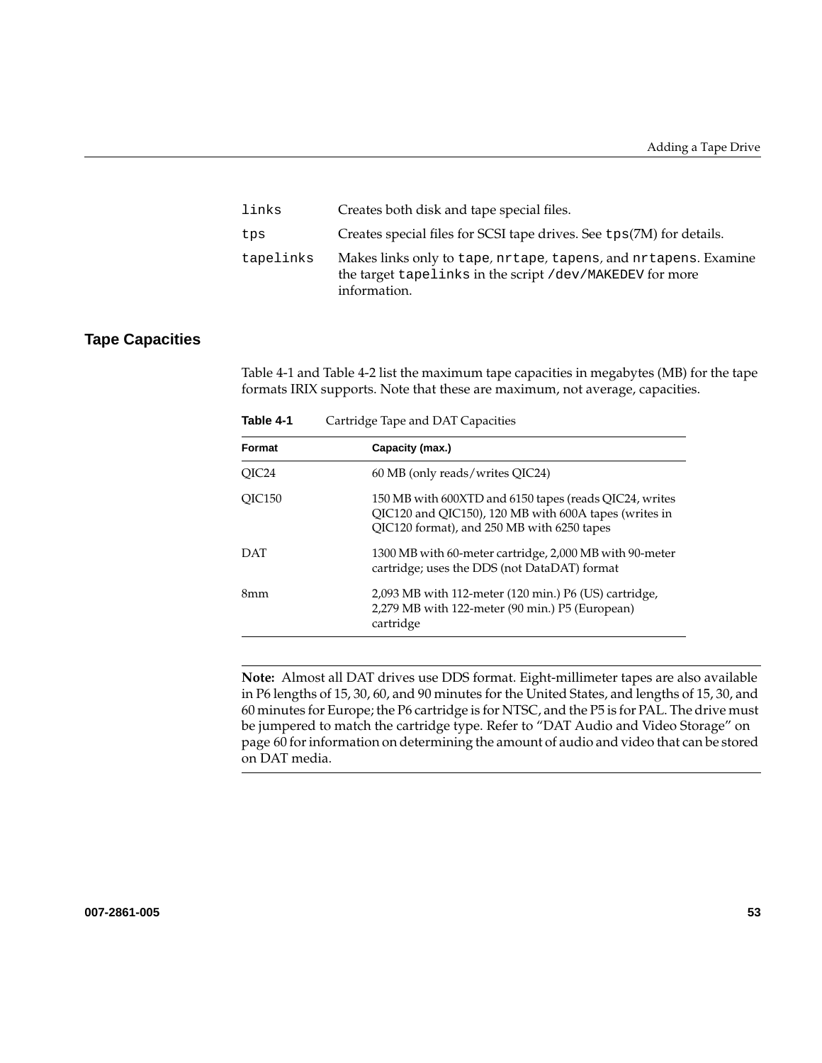| | |
|---|---|
| `links` | Creates both disk and tape special files. |
| `tps` | Creates special files for SCSI tape drives. See `tps`(7M) for details. |
| `tapelinks` | Makes links only to `tape`, `nrtape`, `tapens`, and `nrtapens`. Examine the target `tapelinks` in the script `/dev/MAKEDEV` for more information. |

## Tape Capacities

Table 4-1 and Table 4-2 list the maximum tape capacities in megabytes (MB) for the tape formats IRIX supports. Note that these are maximum, not average, capacities.

**Table 4-1** Cartridge Tape and DAT Capacities

| Format | Capacity (max.) |
|---|---|
| QIC24 | 60 MB (only reads/writes QIC24) |
| QIC150 | 150 MB with 600XTD and 6150 tapes (reads QIC24, writes QIC120 and QIC150), 120 MB with 600A tapes (writes in QIC120 format), and 250 MB with 6250 tapes |
| DAT | 1300 MB with 60-meter cartridge, 2,000 MB with 90-meter cartridge; uses the DDS (not DataDAT) format |
| 8mm | 2,093 MB with 112-meter (120 min.) P6 (US) cartridge, 2,279 MB with 122-meter (90 min.) P5 (European) cartridge |

---

**Note:** Almost all DAT drives use DDS format. Eight-millimeter tapes are also available in P6 lengths of 15, 30, 60, and 90 minutes for the United States, and lengths of 15, 30, and 60 minutes for Europe; the P6 cartridge is for NTSC, and the P5 is for PAL. The drive must be jumpered to match the cartridge type. Refer to "DAT Audio and Video Storage" on page 60 for information on determining the amount of audio and video that can be stored on DAT media.

---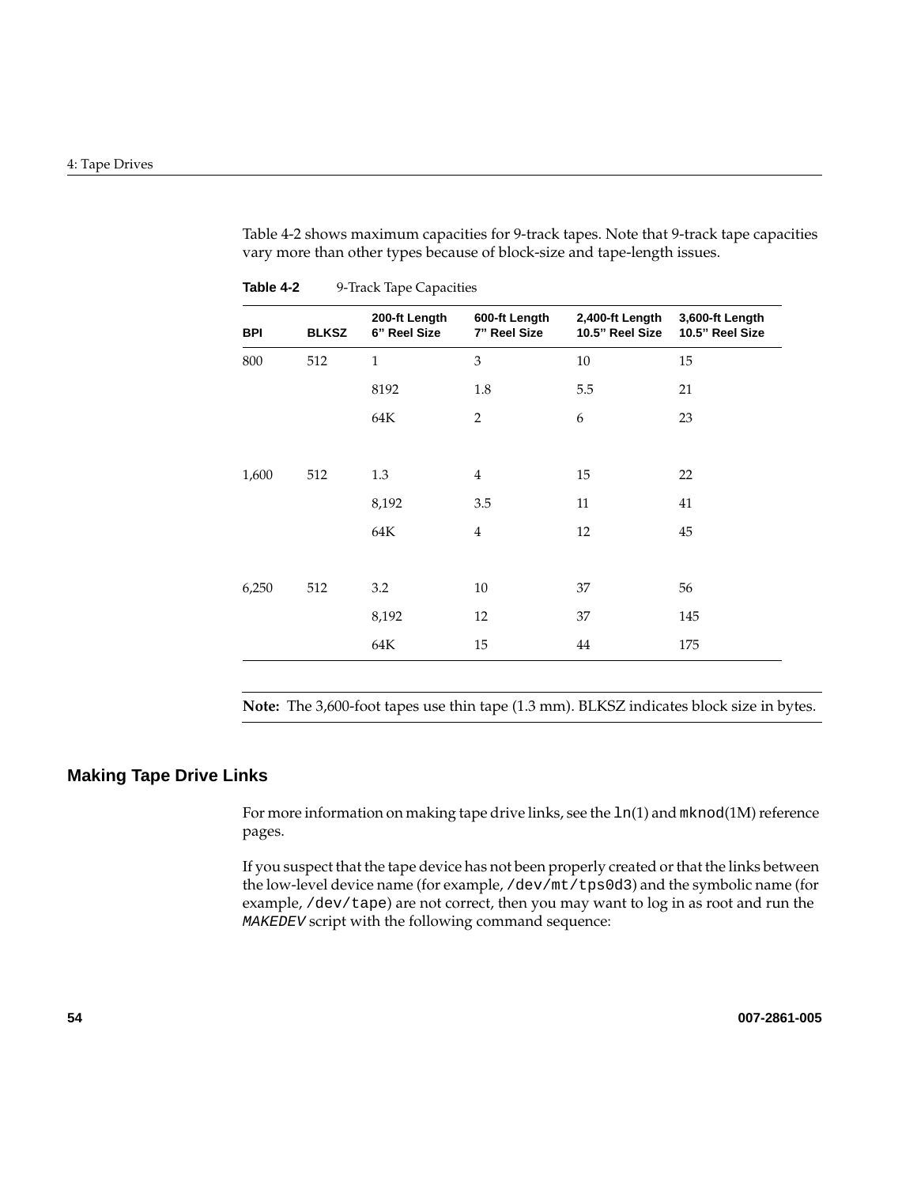Table 4-2 shows maximum capacities for 9-track tapes. Note that 9-track tape capacities vary more than other types because of block-size and tape-length issues.

**Table 4-2** 9-Track Tape Capacities

| BPI | BLKSZ | 200-ft Length 6" Reel Size | 600-ft Length 7" Reel Size | 2,400-ft Length 10.5" Reel Size | 3,600-ft Length 10.5" Reel Size |
|---|---|---|---|---|---|
| 800 | 512 | 1 | 3 | 10 | 15 |
| | | 8192 | 1.8 | 5.5 | 21 |
| | | 64K | 2 | 6 | 23 |
| 1,600 | 512 | 1.3 | 4 | 15 | 22 |
| | | 8,192 | 3.5 | 11 | 41 |
| | | 64K | 4 | 12 | 45 |
| 6,250 | 512 | 3.2 | 10 | 37 | 56 |
| | | 8,192 | 12 | 37 | 145 |
| | | 64K | 15 | 44 | 175 |

**Note:** The 3,600-foot tapes use thin tape (1.3 mm). BLKSZ indicates block size in bytes.

## Making Tape Drive Links

For more information on making tape drive links, see the `ln`(1) and `mknod`(1M) reference pages.

If you suspect that the tape device has not been properly created or that the links between the low-level device name (for example, `/dev/mt/tps0d3`) and the symbolic name (for example, `/dev/tape`) are not correct, then you may want to log in as root and run the *MAKEDEV* script with the following command sequence: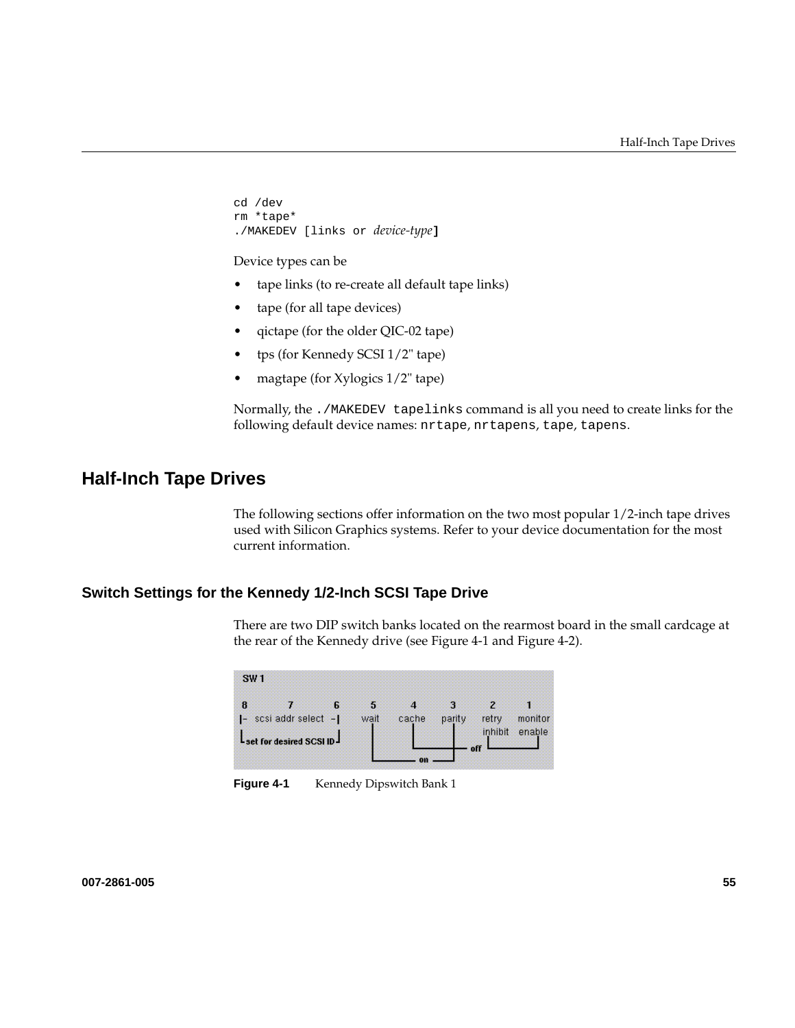```
cd /dev
rm *tape*
./MAKEDEV [links or device-type]
```

Device types can be

- tape links (to re-create all default tape links)
- tape (for all tape devices)
- qictape (for the older QIC-02 tape)
- tps (for Kennedy SCSI 1/2" tape)
- magtape (for Xylogics 1/2" tape)

Normally, the `./MAKEDEV tapelinks` command is all you need to create links for the following default device names: `nrtape`, `nrtapens`, `tape`, `tapens`.

## Half-Inch Tape Drives

The following sections offer information on the two most popular 1/2-inch tape drives used with Silicon Graphics systems. Refer to your device documentation for the most current information.

### Switch Settings for the Kennedy 1/2-Inch SCSI Tape Drive

There are two DIP switch banks located on the rearmost board in the small cardcage at the rear of the Kennedy drive (see Figure 4-1 and Figure 4-2).

SW 1

8 7 6 5 4 3 2 1
|- scsi addr select -| wait cache parity retry inhibit monitor enable
set for desired SCSI ID
on
off

**Figure 4-1** Kennedy Dipswitch Bank 1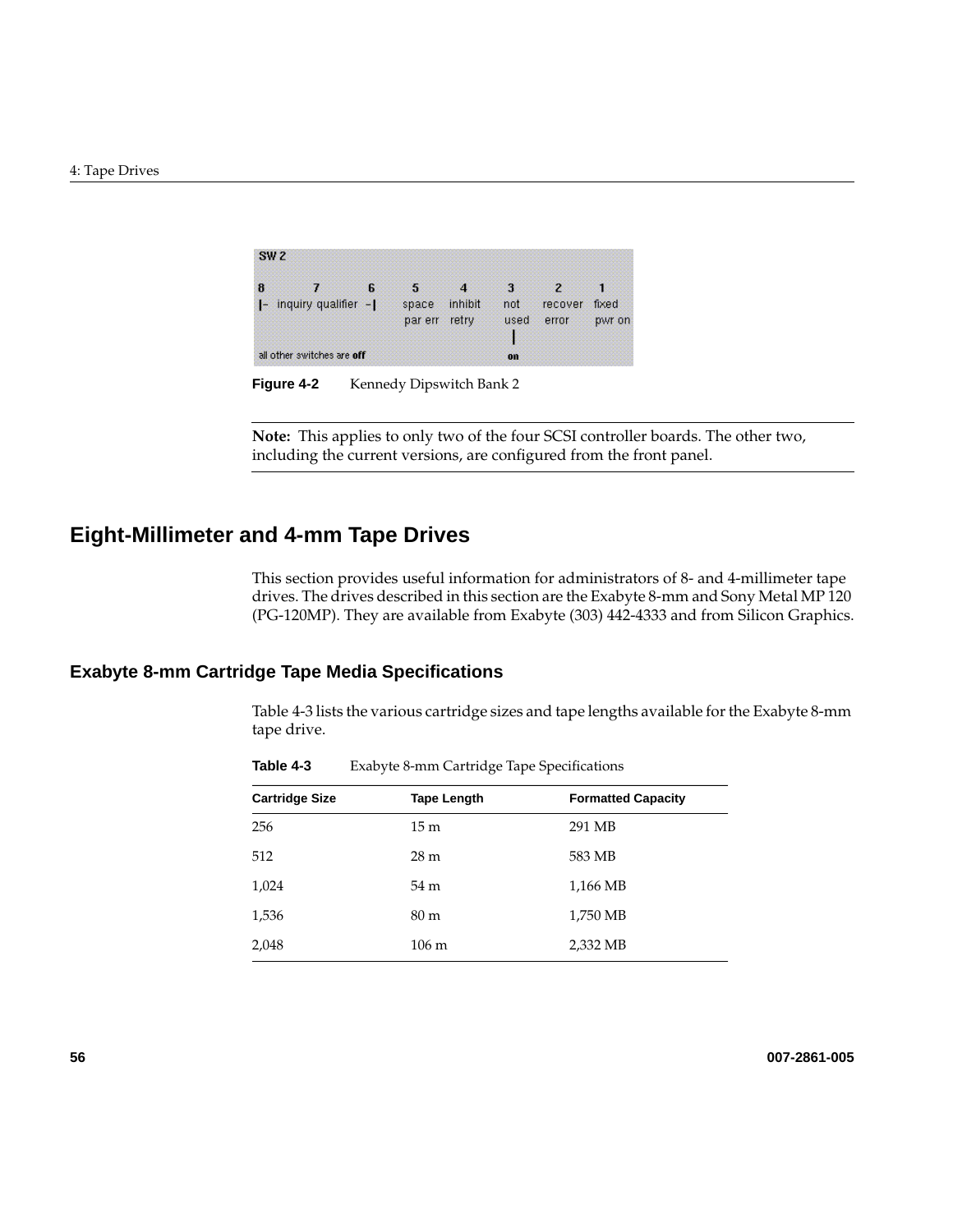SW 2

| 8 | 7 | 6 | 5 | 4 | 3 | 2 | 1 |
|---|---|---|---|---|---|---|---|
| \|– | inquiry qualifier | –\| | space par err | inhibit retry | not used | recover error | fixed pwr on |
| | | | | | on | | |

all other switches are **off**

**Figure 4-2** Kennedy Dipswitch Bank 2

---

**Note:** This applies to only two of the four SCSI controller boards. The other two, including the current versions, are configured from the front panel.

---

## Eight-Millimeter and 4-mm Tape Drives

This section provides useful information for administrators of 8- and 4-millimeter tape drives. The drives described in this section are the Exabyte 8-mm and Sony Metal MP 120 (PG-120MP). They are available from Exabyte (303) 442-4333 and from Silicon Graphics.

### Exabyte 8-mm Cartridge Tape Media Specifications

Table 4-3 lists the various cartridge sizes and tape lengths available for the Exabyte 8-mm tape drive.

**Table 4-3** Exabyte 8-mm Cartridge Tape Specifications

| Cartridge Size | Tape Length | Formatted Capacity |
|---|---|---|
| 256 | 15 m | 291 MB |
| 512 | 28 m | 583 MB |
| 1,024 | 54 m | 1,166 MB |
| 1,536 | 80 m | 1,750 MB |
| 2,048 | 106 m | 2,332 MB |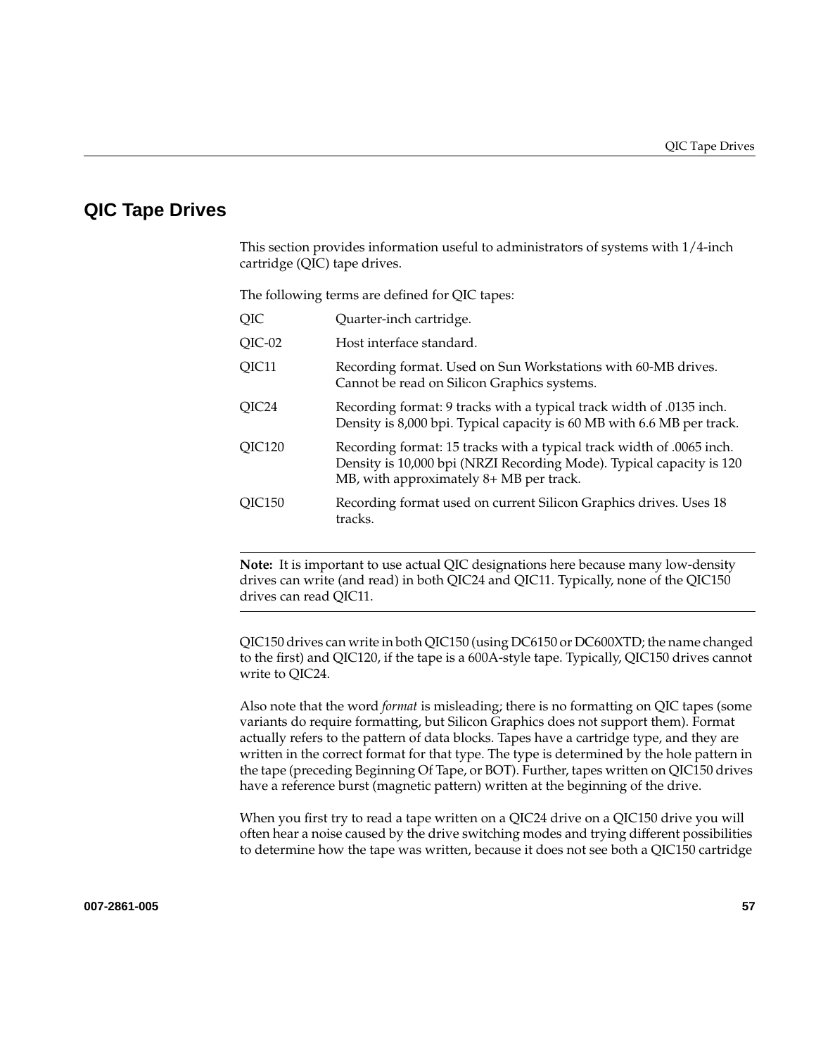## QIC Tape Drives

This section provides information useful to administrators of systems with 1/4-inch cartridge (QIC) tape drives.

The following terms are defined for QIC tapes:

| | |
|---|---|
| QIC | Quarter-inch cartridge. |
| QIC-02 | Host interface standard. |
| QIC11 | Recording format. Used on Sun Workstations with 60-MB drives. Cannot be read on Silicon Graphics systems. |
| QIC24 | Recording format: 9 tracks with a typical track width of .0135 inch. Density is 8,000 bpi. Typical capacity is 60 MB with 6.6 MB per track. |
| QIC120 | Recording format: 15 tracks with a typical track width of .0065 inch. Density is 10,000 bpi (NRZI Recording Mode). Typical capacity is 120 MB, with approximately 8+ MB per track. |
| QIC150 | Recording format used on current Silicon Graphics drives. Uses 18 tracks. |

---

**Note:** It is important to use actual QIC designations here because many low-density drives can write (and read) in both QIC24 and QIC11. Typically, none of the QIC150 drives can read QIC11.

---

QIC150 drives can write in both QIC150 (using DC6150 or DC600XTD; the name changed to the first) and QIC120, if the tape is a 600A-style tape. Typically, QIC150 drives cannot write to QIC24.

Also note that the word *format* is misleading; there is no formatting on QIC tapes (some variants do require formatting, but Silicon Graphics does not support them). Format actually refers to the pattern of data blocks. Tapes have a cartridge type, and they are written in the correct format for that type. The type is determined by the hole pattern in the tape (preceding Beginning Of Tape, or BOT). Further, tapes written on QIC150 drives have a reference burst (magnetic pattern) written at the beginning of the drive.

When you first try to read a tape written on a QIC24 drive on a QIC150 drive you will often hear a noise caused by the drive switching modes and trying different possibilities to determine how the tape was written, because it does not see both a QIC150 cartridge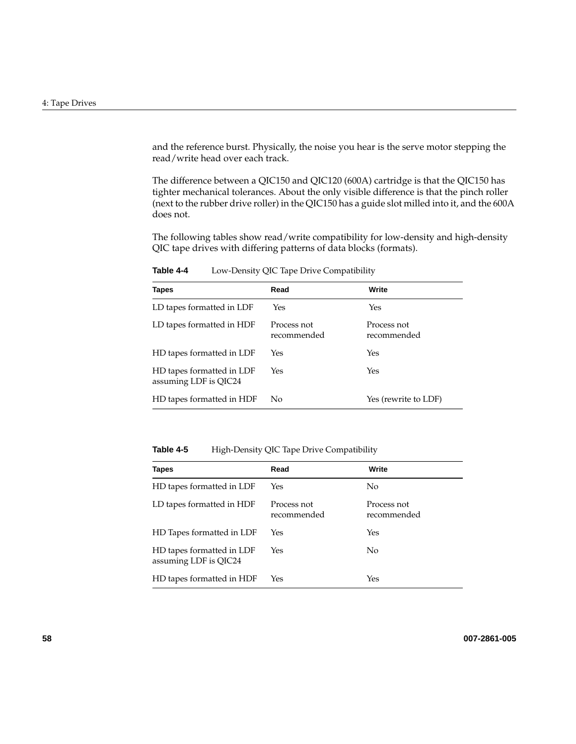and the reference burst. Physically, the noise you hear is the serve motor stepping the read/write head over each track.

The difference between a QIC150 and QIC120 (600A) cartridge is that the QIC150 has tighter mechanical tolerances. About the only visible difference is that the pinch roller (next to the rubber drive roller) in the QIC150 has a guide slot milled into it, and the 600A does not.

The following tables show read/write compatibility for low-density and high-density QIC tape drives with differing patterns of data blocks (formats).

**Table 4-4** Low-Density QIC Tape Drive Compatibility

| Tapes | Read | Write |
| --- | --- | --- |
| LD tapes formatted in LDF | Yes | Yes |
| LD tapes formatted in HDF | Process not recommended | Process not recommended |
| HD tapes formatted in LDF | Yes | Yes |
| HD tapes formatted in LDF assuming LDF is QIC24 | Yes | Yes |
| HD tapes formatted in HDF | No | Yes (rewrite to LDF) |

**Table 4-5** High-Density QIC Tape Drive Compatibility

| Tapes | Read | Write |
| --- | --- | --- |
| HD tapes formatted in LDF | Yes | No |
| LD tapes formatted in HDF | Process not recommended | Process not recommended |
| HD Tapes formatted in LDF | Yes | Yes |
| HD tapes formatted in LDF assuming LDF is QIC24 | Yes | No |
| HD tapes formatted in HDF | Yes | Yes |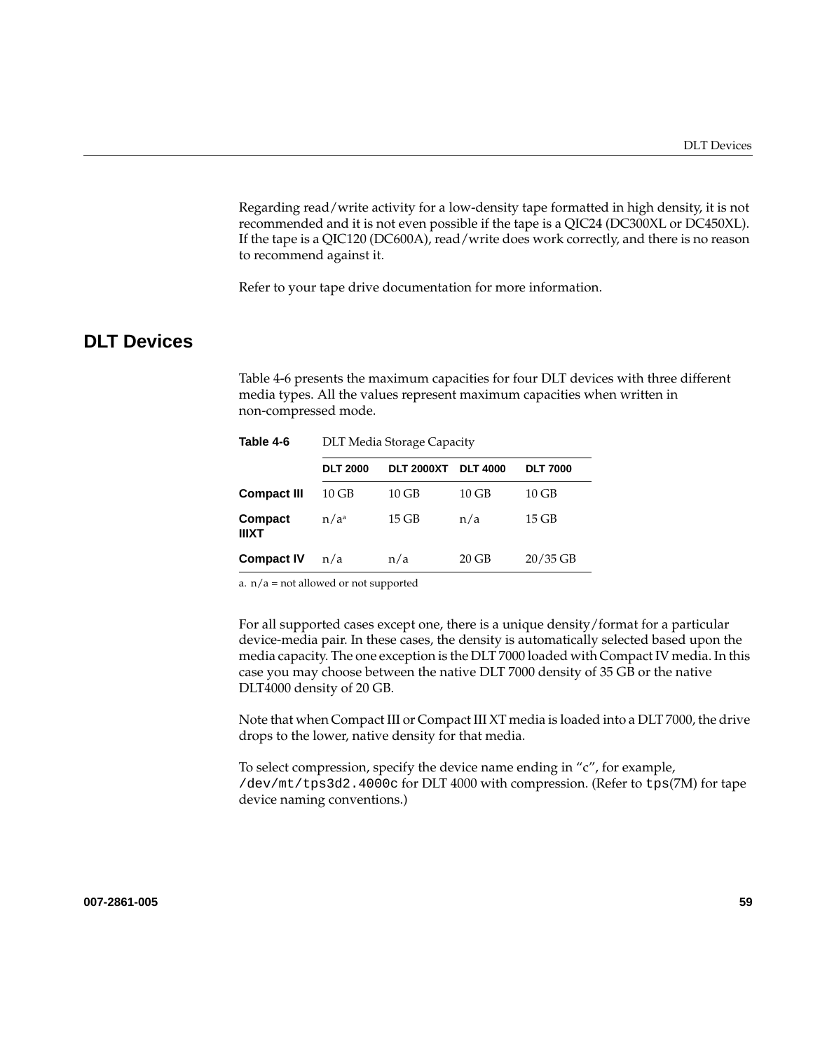Regarding read/write activity for a low-density tape formatted in high density, it is not recommended and it is not even possible if the tape is a QIC24 (DC300XL or DC450XL). If the tape is a QIC120 (DC600A), read/write does work correctly, and there is no reason to recommend against it.

Refer to your tape drive documentation for more information.

## DLT Devices

Table 4-6 presents the maximum capacities for four DLT devices with three different media types. All the values represent maximum capacities when written in non-compressed mode.

**Table 4-6** DLT Media Storage Capacity

| | DLT 2000 | DLT 2000XT | DLT 4000 | DLT 7000 |
|---|---|---|---|---|
| **Compact III** | 10 GB | 10 GB | 10 GB | 10 GB |
| **Compact IIIXT** | n/a[a] | 15 GB | n/a | 15 GB |
| **Compact IV** | n/a | n/a | 20 GB | 20/35 GB |

a. n/a = not allowed or not supported

For all supported cases except one, there is a unique density/format for a particular device-media pair. In these cases, the density is automatically selected based upon the media capacity. The one exception is the DLT 7000 loaded with Compact IV media. In this case you may choose between the native DLT 7000 density of 35 GB or the native DLT4000 density of 20 GB.

Note that when Compact III or Compact III XT media is loaded into a DLT 7000, the drive drops to the lower, native density for that media.

To select compression, specify the device name ending in "c", for example, `/dev/mt/tps3d2.4000c` for DLT 4000 with compression. (Refer to `tps`(7M) for tape device naming conventions.)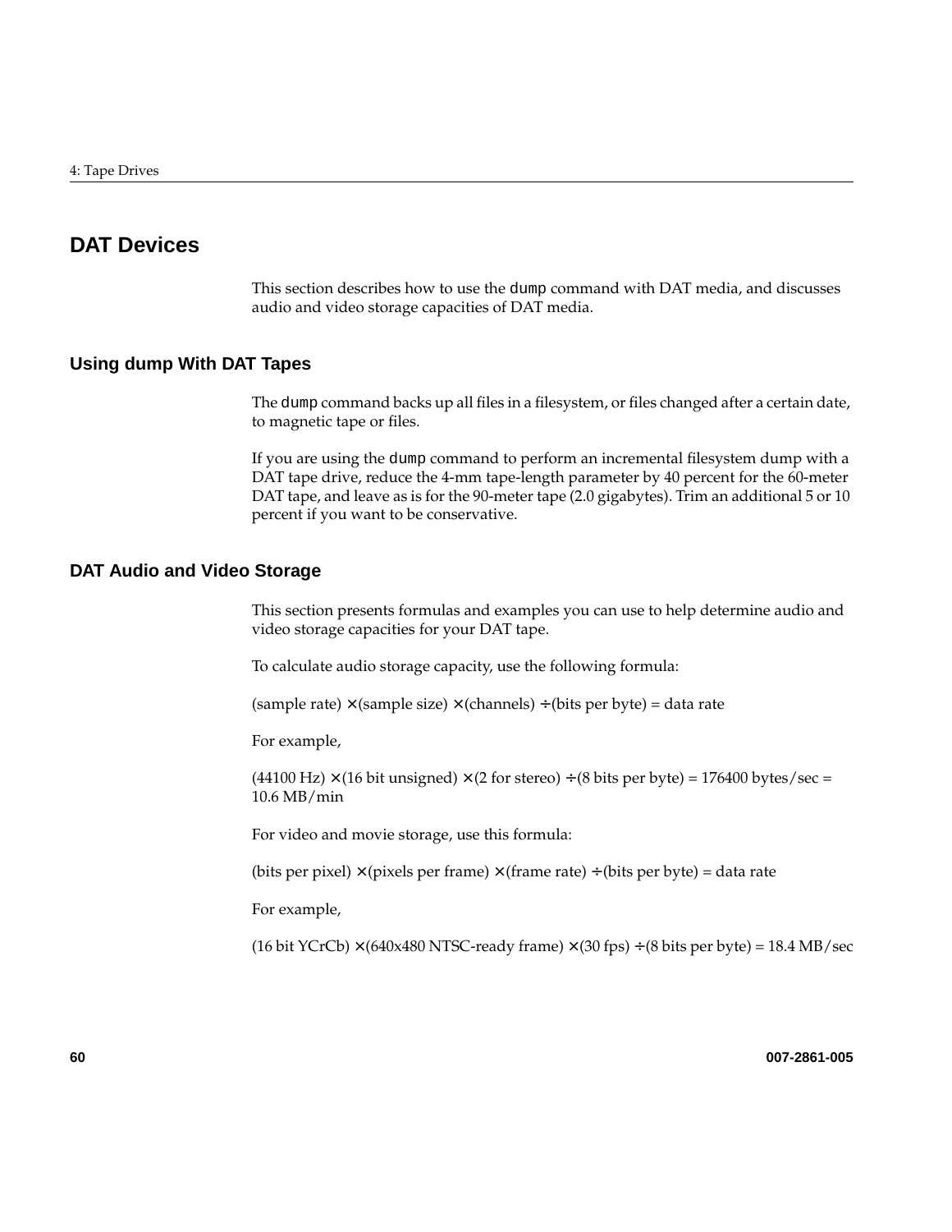## DAT Devices

This section describes how to use the `dump` command with DAT media, and discusses audio and video storage capacities of DAT media.

### Using dump With DAT Tapes

The `dump` command backs up all files in a filesystem, or files changed after a certain date, to magnetic tape or files.

If you are using the `dump` command to perform an incremental filesystem dump with a DAT tape drive, reduce the 4-mm tape-length parameter by 40 percent for the 60-meter DAT tape, and leave as is for the 90-meter tape (2.0 gigabytes). Trim an additional 5 or 10 percent if you want to be conservative.

### DAT Audio and Video Storage

This section presents formulas and examples you can use to help determine audio and video storage capacities for your DAT tape.

To calculate audio storage capacity, use the following formula:

(sample rate) × (sample size) × (channels) ÷ (bits per byte) = data rate

For example,

(44100 Hz) × (16 bit unsigned) × (2 for stereo) ÷ (8 bits per byte) = 176400 bytes/sec = 10.6 MB/min

For video and movie storage, use this formula:

(bits per pixel) × (pixels per frame) × (frame rate) ÷ (bits per byte) = data rate

For example,

(16 bit YCrCb) × (640x480 NTSC-ready frame) × (30 fps) ÷ (8 bits per byte) = 18.4 MB/sec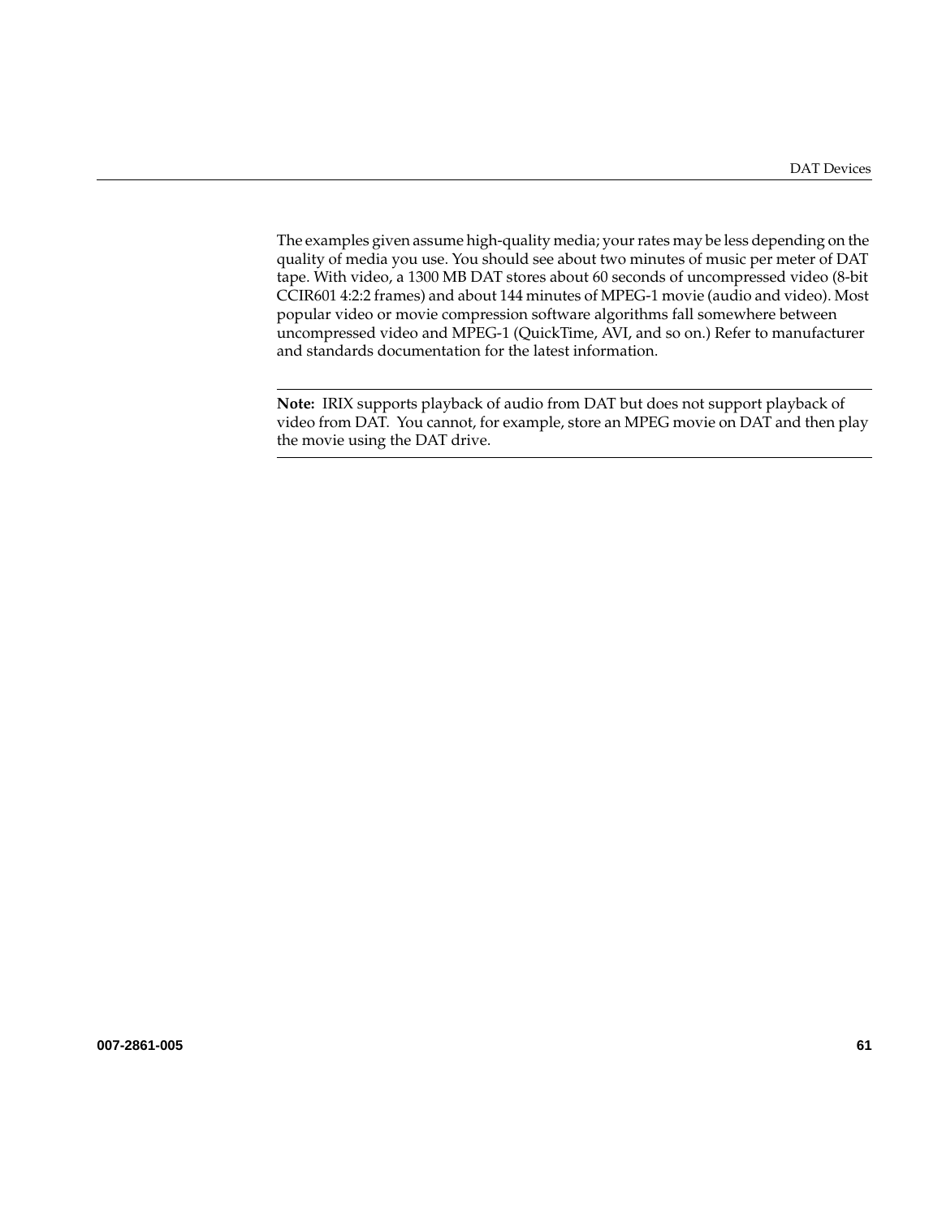The examples given assume high-quality media; your rates may be less depending on the quality of media you use. You should see about two minutes of music per meter of DAT tape. With video, a 1300 MB DAT stores about 60 seconds of uncompressed video (8-bit CCIR601 4:2:2 frames) and about 144 minutes of MPEG-1 movie (audio and video). Most popular video or movie compression software algorithms fall somewhere between uncompressed video and MPEG-1 (QuickTime, AVI, and so on.) Refer to manufacturer and standards documentation for the latest information.

---

**Note:** IRIX supports playback of audio from DAT but does not support playback of video from DAT. You cannot, for example, store an MPEG movie on DAT and then play the movie using the DAT drive.

---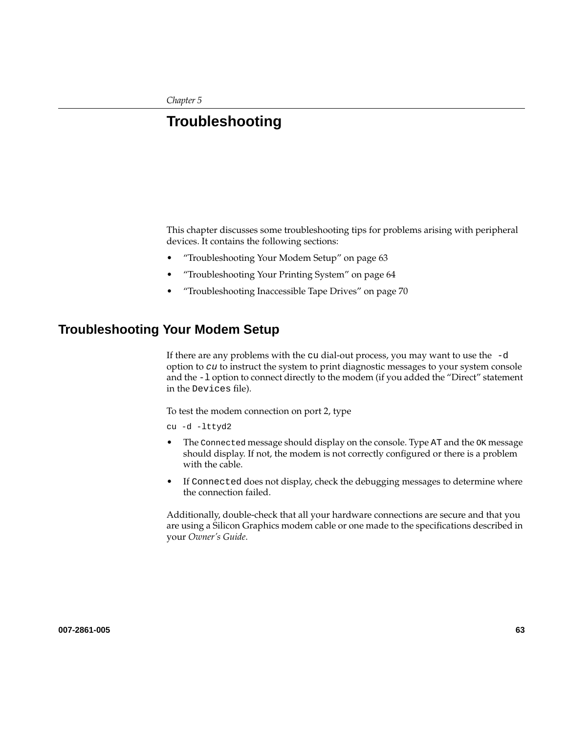*Chapter 5*

# Troubleshooting

This chapter discusses some troubleshooting tips for problems arising with peripheral devices. It contains the following sections:

- “Troubleshooting Your Modem Setup” on page 63
- “Troubleshooting Your Printing System” on page 64
- “Troubleshooting Inaccessible Tape Drives” on page 70

## Troubleshooting Your Modem Setup

If there are any problems with the `cu` dial-out process, you may want to use the `-d` option to *`cu`* to instruct the system to print diagnostic messages to your system console and the `-l` option to connect directly to the modem (if you added the “Direct” statement in the `Devices` file).

To test the modem connection on port 2, type

```
cu -d -lttyd2
```

- The `Connected` message should display on the console. Type `AT` and the `OK` message should display. If not, the modem is not correctly configured or there is a problem with the cable.
- If `Connected` does not display, check the debugging messages to determine where the connection failed.

Additionally, double-check that all your hardware connections are secure and that you are using a Silicon Graphics modem cable or one made to the specifications described in your *Owner’s Guide*.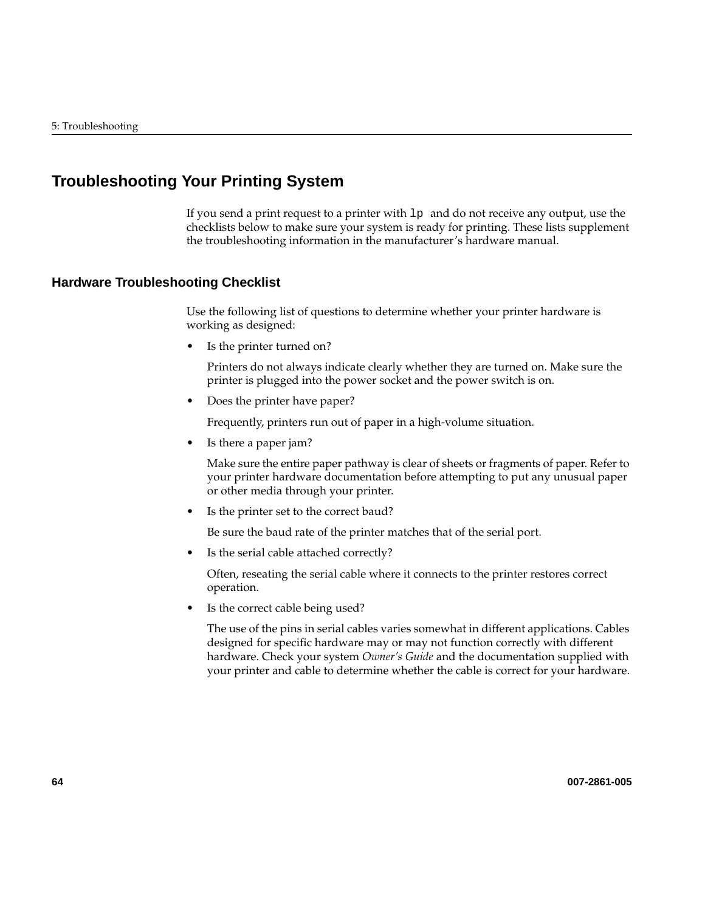## Troubleshooting Your Printing System

If you send a print request to a printer with `lp` and do not receive any output, use the checklists below to make sure your system is ready for printing. These lists supplement the troubleshooting information in the manufacturer's hardware manual.

### Hardware Troubleshooting Checklist

Use the following list of questions to determine whether your printer hardware is working as designed:

- Is the printer turned on?

  Printers do not always indicate clearly whether they are turned on. Make sure the printer is plugged into the power socket and the power switch is on.

- Does the printer have paper?

  Frequently, printers run out of paper in a high-volume situation.

- Is there a paper jam?

  Make sure the entire paper pathway is clear of sheets or fragments of paper. Refer to your printer hardware documentation before attempting to put any unusual paper or other media through your printer.

- Is the printer set to the correct baud?

  Be sure the baud rate of the printer matches that of the serial port.

- Is the serial cable attached correctly?

  Often, reseating the serial cable where it connects to the printer restores correct operation.

- Is the correct cable being used?

  The use of the pins in serial cables varies somewhat in different applications. Cables designed for specific hardware may or may not function correctly with different hardware. Check your system *Owner's Guide* and the documentation supplied with your printer and cable to determine whether the cable is correct for your hardware.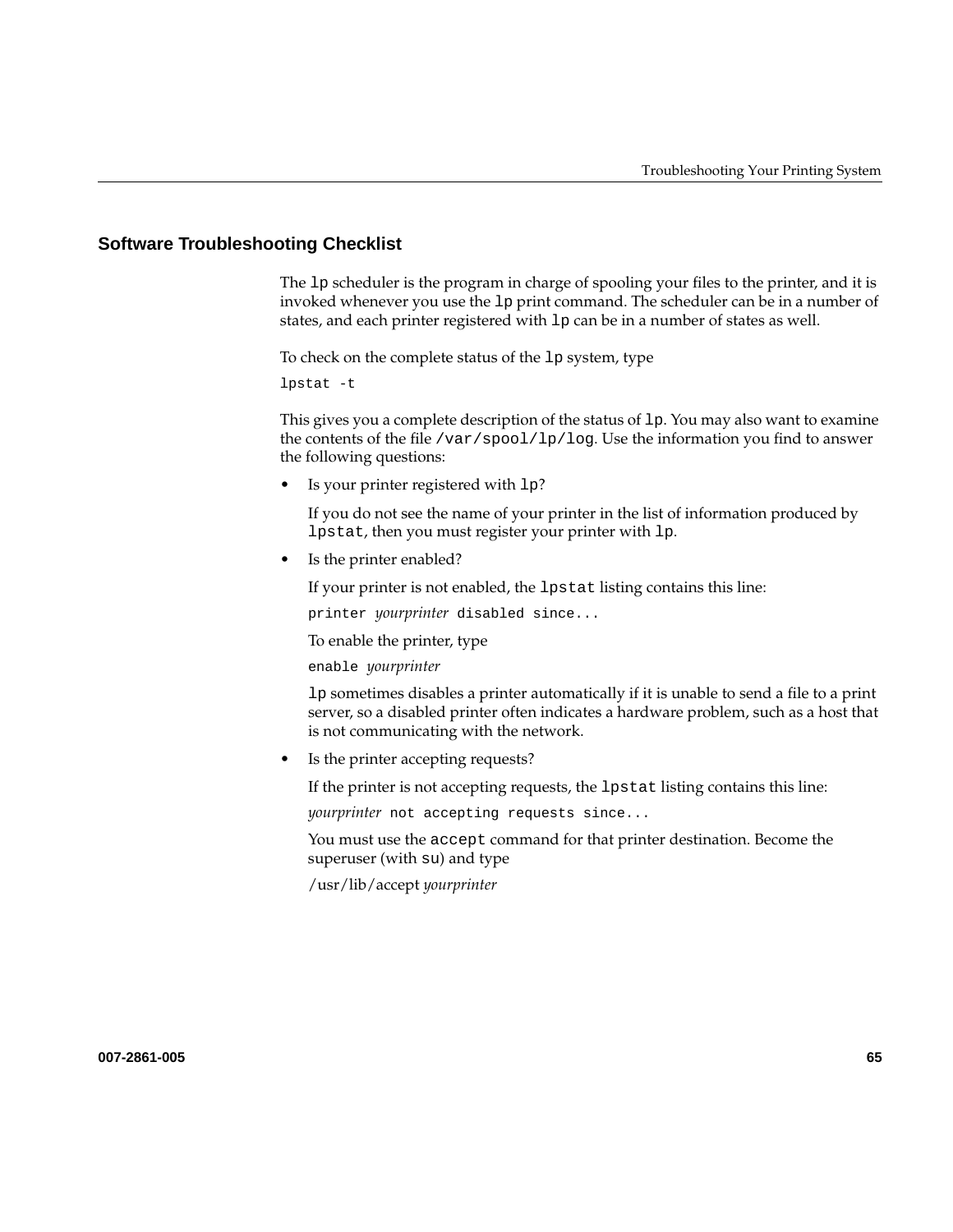## Software Troubleshooting Checklist

The `lp` scheduler is the program in charge of spooling your files to the printer, and it is invoked whenever you use the `lp` print command. The scheduler can be in a number of states, and each printer registered with `lp` can be in a number of states as well.

To check on the complete status of the `lp` system, type

```
lpstat -t
```

This gives you a complete description of the status of `lp`. You may also want to examine the contents of the file `/var/spool/lp/log`. Use the information you find to answer the following questions:

- Is your printer registered with `lp`?

  If you do not see the name of your printer in the list of information produced by `lpstat`, then you must register your printer with `lp`.

- Is the printer enabled?

  If your printer is not enabled, the `lpstat` listing contains this line:

  `printer` *yourprinter* `disabled since...`

  To enable the printer, type

  `enable` *yourprinter*

  `lp` sometimes disables a printer automatically if it is unable to send a file to a print server, so a disabled printer often indicates a hardware problem, such as a host that is not communicating with the network.

- Is the printer accepting requests?

  If the printer is not accepting requests, the `lpstat` listing contains this line:

  *yourprinter* `not accepting requests since...`

  You must use the `accept` command for that printer destination. Become the superuser (with `su`) and type

  /usr/lib/accept *yourprinter*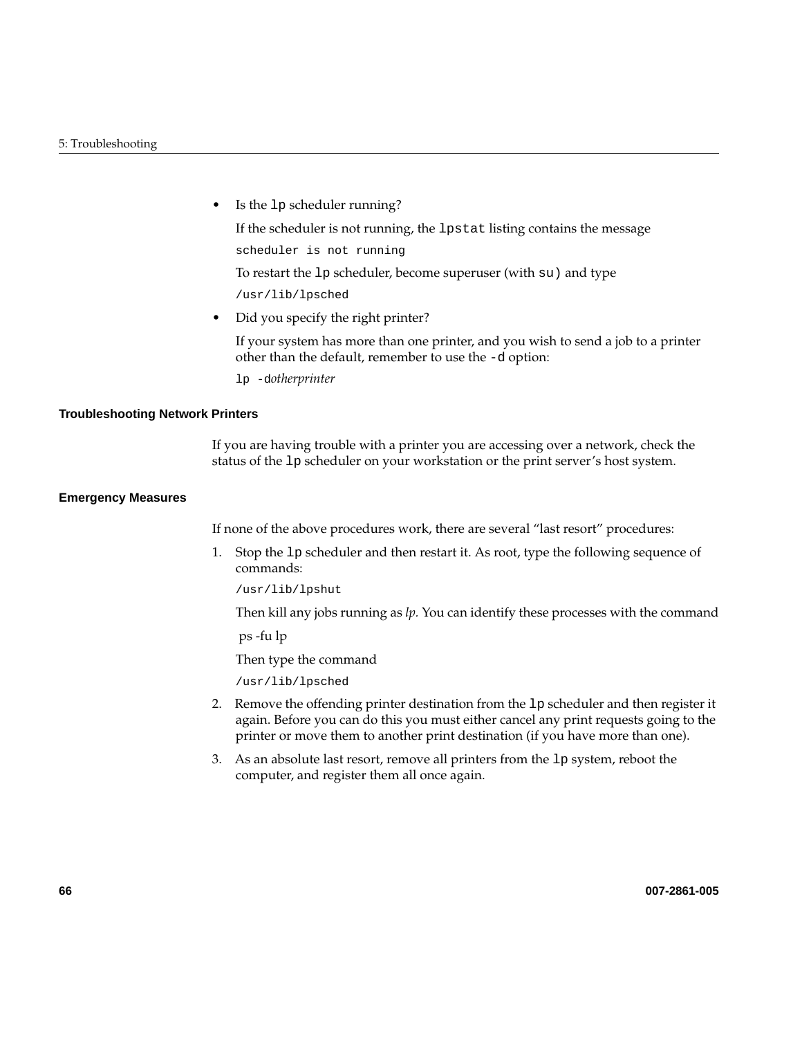- Is the `lp` scheduler running?

  If the scheduler is not running, the `lpstat` listing contains the message

  ```
  scheduler is not running
  ```

  To restart the `lp` scheduler, become superuser (with `su)` and type

  ```
  /usr/lib/lpsched
  ```

- Did you specify the right printer?

  If your system has more than one printer, and you wish to send a job to a printer other than the default, remember to use the `-d` option:

  `lp -d`*otherprinter*

### Troubleshooting Network Printers

If you are having trouble with a printer you are accessing over a network, check the status of the `lp` scheduler on your workstation or the print server's host system.

### Emergency Measures

If none of the above procedures work, there are several "last resort" procedures:

1. Stop the `lp` scheduler and then restart it. As root, type the following sequence of commands:

   ```
   /usr/lib/lpshut
   ```

   Then kill any jobs running as *lp*. You can identify these processes with the command

   ps -fu lp

   Then type the command

   ```
   /usr/lib/lpsched
   ```

2. Remove the offending printer destination from the `lp` scheduler and then register it again. Before you can do this you must either cancel any print requests going to the printer or move them to another print destination (if you have more than one).

3. As an absolute last resort, remove all printers from the `lp` system, reboot the computer, and register them all once again.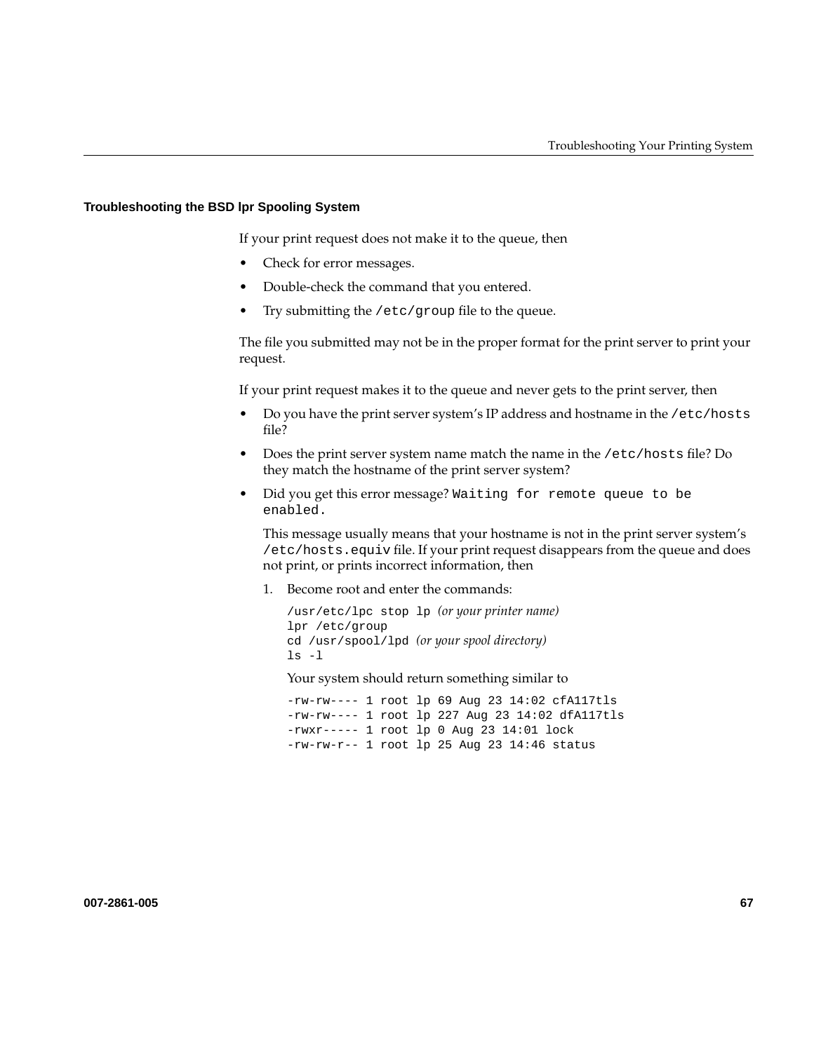### Troubleshooting the BSD lpr Spooling System

If your print request does not make it to the queue, then

- Check for error messages.
- Double-check the command that you entered.
- Try submitting the `/etc/group` file to the queue.

The file you submitted may not be in the proper format for the print server to print your request.

If your print request makes it to the queue and never gets to the print server, then

- Do you have the print server system's IP address and hostname in the `/etc/hosts` file?
- Does the print server system name match the name in the `/etc/hosts` file? Do they match the hostname of the print server system?
- Did you get this error message? `Waiting for remote queue to be enabled.`

  This message usually means that your hostname is not in the print server system's `/etc/hosts.equiv` file. If your print request disappears from the queue and does not print, or prints incorrect information, then

  1. Become root and enter the commands:

     ```
     /usr/etc/lpc stop lp (or your printer name)
     lpr /etc/group
     cd /usr/spool/lpd (or your spool directory)
     ls -l
     ```

     Your system should return something similar to

     ```
     -rw-rw---- 1 root lp 69 Aug 23 14:02 cfA117tls
     -rw-rw---- 1 root lp 227 Aug 23 14:02 dfA117tls
     -rwxr----- 1 root lp 0 Aug 23 14:01 lock
     -rw-rw-r-- 1 root lp 25 Aug 23 14:46 status
     ```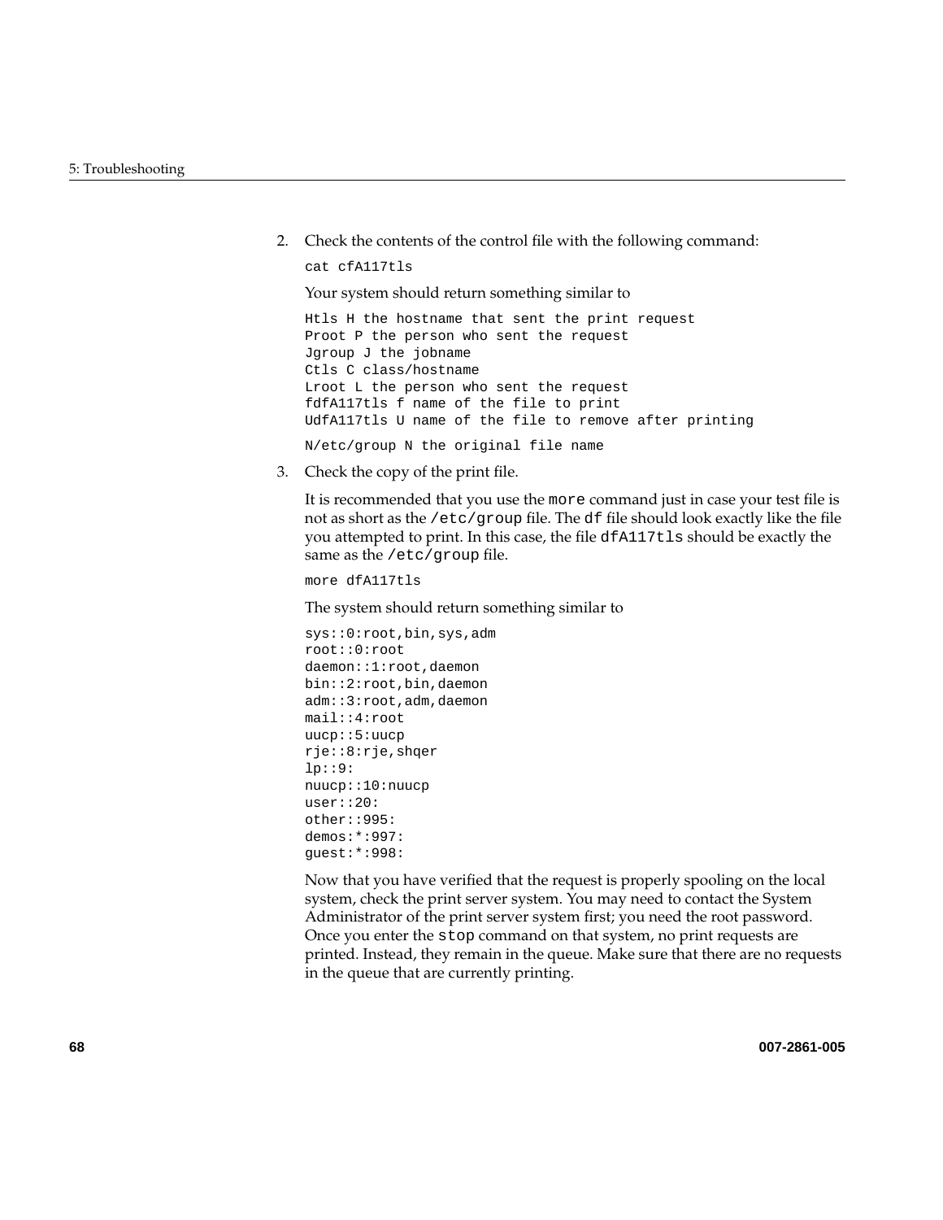2. Check the contents of the control file with the following command:

   ```
   cat cfA117tls
   ```

   Your system should return something similar to

   ```
   Htls H the hostname that sent the print request
   Proot P the person who sent the request
   Jgroup J the jobname
   Ctls C class/hostname
   Lroot L the person who sent the request
   fdfA117tls f name of the file to print
   UdfA117tls U name of the file to remove after printing
   ```

   ```
   N/etc/group N the original file name
   ```

3. Check the copy of the print file.

   It is recommended that you use the `more` command just in case your test file is not as short as the `/etc/group` file. The `df` file should look exactly like the file you attempted to print. In this case, the file `dfA117tls` should be exactly the same as the `/etc/group` file.

   ```
   more dfA117tls
   ```

   The system should return something similar to

   ```
   sys::0:root,bin,sys,adm
   root::0:root
   daemon::1:root,daemon
   bin::2:root,bin,daemon
   adm::3:root,adm,daemon
   mail::4:root
   uucp::5:uucp
   rje::8:rje,shqer
   lp::9:
   nuucp::10:nuucp
   user::20:
   other::995:
   demos:*:997:
   guest:*:998:
   ```

   Now that you have verified that the request is properly spooling on the local system, check the print server system. You may need to contact the System Administrator of the print server system first; you need the root password. Once you enter the `stop` command on that system, no print requests are printed. Instead, they remain in the queue. Make sure that there are no requests in the queue that are currently printing.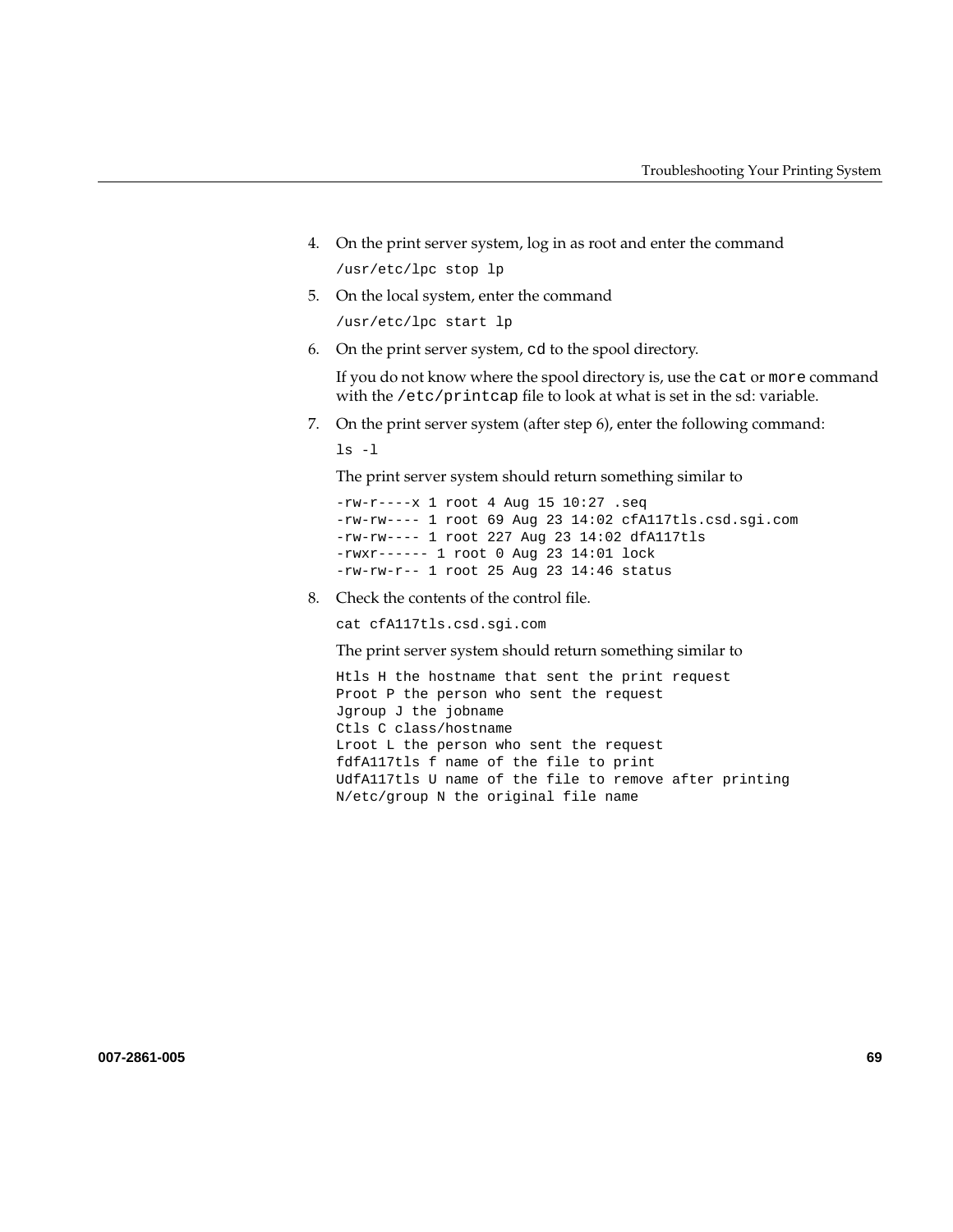4. On the print server system, log in as root and enter the command

   ```
   /usr/etc/lpc stop lp
   ```

5. On the local system, enter the command

   ```
   /usr/etc/lpc start lp
   ```

6. On the print server system, `cd` to the spool directory.

   If you do not know where the spool directory is, use the `cat` or `more` command with the `/etc/printcap` file to look at what is set in the sd: variable.

7. On the print server system (after step 6), enter the following command:

   ```
   ls -l
   ```

   The print server system should return something similar to

   ```
   -rw-r----x 1 root 4 Aug 15 10:27 .seq
   -rw-rw---- 1 root 69 Aug 23 14:02 cfA117tls.csd.sgi.com
   -rw-rw---- 1 root 227 Aug 23 14:02 dfA117tls
   -rwxr------ 1 root 0 Aug 23 14:01 lock
   -rw-rw-r-- 1 root 25 Aug 23 14:46 status
   ```

8. Check the contents of the control file.

   ```
   cat cfA117tls.csd.sgi.com
   ```

   The print server system should return something similar to

   ```
   Htls H the hostname that sent the print request
   Proot P the person who sent the request
   Jgroup J the jobname
   Ctls C class/hostname
   Lroot L the person who sent the request
   fdfA117tls f name of the file to print
   UdfA117tls U name of the file to remove after printing
   N/etc/group N the original file name
   ```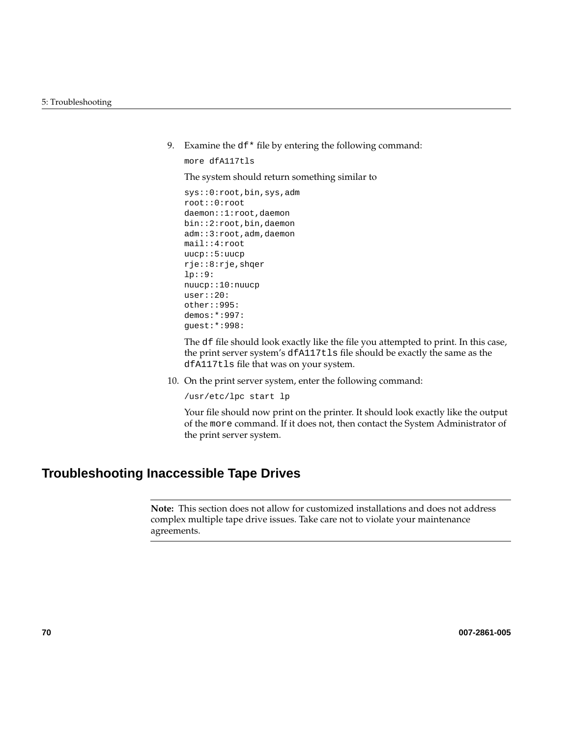9. Examine the `df*` file by entering the following command:

   ```
   more dfA117tls
   ```

   The system should return something similar to

   ```
   sys::0:root,bin,sys,adm
   root::0:root
   daemon::1:root,daemon
   bin::2:root,bin,daemon
   adm::3:root,adm,daemon
   mail::4:root
   uucp::5:uucp
   rje::8:rje,shqer
   lp::9:
   nuucp::10:nuucp
   user::20:
   other::995:
   demos:*:997:
   guest:*:998:
   ```

   The `df` file should look exactly like the file you attempted to print. In this case, the print server system's `dfA117tls` file should be exactly the same as the `dfA117tls` file that was on your system.

10. On the print server system, enter the following command:

    ```
    /usr/etc/lpc start lp
    ```

    Your file should now print on the printer. It should look exactly like the output of the `more` command. If it does not, then contact the System Administrator of the print server system.

## Troubleshooting Inaccessible Tape Drives

---

**Note:** This section does not allow for customized installations and does not address complex multiple tape drive issues. Take care not to violate your maintenance agreements.

---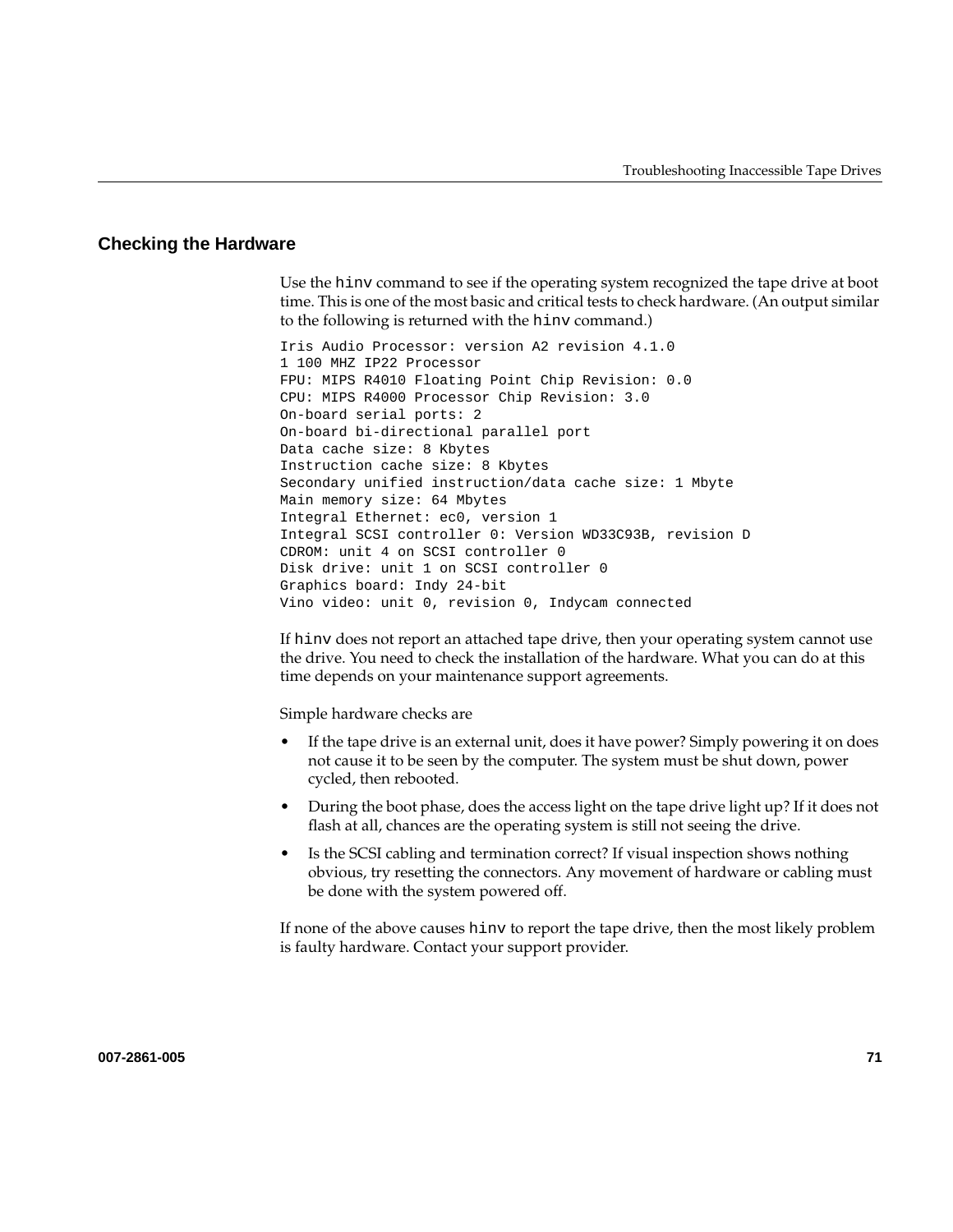## Checking the Hardware

Use the `hinv` command to see if the operating system recognized the tape drive at boot time. This is one of the most basic and critical tests to check hardware. (An output similar to the following is returned with the `hinv` command.)

```
Iris Audio Processor: version A2 revision 4.1.0
1 100 MHZ IP22 Processor
FPU: MIPS R4010 Floating Point Chip Revision: 0.0
CPU: MIPS R4000 Processor Chip Revision: 3.0
On-board serial ports: 2
On-board bi-directional parallel port
Data cache size: 8 Kbytes
Instruction cache size: 8 Kbytes
Secondary unified instruction/data cache size: 1 Mbyte
Main memory size: 64 Mbytes
Integral Ethernet: ec0, version 1
Integral SCSI controller 0: Version WD33C93B, revision D
CDROM: unit 4 on SCSI controller 0
Disk drive: unit 1 on SCSI controller 0
Graphics board: Indy 24-bit
Vino video: unit 0, revision 0, Indycam connected
```

If `hinv` does not report an attached tape drive, then your operating system cannot use the drive. You need to check the installation of the hardware. What you can do at this time depends on your maintenance support agreements.

Simple hardware checks are

- If the tape drive is an external unit, does it have power? Simply powering it on does not cause it to be seen by the computer. The system must be shut down, power cycled, then rebooted.
- During the boot phase, does the access light on the tape drive light up? If it does not flash at all, chances are the operating system is still not seeing the drive.
- Is the SCSI cabling and termination correct? If visual inspection shows nothing obvious, try resetting the connectors. Any movement of hardware or cabling must be done with the system powered off.

If none of the above causes `hinv` to report the tape drive, then the most likely problem is faulty hardware. Contact your support provider.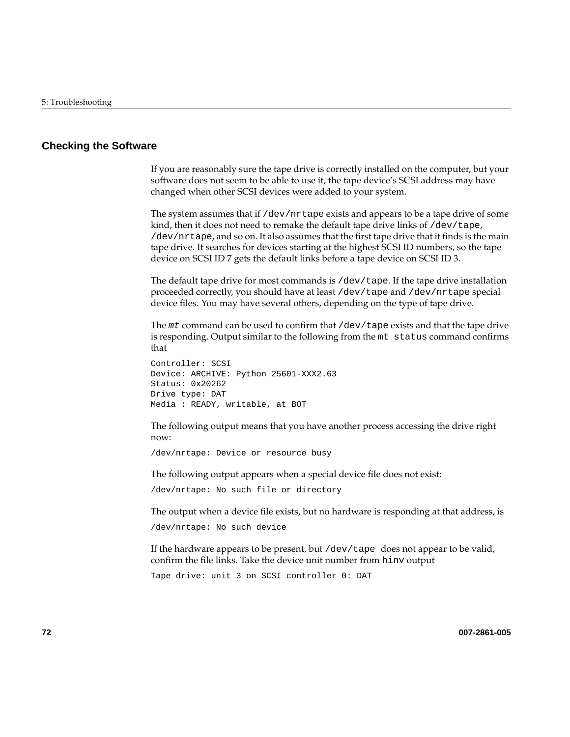## Checking the Software

If you are reasonably sure the tape drive is correctly installed on the computer, but your software does not seem to be able to use it, the tape device's SCSI address may have changed when other SCSI devices were added to your system.

The system assumes that if `/dev/nrtape` exists and appears to be a tape drive of some kind, then it does not need to remake the default tape drive links of `/dev/tape`, `/dev/nrtape`, and so on. It also assumes that the first tape drive that it finds is the main tape drive. It searches for devices starting at the highest SCSI ID numbers, so the tape device on SCSI ID 7 gets the default links before a tape device on SCSI ID 3.

The default tape drive for most commands is `/dev/tape`. If the tape drive installation proceeded correctly, you should have at least `/dev/tape` and `/dev/nrtape` special device files. You may have several others, depending on the type of tape drive.

The *mt* command can be used to confirm that `/dev/tape` exists and that the tape drive is responding. Output similar to the following from the `mt status` command confirms that

```
Controller: SCSI
Device: ARCHIVE: Python 25601-XXX2.63
Status: 0x20262
Drive type: DAT
Media : READY, writable, at BOT
```

The following output means that you have another process accessing the drive right now:

```
/dev/nrtape: Device or resource busy
```

The following output appears when a special device file does not exist:

```
/dev/nrtape: No such file or directory
```

The output when a device file exists, but no hardware is responding at that address, is

```
/dev/nrtape: No such device
```

If the hardware appears to be present, but `/dev/tape` does not appear to be valid, confirm the file links. Take the device unit number from `hinv` output

```
Tape drive: unit 3 on SCSI controller 0: DAT
```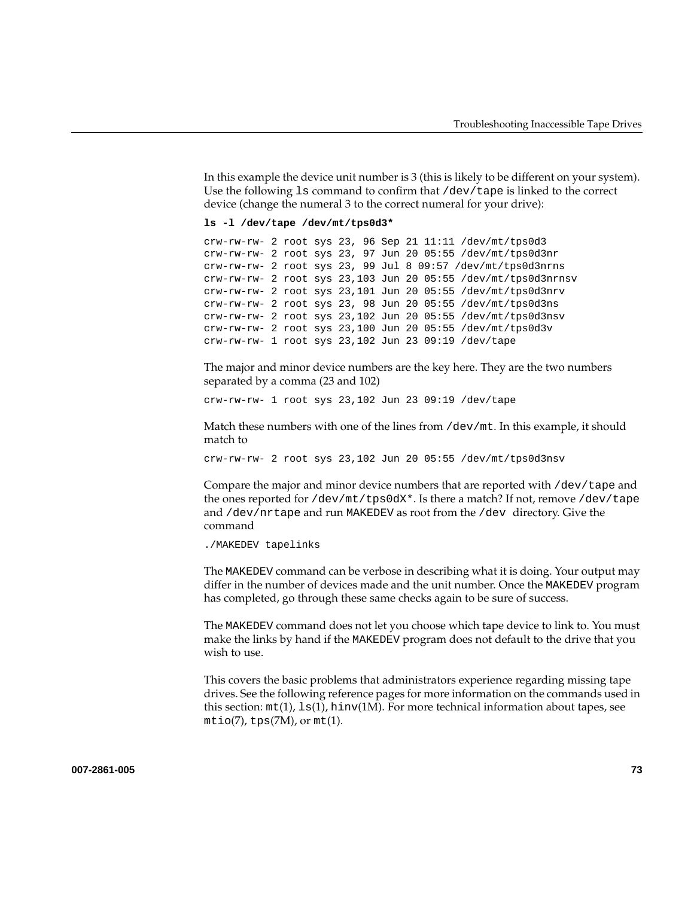In this example the device unit number is 3 (this is likely to be different on your system). Use the following `ls` command to confirm that `/dev/tape` is linked to the correct device (change the numeral 3 to the correct numeral for your drive):

```
ls -l /dev/tape /dev/mt/tps0d3*
```

```
crw-rw-rw- 2 root sys 23, 96 Sep 21 11:11 /dev/mt/tps0d3
crw-rw-rw- 2 root sys 23, 97 Jun 20 05:55 /dev/mt/tps0d3nr
crw-rw-rw- 2 root sys 23, 99 Jul 8 09:57 /dev/mt/tps0d3nrns
crw-rw-rw- 2 root sys 23,103 Jun 20 05:55 /dev/mt/tps0d3nrnsv
crw-rw-rw- 2 root sys 23,101 Jun 20 05:55 /dev/mt/tps0d3nrv
crw-rw-rw- 2 root sys 23, 98 Jun 20 05:55 /dev/mt/tps0d3ns
crw-rw-rw- 2 root sys 23,102 Jun 20 05:55 /dev/mt/tps0d3nsv
crw-rw-rw- 2 root sys 23,100 Jun 20 05:55 /dev/mt/tps0d3v
crw-rw-rw- 1 root sys 23,102 Jun 23 09:19 /dev/tape
```

The major and minor device numbers are the key here. They are the two numbers separated by a comma (23 and 102)

```
crw-rw-rw- 1 root sys 23,102 Jun 23 09:19 /dev/tape
```

Match these numbers with one of the lines from `/dev/mt`. In this example, it should match to

```
crw-rw-rw- 2 root sys 23,102 Jun 20 05:55 /dev/mt/tps0d3nsv
```

Compare the major and minor device numbers that are reported with `/dev/tape` and the ones reported for `/dev/mt/tps0dX*`. Is there a match? If not, remove `/dev/tape` and `/dev/nrtape` and run `MAKEDEV` as root from the `/dev` directory. Give the command

```
./MAKEDEV tapelinks
```

The `MAKEDEV` command can be verbose in describing what it is doing. Your output may differ in the number of devices made and the unit number. Once the `MAKEDEV` program has completed, go through these same checks again to be sure of success.

The `MAKEDEV` command does not let you choose which tape device to link to. You must make the links by hand if the `MAKEDEV` program does not default to the drive that you wish to use.

This covers the basic problems that administrators experience regarding missing tape drives. See the following reference pages for more information on the commands used in this section: `mt`(1), `ls`(1), `hinv`(1M). For more technical information about tapes, see `mtio`(7), `tps`(7M), or `mt`(1).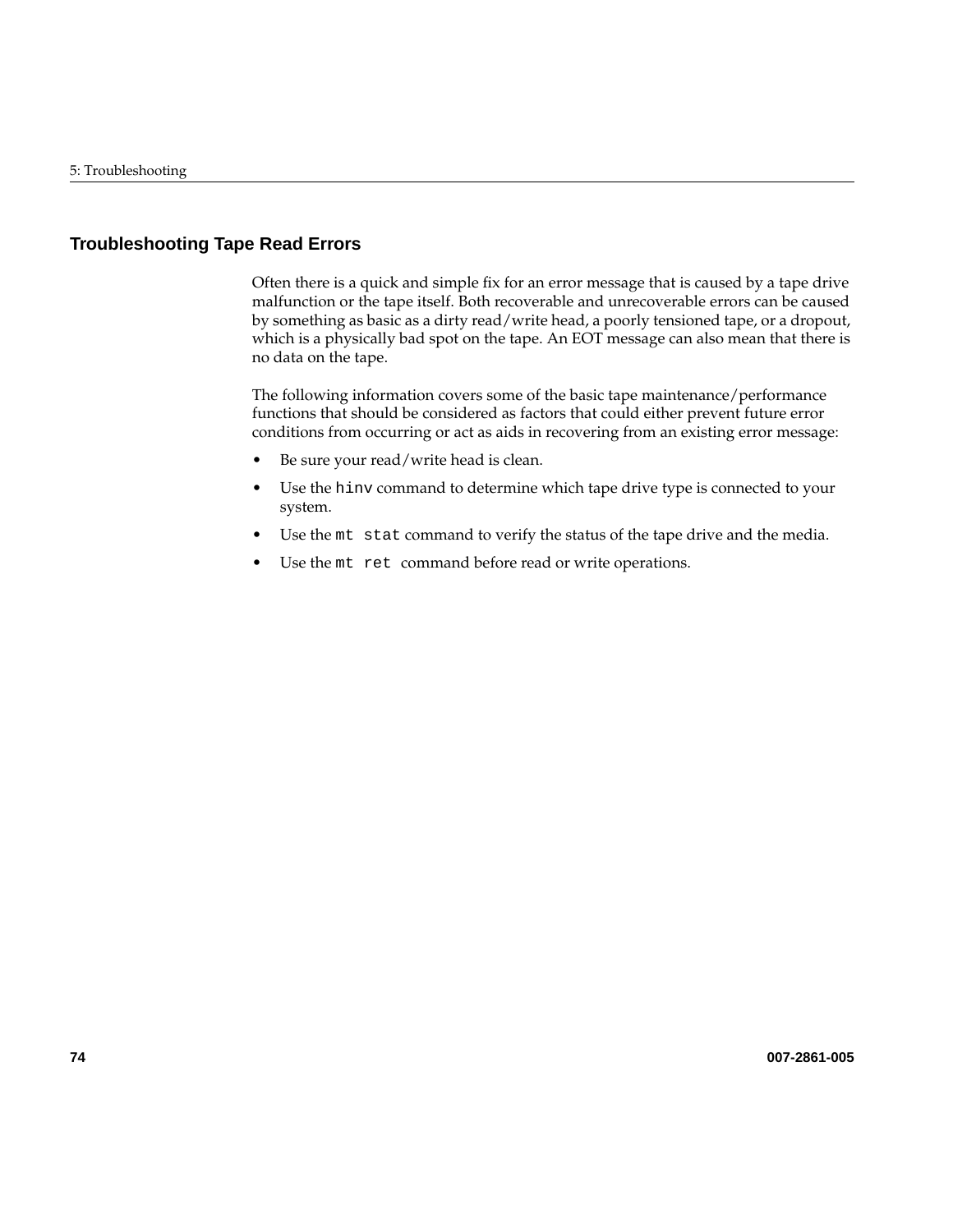## Troubleshooting Tape Read Errors

Often there is a quick and simple fix for an error message that is caused by a tape drive malfunction or the tape itself. Both recoverable and unrecoverable errors can be caused by something as basic as a dirty read/write head, a poorly tensioned tape, or a dropout, which is a physically bad spot on the tape. An EOT message can also mean that there is no data on the tape.

The following information covers some of the basic tape maintenance/performance functions that should be considered as factors that could either prevent future error conditions from occurring or act as aids in recovering from an existing error message:

- Be sure your read/write head is clean.
- Use the `hinv` command to determine which tape drive type is connected to your system.
- Use the `mt stat` command to verify the status of the tape drive and the media.
- Use the `mt ret` command before read or write operations.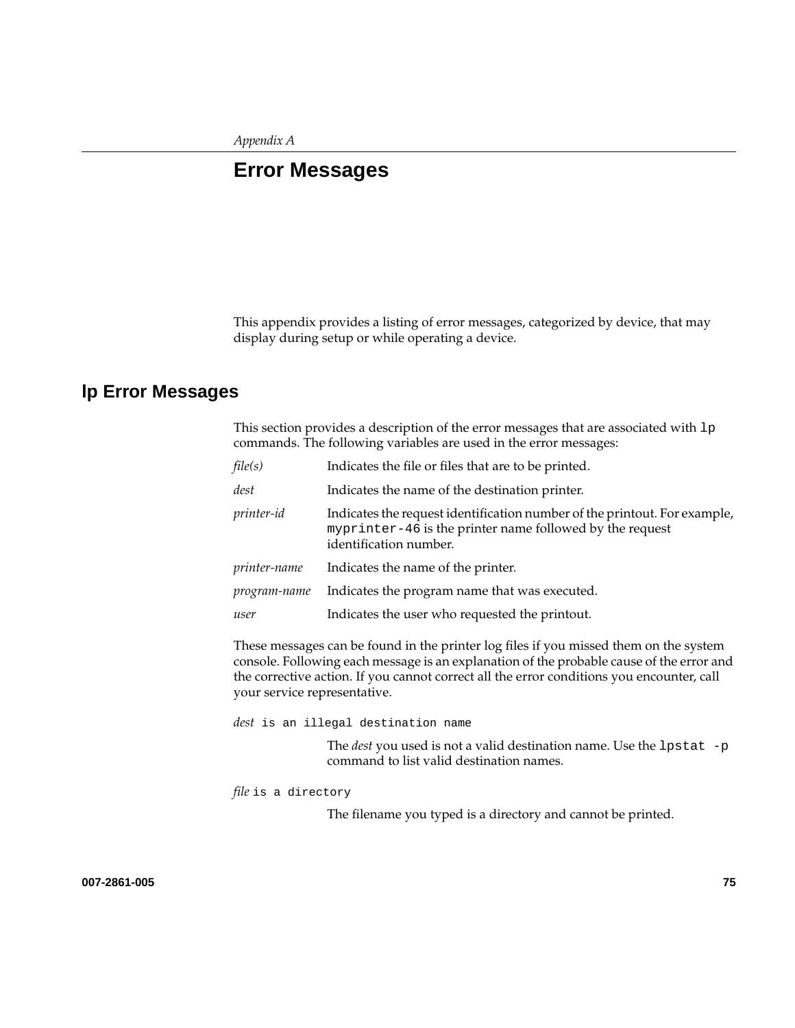*Appendix A*

# Error Messages

This appendix provides a listing of error messages, categorized by device, that may display during setup or while operating a device.

## lp Error Messages

This section provides a description of the error messages that are associated with `lp` commands. The following variables are used in the error messages:

| | |
|---|---|
| *file(s)* | Indicates the file or files that are to be printed. |
| *dest* | Indicates the name of the destination printer. |
| *printer-id* | Indicates the request identification number of the printout. For example, `myprinter-46` is the printer name followed by the request identification number. |
| *printer-name* | Indicates the name of the printer. |
| *program-name* | Indicates the program name that was executed. |
| *user* | Indicates the user who requested the printout. |

These messages can be found in the printer log files if you missed them on the system console. Following each message is an explanation of the probable cause of the error and the corrective action. If you cannot correct all the error conditions you encounter, call your service representative.

*dest* `is an illegal destination name`

The *dest* you used is not a valid destination name. Use the `lpstat -p` command to list valid destination names.

*file* `is a directory`

The filename you typed is a directory and cannot be printed.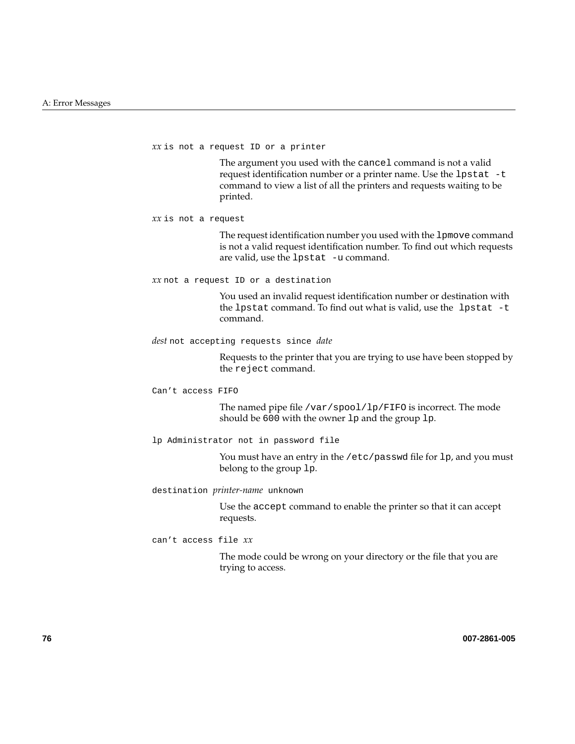*xx* `is not a request ID or a printer`

The argument you used with the `cancel` command is not a valid request identification number or a printer name. Use the `lpstat -t` command to view a list of all the printers and requests waiting to be printed.

*xx* `is not a request`

The request identification number you used with the `lpmove` command is not a valid request identification number. To find out which requests are valid, use the `lpstat -u` command.

*xx* `not a request ID or a destination`

You used an invalid request identification number or destination with the `lpstat` command. To find out what is valid, use the `lpstat -t` command.

*dest* `not accepting requests since` *date*

Requests to the printer that you are trying to use have been stopped by the `reject` command.

`Can't access FIFO`

The named pipe file `/var/spool/lp/FIFO` is incorrect. The mode should be `600` with the owner `lp` and the group `lp`.

`lp Administrator not in password file`

You must have an entry in the `/etc/passwd` file for `lp`, and you must belong to the group `lp`.

`destination` *printer-name* `unknown`

Use the `accept` command to enable the printer so that it can accept requests.

`can't access file` *xx*

The mode could be wrong on your directory or the file that you are trying to access.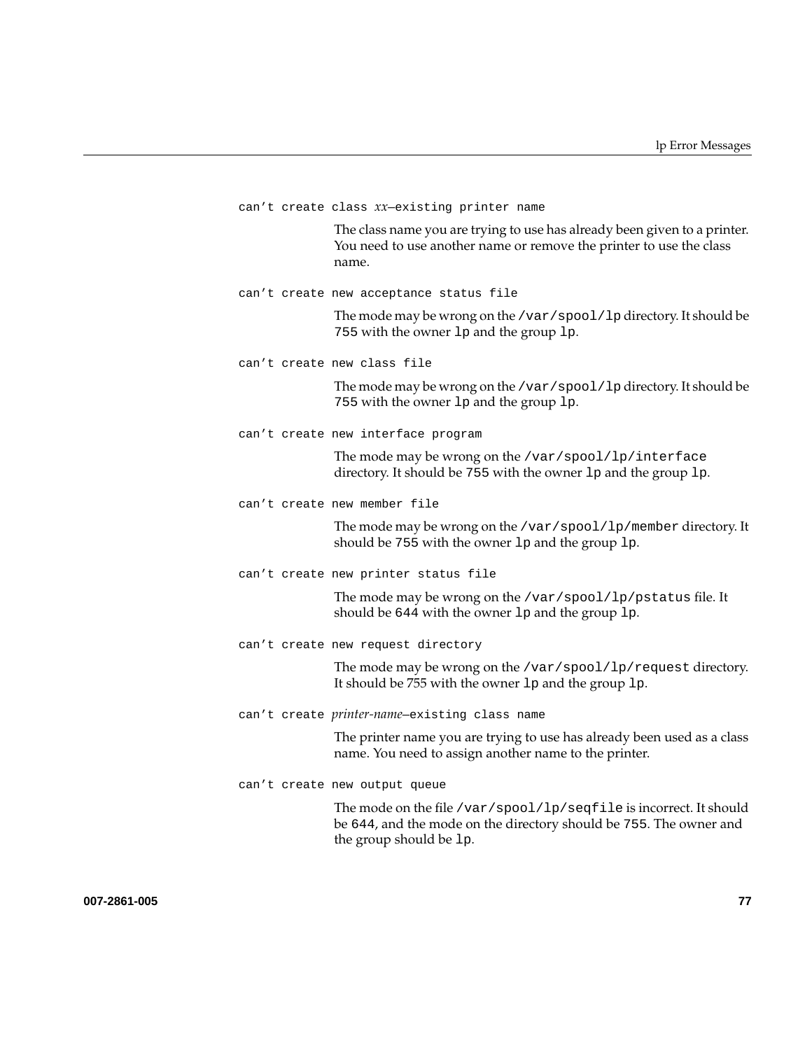`can’t create class` *xx*`–existing printer name`

The class name you are trying to use has already been given to a printer. You need to use another name or remove the printer to use the class name.

`can’t create new acceptance status file`

The mode may be wrong on the `/var/spool/lp` directory. It should be `755` with the owner `lp` and the group `lp`.

`can’t create new class file`

The mode may be wrong on the `/var/spool/lp` directory. It should be `755` with the owner `lp` and the group `lp`.

`can’t create new interface program`

The mode may be wrong on the `/var/spool/lp/interface` directory. It should be `755` with the owner `lp` and the group `lp`.

`can’t create new member file`

The mode may be wrong on the `/var/spool/lp/member` directory. It should be `755` with the owner `lp` and the group `lp`.

`can’t create new printer status file`

The mode may be wrong on the `/var/spool/lp/pstatus` file. It should be `644` with the owner `lp` and the group `lp`.

`can’t create new request directory`

The mode may be wrong on the `/var/spool/lp/request` directory. It should be 755 with the owner `lp` and the group `lp`.

`can’t create` *printer-name*`–existing class name`

The printer name you are trying to use has already been used as a class name. You need to assign another name to the printer.

`can’t create new output queue`

The mode on the file `/var/spool/lp/seqfile` is incorrect. It should be `644`, and the mode on the directory should be `755`. The owner and the group should be `lp`.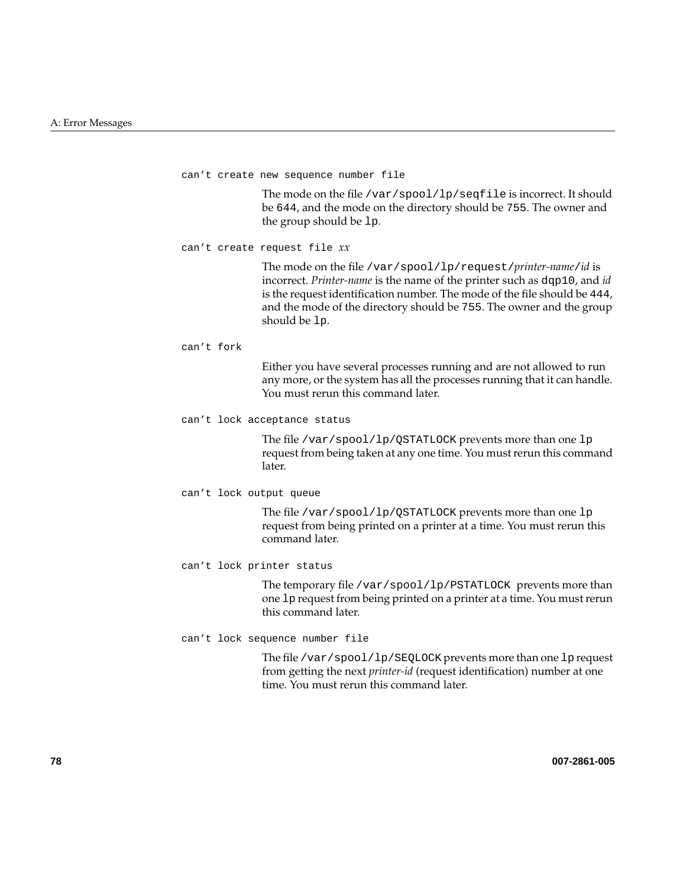`can’t create new sequence number file`

The mode on the file `/var/spool/lp/seqfile` is incorrect. It should be `644`, and the mode on the directory should be `755`. The owner and the group should be `lp`.

`can’t create request file` *xx*

The mode on the file `/var/spool/lp/request/`*printer-name*`/`*id* is incorrect. *Printer-name* is the name of the printer such as `dqp10`, and *id* is the request identification number. The mode of the file should be `444`, and the mode of the directory should be `755`. The owner and the group should be `lp`.

`can’t fork`

Either you have several processes running and are not allowed to run any more, or the system has all the processes running that it can handle. You must rerun this command later.

`can’t lock acceptance status`

The file `/var/spool/lp/QSTATLOCK` prevents more than one `lp` request from being taken at any one time. You must rerun this command later.

`can’t lock output queue`

The file `/var/spool/lp/QSTATLOCK` prevents more than one `lp` request from being printed on a printer at a time. You must rerun this command later.

`can’t lock printer status`

The temporary file `/var/spool/lp/PSTATLOCK` prevents more than one `lp` request from being printed on a printer at a time. You must rerun this command later.

`can’t lock sequence number file`

The file `/var/spool/lp/SEQLOCK` prevents more than one `lp` request from getting the next *printer-id* (request identification) number at one time. You must rerun this command later.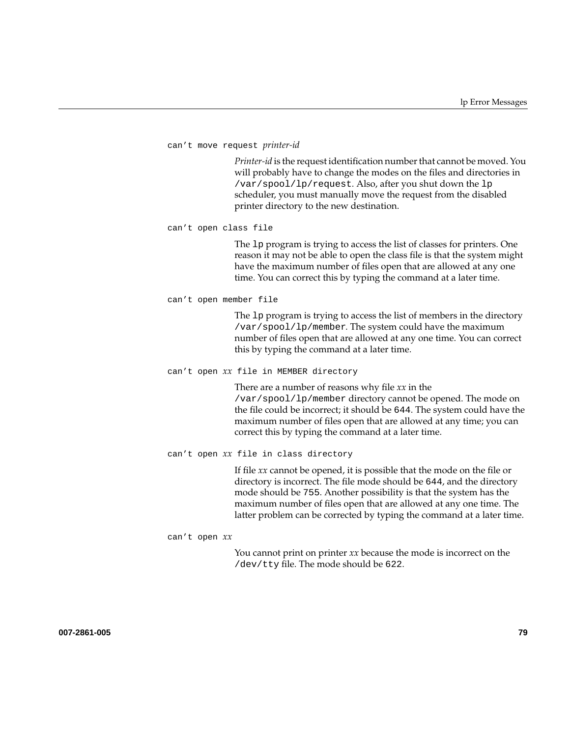`can't move request` *printer-id*

*Printer-id* is the request identification number that cannot be moved. You will probably have to change the modes on the files and directories in `/var/spool/lp/request`. Also, after you shut down the `lp` scheduler, you must manually move the request from the disabled printer directory to the new destination.

`can't open class file`

The `lp` program is trying to access the list of classes for printers. One reason it may not be able to open the class file is that the system might have the maximum number of files open that are allowed at any one time. You can correct this by typing the command at a later time.

`can't open member file`

The `lp` program is trying to access the list of members in the directory `/var/spool/lp/member`. The system could have the maximum number of files open that are allowed at any one time. You can correct this by typing the command at a later time.

`can't open` *xx* `file in MEMBER directory`

There are a number of reasons why file *xx* in the `/var/spool/lp/member` directory cannot be opened. The mode on the file could be incorrect; it should be `644`. The system could have the maximum number of files open that are allowed at any time; you can correct this by typing the command at a later time.

`can't open` *xx* `file in class directory`

If file *xx* cannot be opened, it is possible that the mode on the file or directory is incorrect. The file mode should be `644`, and the directory mode should be `755`. Another possibility is that the system has the maximum number of files open that are allowed at any one time. The latter problem can be corrected by typing the command at a later time.

`can't open` *xx*

You cannot print on printer *xx* because the mode is incorrect on the `/dev/tty` file. The mode should be `622`.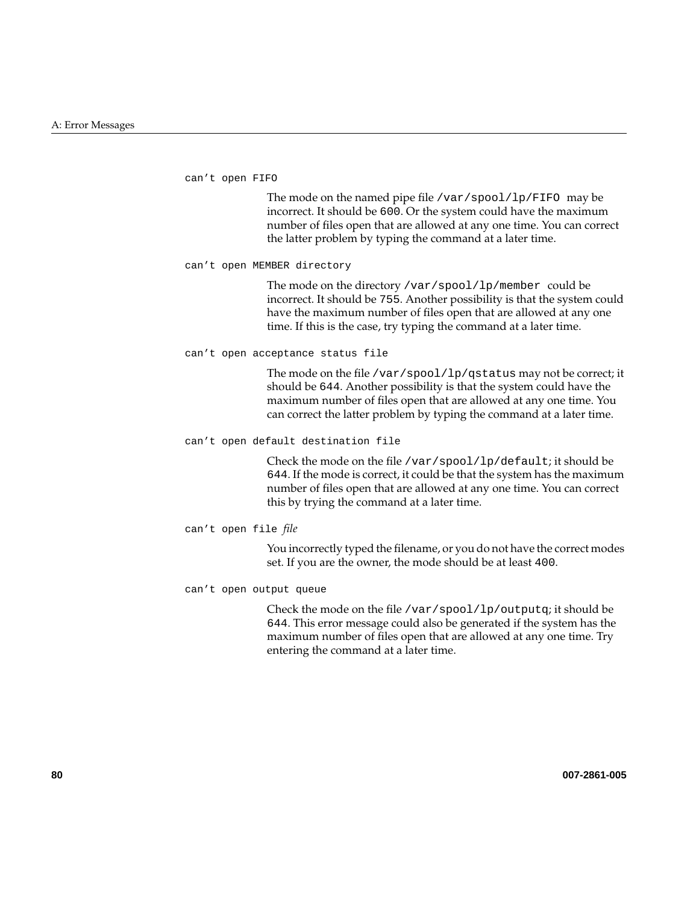`can’t open FIFO`

The mode on the named pipe file `/var/spool/lp/FIFO` may be incorrect. It should be `600`. Or the system could have the maximum number of files open that are allowed at any one time. You can correct the latter problem by typing the command at a later time.

`can’t open MEMBER directory`

The mode on the directory `/var/spool/lp/member` could be incorrect. It should be `755`. Another possibility is that the system could have the maximum number of files open that are allowed at any one time. If this is the case, try typing the command at a later time.

`can’t open acceptance status file`

The mode on the file `/var/spool/lp/qstatus` may not be correct; it should be `644`. Another possibility is that the system could have the maximum number of files open that are allowed at any one time. You can correct the latter problem by typing the command at a later time.

`can’t open default destination file`

Check the mode on the file `/var/spool/lp/default`; it should be `644`. If the mode is correct, it could be that the system has the maximum number of files open that are allowed at any one time. You can correct this by trying the command at a later time.

`can’t open file` *file*

You incorrectly typed the filename, or you do not have the correct modes set. If you are the owner, the mode should be at least `400`.

`can’t open output queue`

Check the mode on the file `/var/spool/lp/outputq`; it should be `644`. This error message could also be generated if the system has the maximum number of files open that are allowed at any one time. Try entering the command at a later time.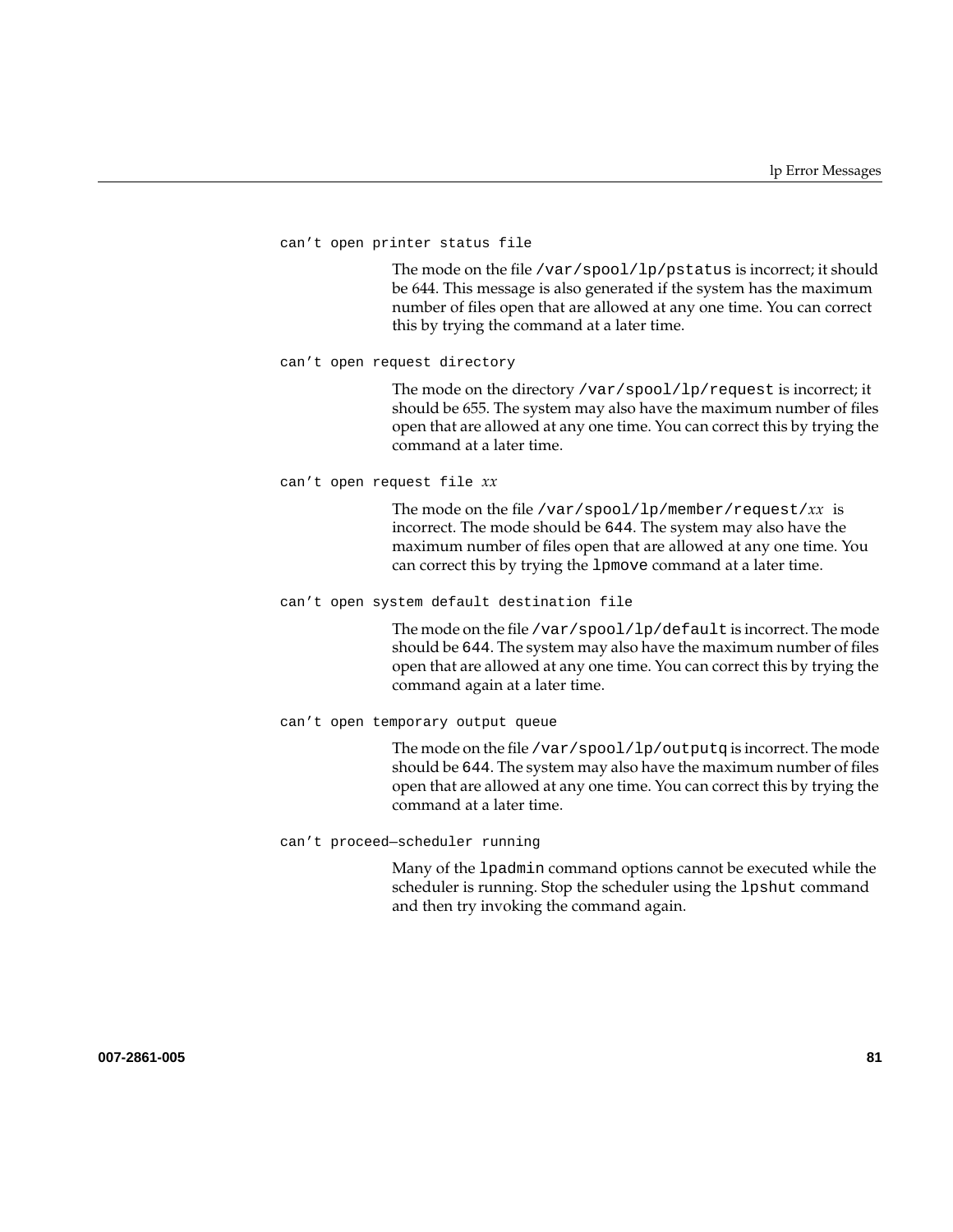`can’t open printer status file`

The mode on the file `/var/spool/lp/pstatus` is incorrect; it should be 644. This message is also generated if the system has the maximum number of files open that are allowed at any one time. You can correct this by trying the command at a later time.

`can’t open request directory`

The mode on the directory `/var/spool/lp/request` is incorrect; it should be 655. The system may also have the maximum number of files open that are allowed at any one time. You can correct this by trying the command at a later time.

`can’t open request file` *xx*

The mode on the file `/var/spool/lp/member/request/`*xx* is incorrect. The mode should be `644`. The system may also have the maximum number of files open that are allowed at any one time. You can correct this by trying the `lpmove` command at a later time.

`can’t open system default destination file`

The mode on the file `/var/spool/lp/default` is incorrect. The mode should be `644`. The system may also have the maximum number of files open that are allowed at any one time. You can correct this by trying the command again at a later time.

`can’t open temporary output queue`

The mode on the file `/var/spool/lp/outputq` is incorrect. The mode should be `644`. The system may also have the maximum number of files open that are allowed at any one time. You can correct this by trying the command at a later time.

`can’t proceed—scheduler running`

Many of the `lpadmin` command options cannot be executed while the scheduler is running. Stop the scheduler using the `lpshut` command and then try invoking the command again.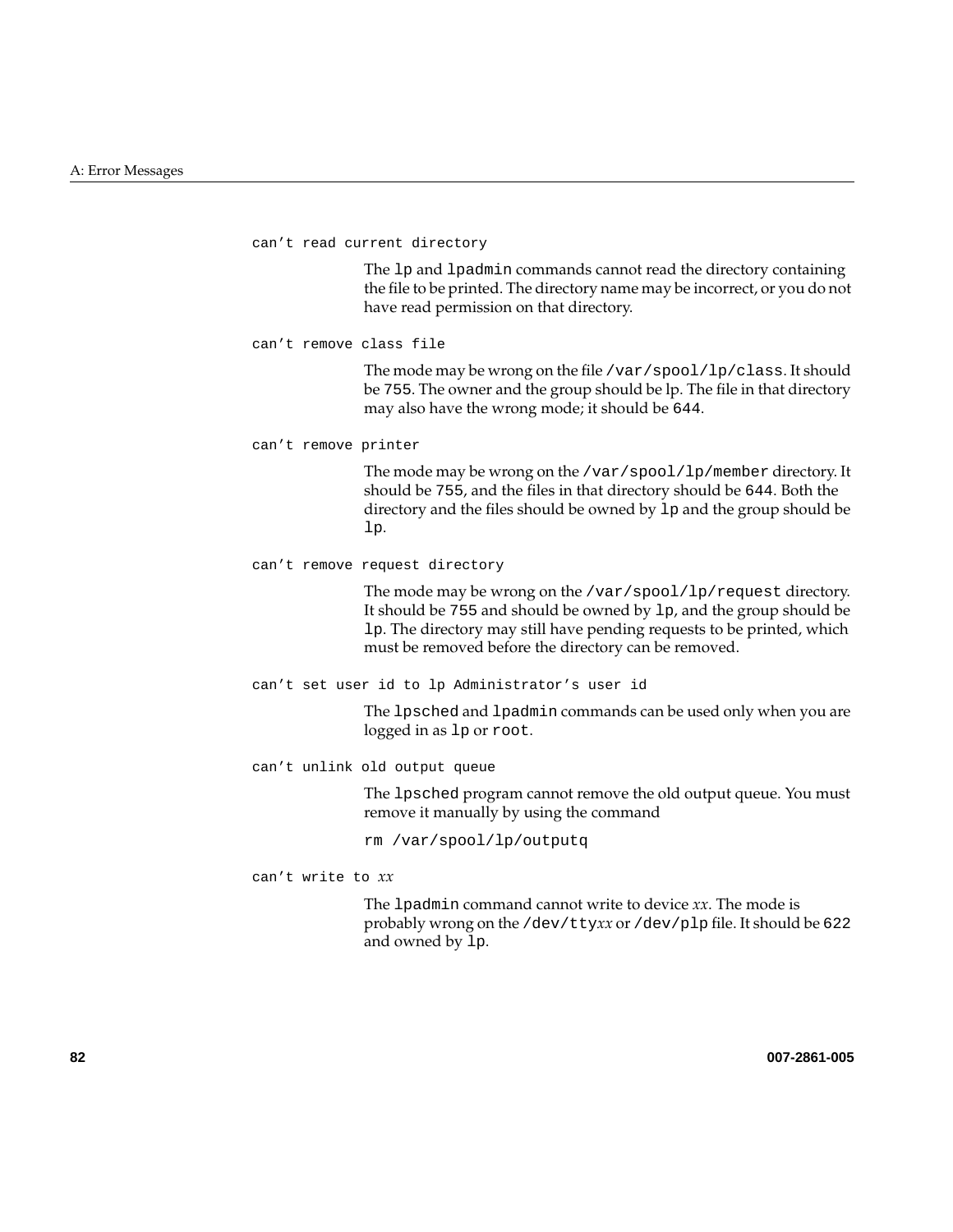`can’t read current directory`

The `lp` and `lpadmin` commands cannot read the directory containing the file to be printed. The directory name may be incorrect, or you do not have read permission on that directory.

`can’t remove class file`

The mode may be wrong on the file `/var/spool/lp/class`. It should be `755`. The owner and the group should be lp. The file in that directory may also have the wrong mode; it should be `644`.

`can’t remove printer`

The mode may be wrong on the `/var/spool/lp/member` directory. It should be `755`, and the files in that directory should be `644`. Both the directory and the files should be owned by `lp` and the group should be `lp`.

`can’t remove request directory`

The mode may be wrong on the `/var/spool/lp/request` directory. It should be `755` and should be owned by `lp`, and the group should be `lp`. The directory may still have pending requests to be printed, which must be removed before the directory can be removed.

`can’t set user id to lp Administrator’s user id`

The `lpsched` and `lpadmin` commands can be used only when you are logged in as `lp` or `root`.

`can’t unlink old output queue`

The `lpsched` program cannot remove the old output queue. You must remove it manually by using the command

```
rm /var/spool/lp/outputq
```

`can’t write to` *xx*

The `lpadmin` command cannot write to device *xx*. The mode is probably wrong on the `/dev/tty`*xx* or `/dev/plp` file. It should be `622` and owned by `lp`.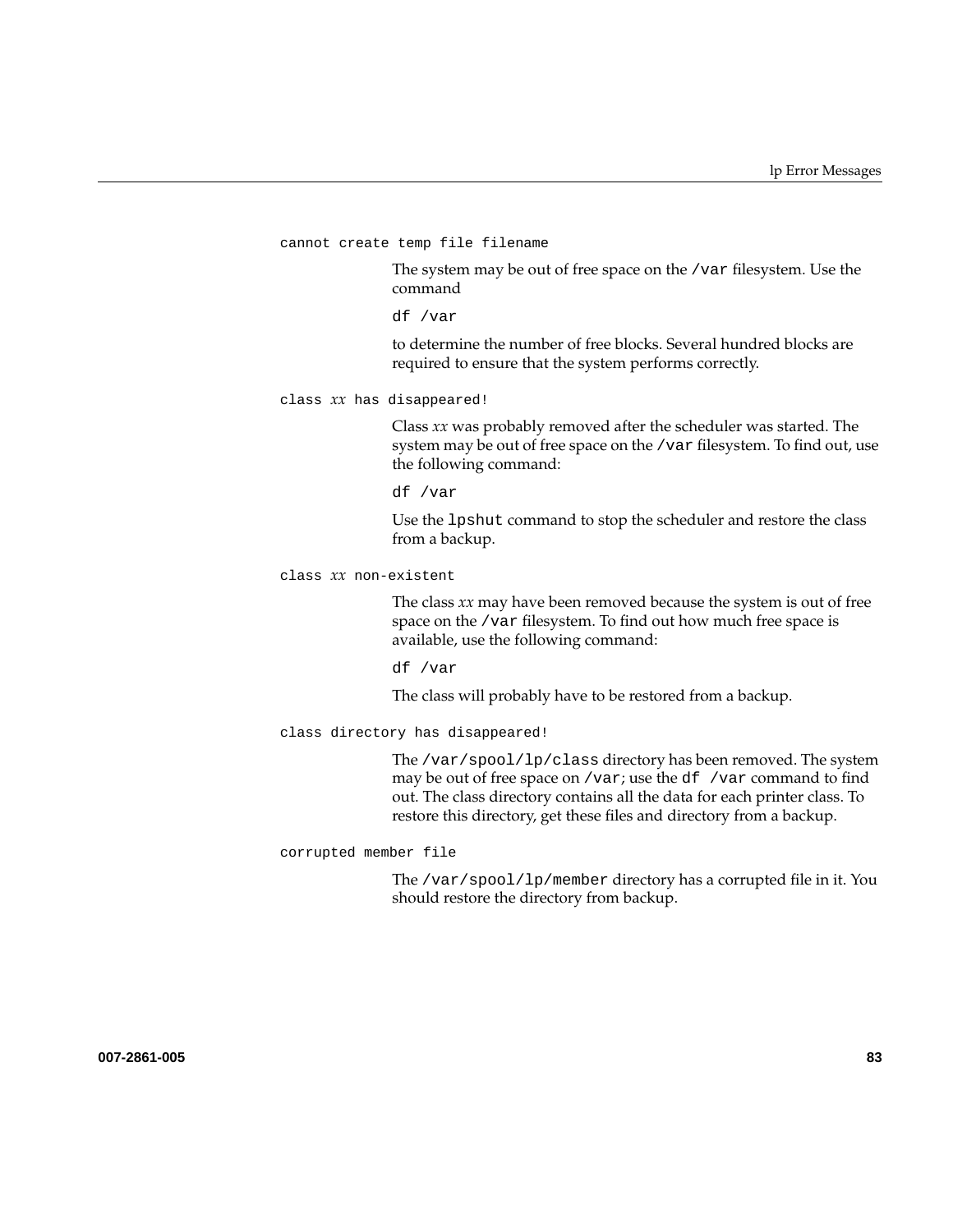`cannot create temp file filename`

The system may be out of free space on the `/var` filesystem. Use the command

```
df /var
```

to determine the number of free blocks. Several hundred blocks are required to ensure that the system performs correctly.

`class` *xx* `has disappeared!`

Class *xx* was probably removed after the scheduler was started. The system may be out of free space on the `/var` filesystem. To find out, use the following command:

```
df /var
```

Use the `lpshut` command to stop the scheduler and restore the class from a backup.

`class` *xx* `non-existent`

The class *xx* may have been removed because the system is out of free space on the `/var` filesystem. To find out how much free space is available, use the following command:

```
df /var
```

The class will probably have to be restored from a backup.

`class directory has disappeared!`

The `/var/spool/lp/class` directory has been removed. The system may be out of free space on `/var`; use the `df /var` command to find out. The class directory contains all the data for each printer class. To restore this directory, get these files and directory from a backup.

`corrupted member file`

The `/var/spool/lp/member` directory has a corrupted file in it. You should restore the directory from backup.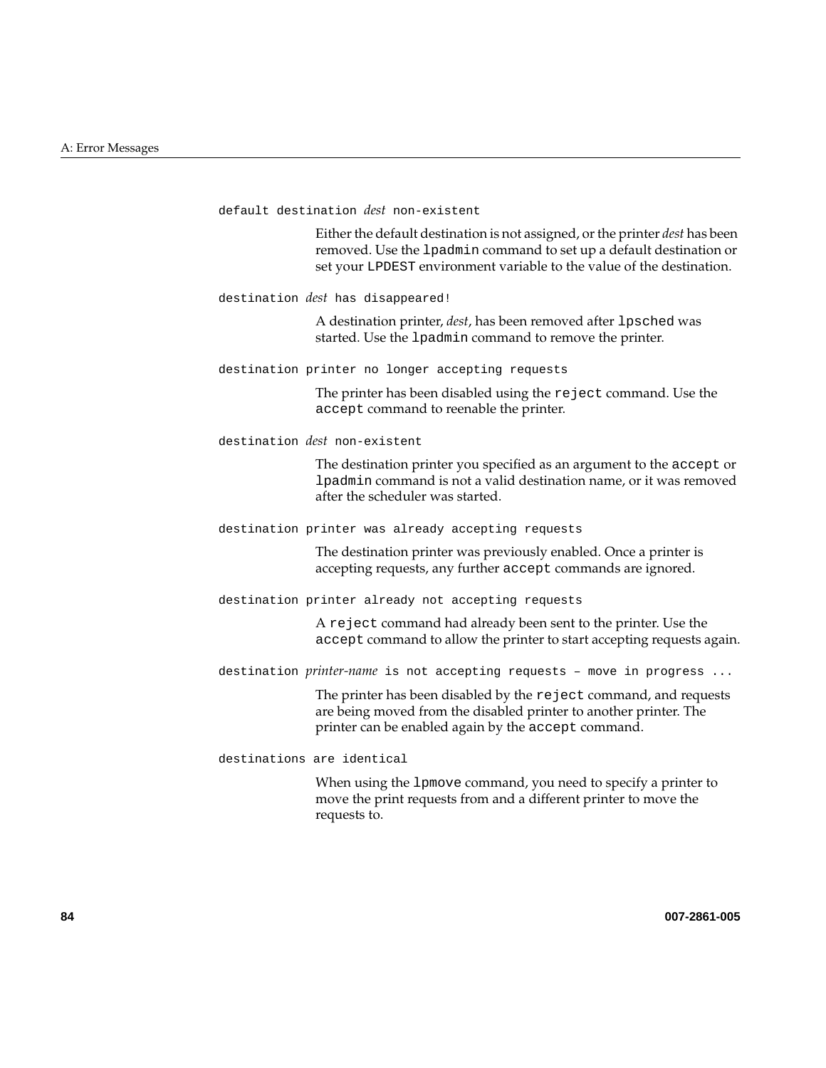`default destination` *dest* `non-existent`

Either the default destination is not assigned, or the printer *dest* has been removed. Use the `lpadmin` command to set up a default destination or set your `LPDEST` environment variable to the value of the destination.

`destination` *dest* `has disappeared!`

A destination printer, *dest*, has been removed after `lpsched` was started. Use the `lpadmin` command to remove the printer.

`destination printer no longer accepting requests`

The printer has been disabled using the `reject` command. Use the `accept` command to reenable the printer.

`destination` *dest* `non-existent`

The destination printer you specified as an argument to the `accept` or `lpadmin` command is not a valid destination name, or it was removed after the scheduler was started.

`destination printer was already accepting requests`

The destination printer was previously enabled. Once a printer is accepting requests, any further `accept` commands are ignored.

`destination printer already not accepting requests`

A `reject` command had already been sent to the printer. Use the `accept` command to allow the printer to start accepting requests again.

`destination` *printer-name* `is not accepting requests – move in progress ...`

The printer has been disabled by the `reject` command, and requests are being moved from the disabled printer to another printer. The printer can be enabled again by the `accept` command.

`destinations are identical`

When using the `lpmove` command, you need to specify a printer to move the print requests from and a different printer to move the requests to.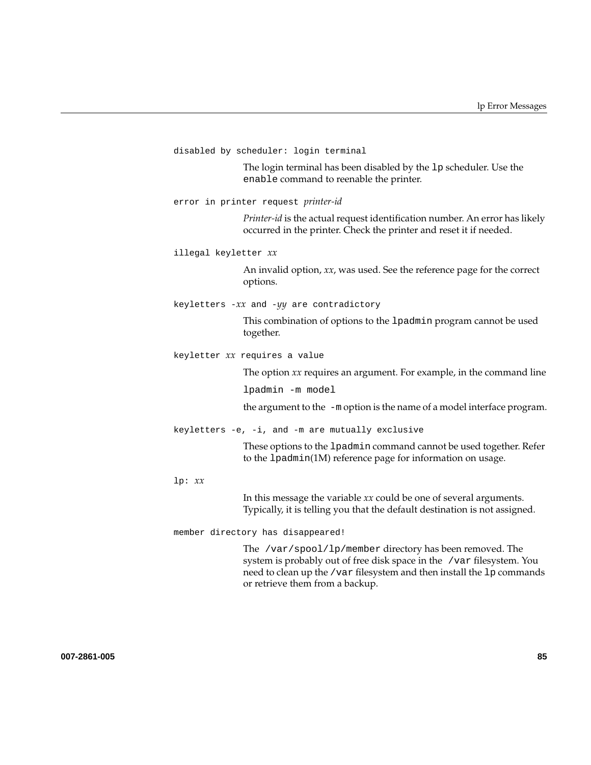`disabled by scheduler: login terminal`

The login terminal has been disabled by the `lp` scheduler. Use the `enable` command to reenable the printer.

`error in printer request` *printer-id*

*Printer-id* is the actual request identification number. An error has likely occurred in the printer. Check the printer and reset it if needed.

`illegal keyletter` *xx*

An invalid option, *xx*, was used. See the reference page for the correct options.

`keyletters -`*xx* `and -`*yy* `are contradictory`

This combination of options to the `lpadmin` program cannot be used together.

`keyletter` *xx* `requires a value`

The option *xx* requires an argument. For example, in the command line

`lpadmin -m model`

the argument to the `-m` option is the name of a model interface program.

`keyletters -e, -i, and -m are mutually exclusive`

These options to the `lpadmin` command cannot be used together. Refer to the `lpadmin`(1M) reference page for information on usage.

`lp:` *xx*

In this message the variable *xx* could be one of several arguments. Typically, it is telling you that the default destination is not assigned.

`member directory has disappeared!`

The `/var/spool/lp/member` directory has been removed. The system is probably out of free disk space in the `/var` filesystem. You need to clean up the `/var` filesystem and then install the `lp` commands or retrieve them from a backup.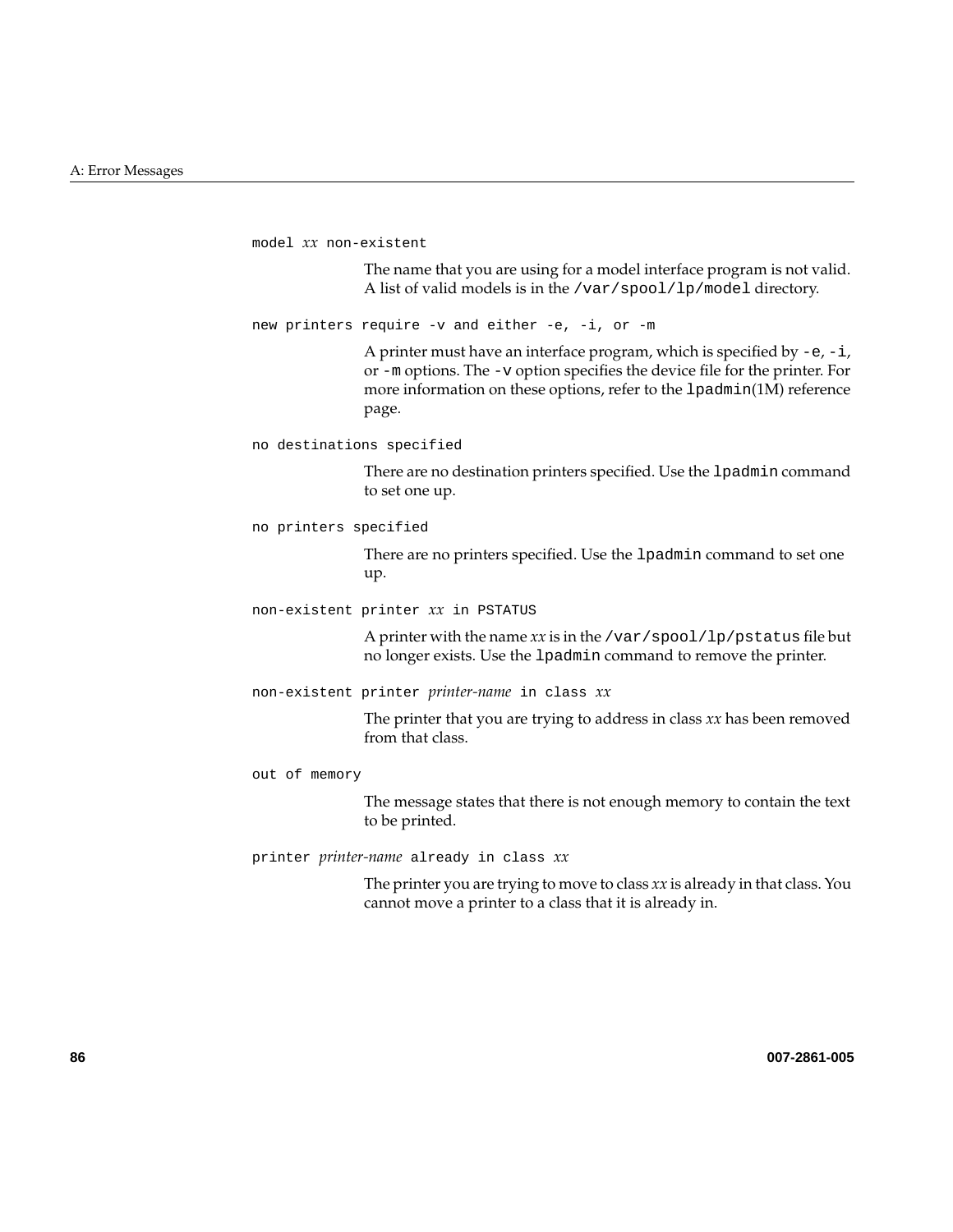`model` *xx* `non-existent`

The name that you are using for a model interface program is not valid. A list of valid models is in the `/var/spool/lp/model` directory.

`new printers require -v and either -e, -i, or -m`

A printer must have an interface program, which is specified by `-e`, `-i`, or `-m` options. The `-v` option specifies the device file for the printer. For more information on these options, refer to the `lpadmin`(1M) reference page.

`no destinations specified`

There are no destination printers specified. Use the `lpadmin` command to set one up.

`no printers specified`

There are no printers specified. Use the `lpadmin` command to set one up.

`non-existent printer` *xx* `in PSTATUS`

A printer with the name *xx* is in the `/var/spool/lp/pstatus` file but no longer exists. Use the `lpadmin` command to remove the printer.

`non-existent printer` *printer-name* `in class` *xx*

The printer that you are trying to address in class *xx* has been removed from that class.

`out of memory`

The message states that there is not enough memory to contain the text to be printed.

`printer` *printer-name* `already in class` *xx*

The printer you are trying to move to class *xx* is already in that class. You cannot move a printer to a class that it is already in.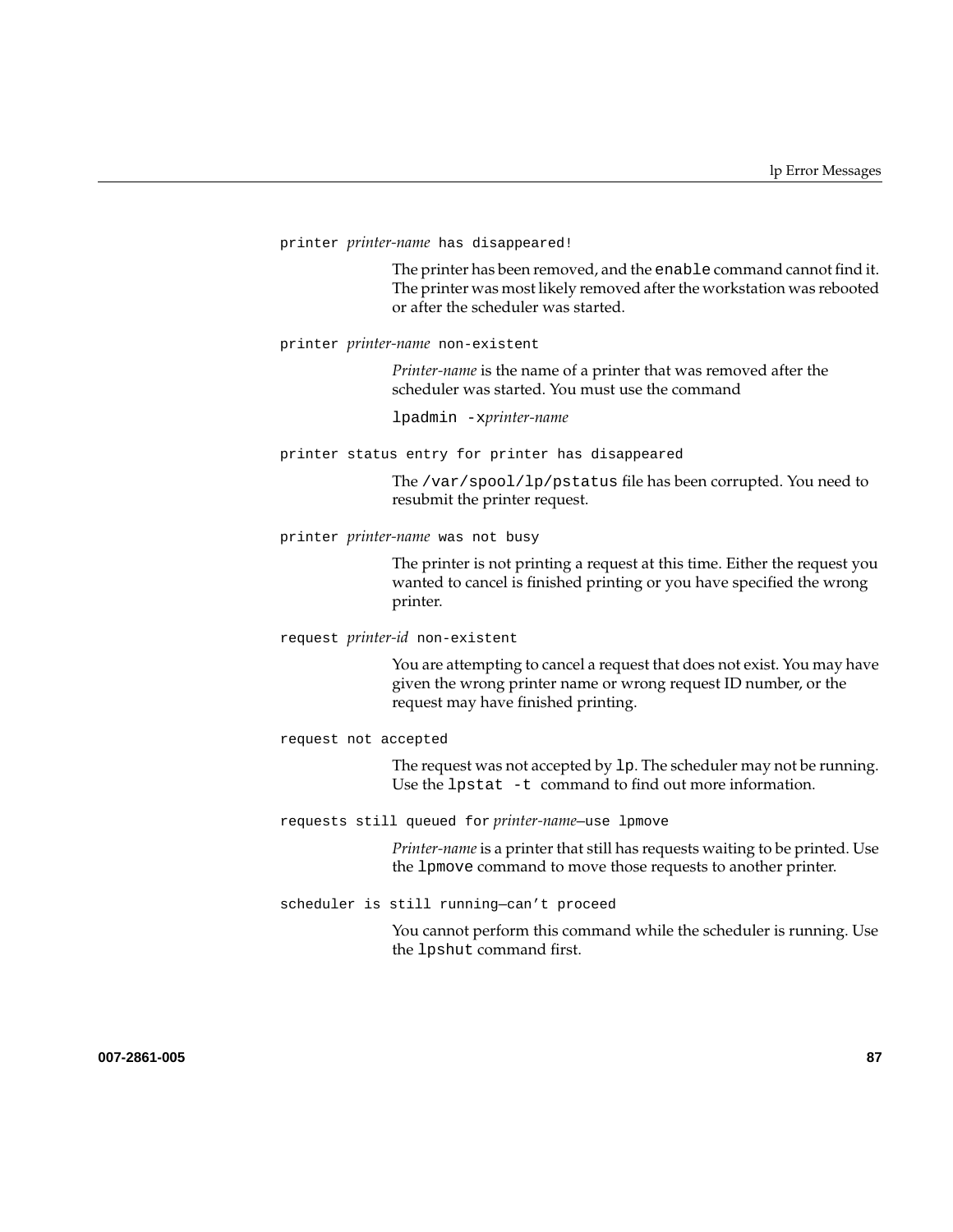printer *printer-name* has disappeared!

The printer has been removed, and the `enable` command cannot find it. The printer was most likely removed after the workstation was rebooted or after the scheduler was started.

printer *printer-name* non-existent

*Printer-name* is the name of a printer that was removed after the scheduler was started. You must use the command

`lpadmin -x`*printer-name*

printer status entry for printer has disappeared

The `/var/spool/lp/pstatus` file has been corrupted. You need to resubmit the printer request.

printer *printer-name* was not busy

The printer is not printing a request at this time. Either the request you wanted to cancel is finished printing or you have specified the wrong printer.

request *printer-id* non-existent

You are attempting to cancel a request that does not exist. You may have given the wrong printer name or wrong request ID number, or the request may have finished printing.

request not accepted

The request was not accepted by `lp`. The scheduler may not be running. Use the `lpstat -t` command to find out more information.

requests still queued for *printer-name*—use lpmove

*Printer-name* is a printer that still has requests waiting to be printed. Use the `lpmove` command to move those requests to another printer.

scheduler is still running—can't proceed

You cannot perform this command while the scheduler is running. Use the `lpshut` command first.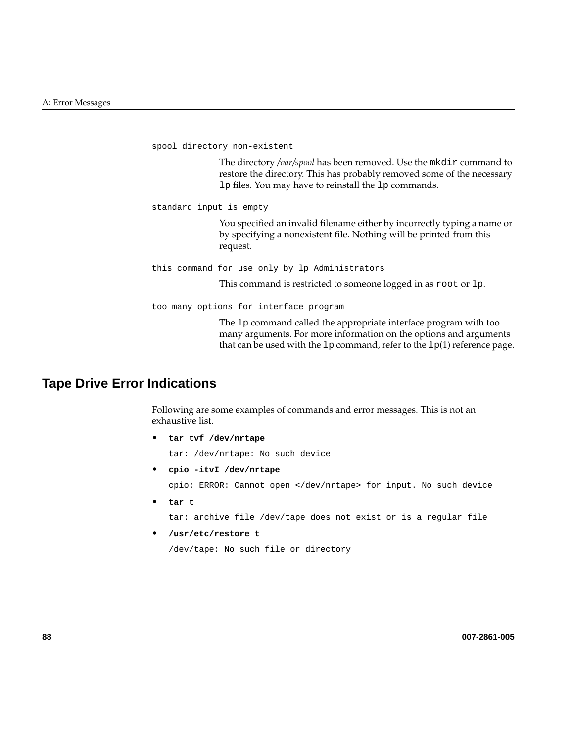`spool directory non-existent`

The directory */var/spool* has been removed. Use the `mkdir` command to restore the directory. This has probably removed some of the necessary `lp` files. You may have to reinstall the `lp` commands.

`standard input is empty`

You specified an invalid filename either by incorrectly typing a name or by specifying a nonexistent file. Nothing will be printed from this request.

`this command for use only by lp Administrators`

This command is restricted to someone logged in as `root` or `lp`.

`too many options for interface program`

The `lp` command called the appropriate interface program with too many arguments. For more information on the options and arguments that can be used with the `lp` command, refer to the `lp`(1) reference page.

## Tape Drive Error Indications

Following are some examples of commands and error messages. This is not an exhaustive list.

- **`tar tvf /dev/nrtape`**

  `tar: /dev/nrtape: No such device`

- **`cpio -itvI /dev/nrtape`**

  `cpio: ERROR: Cannot open </dev/nrtape> for input. No such device`

- **`tar t`**

  `tar: archive file /dev/tape does not exist or is a regular file`

- **`/usr/etc/restore t`**

  `/dev/tape: No such file or directory`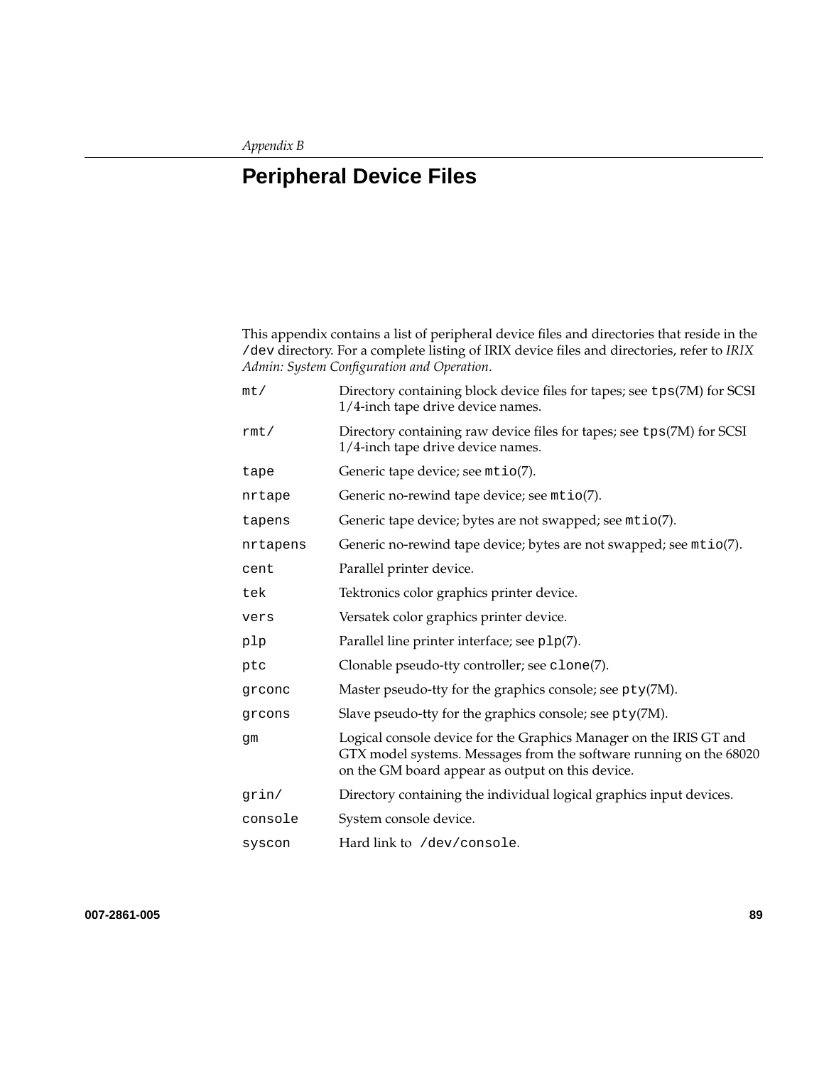*Appendix B*

# Peripheral Device Files

This appendix contains a list of peripheral device files and directories that reside in the `/dev` directory. For a complete listing of IRIX device files and directories, refer to *IRIX Admin: System Configuration and Operation*.

| | |
|---|---|
| `mt/` | Directory containing block device files for tapes; see `tps`(7M) for SCSI 1/4-inch tape drive device names. |
| `rmt/` | Directory containing raw device files for tapes; see `tps`(7M) for SCSI 1/4-inch tape drive device names. |
| `tape` | Generic tape device; see `mtio`(7). |
| `nrtape` | Generic no-rewind tape device; see `mtio`(7). |
| `tapens` | Generic tape device; bytes are not swapped; see `mtio`(7). |
| `nrtapens` | Generic no-rewind tape device; bytes are not swapped; see `mtio`(7). |
| `cent` | Parallel printer device. |
| `tek` | Tektronics color graphics printer device. |
| `vers` | Versatek color graphics printer device. |
| `plp` | Parallel line printer interface; see `plp`(7). |
| `ptc` | Clonable pseudo-tty controller; see `clone`(7). |
| `grconc` | Master pseudo-tty for the graphics console; see `pty`(7M). |
| `grcons` | Slave pseudo-tty for the graphics console; see `pty`(7M). |
| `gm` | Logical console device for the Graphics Manager on the IRIS GT and GTX model systems. Messages from the software running on the 68020 on the GM board appear as output on this device. |
| `grin/` | Directory containing the individual logical graphics input devices. |
| `console` | System console device. |
| `syscon` | Hard link to `/dev/console`. |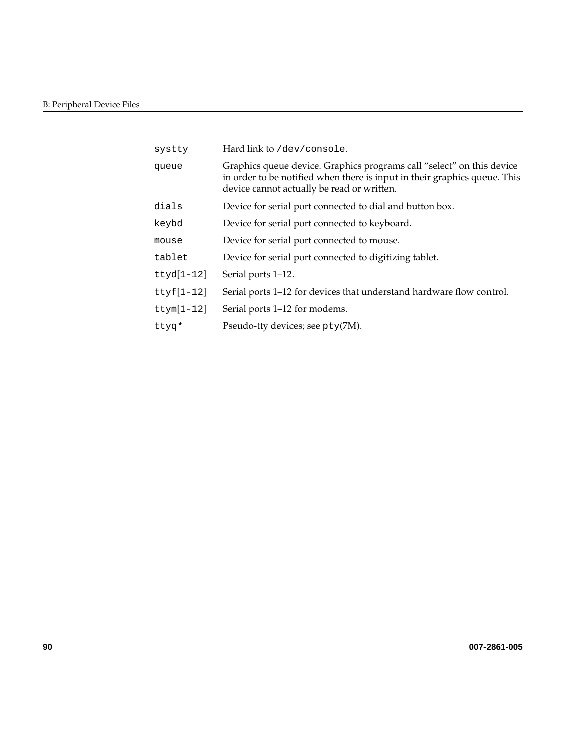| | |
|---|---|
| `systty` | Hard link to `/dev/console`. |
| `queue` | Graphics queue device. Graphics programs call “select” on this device in order to be notified when there is input in their graphics queue. This device cannot actually be read or written. |
| `dials` | Device for serial port connected to dial and button box. |
| `keybd` | Device for serial port connected to keyboard. |
| `mouse` | Device for serial port connected to mouse. |
| `tablet` | Device for serial port connected to digitizing tablet. |
| `ttyd[1-12]` | Serial ports 1–12. |
| `ttyf[1-12]` | Serial ports 1–12 for devices that understand hardware flow control. |
| `ttym[1-12]` | Serial ports 1–12 for modems. |
| `ttyq*` | Pseudo-tty devices; see `pty`(7M). |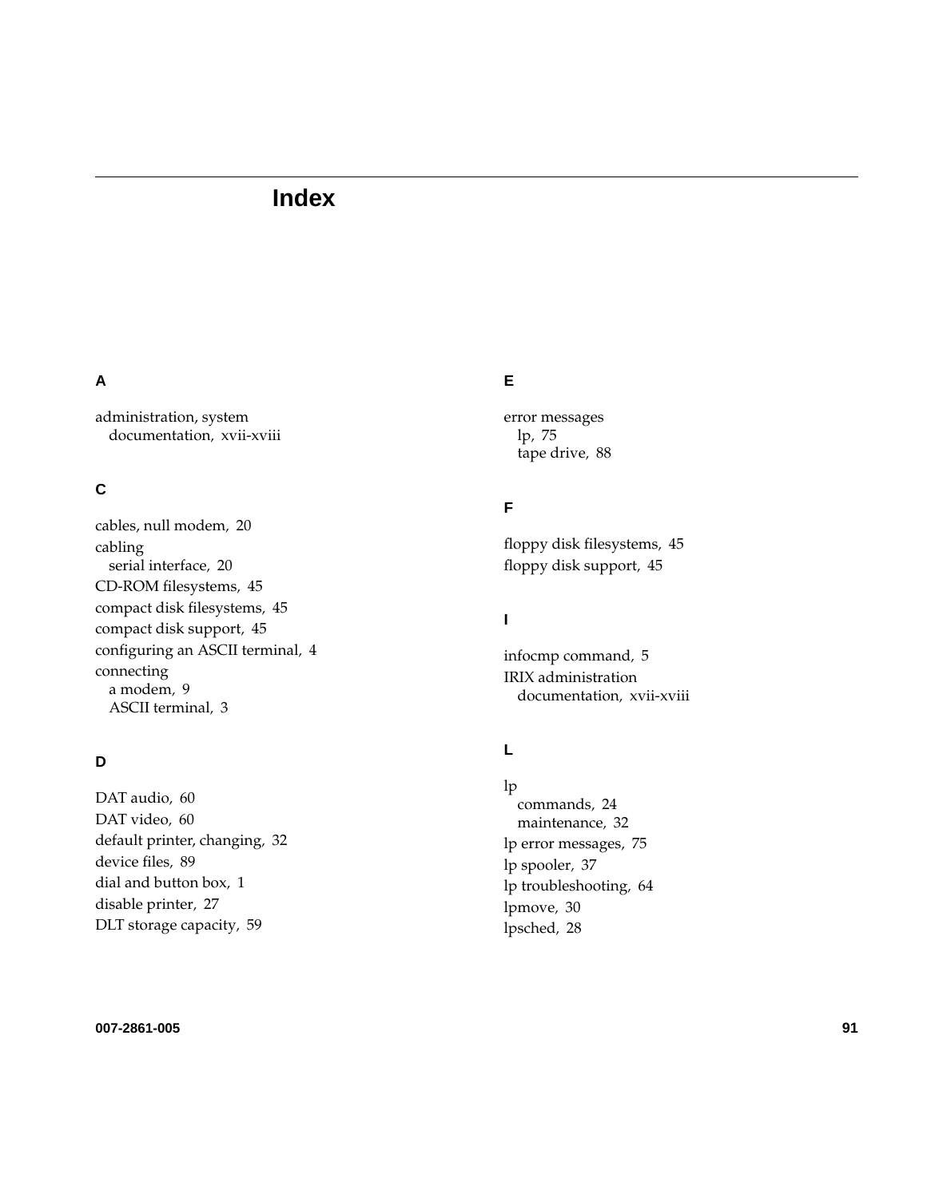# Index

## A

administration, system
  documentation, xvii-xviii

## C

cables, null modem, 20

cabling
  serial interface, 20

CD-ROM filesystems, 45

compact disk filesystems, 45

compact disk support, 45

configuring an ASCII terminal, 4

connecting
  a modem, 9
  ASCII terminal, 3

## D

DAT audio, 60

DAT video, 60

default printer, changing, 32

device files, 89

dial and button box, 1

disable printer, 27

DLT storage capacity, 59

## E

error messages
  lp, 75
  tape drive, 88

## F

floppy disk filesystems, 45

floppy disk support, 45

## I

infocmp command, 5

IRIX administration
  documentation, xvii-xviii

## L

lp
  commands, 24
  maintenance, 32

lp error messages, 75

lp spooler, 37

lp troubleshooting, 64

lpmove, 30

lpsched, 28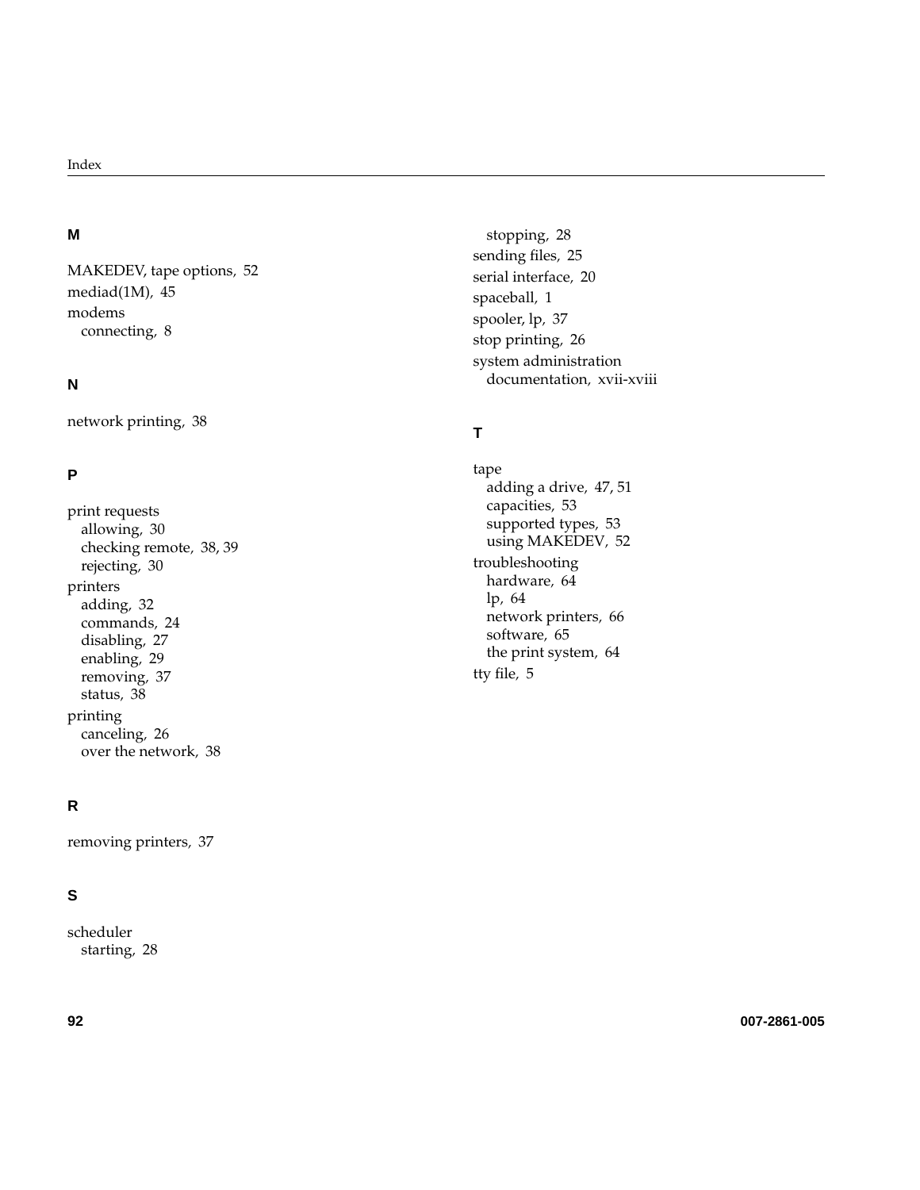## M

MAKEDEV, tape options, 52
mediad(1M), 45
modems
  connecting, 8

## N

network printing, 38

## P

print requests
  allowing, 30
  checking remote, 38, 39
  rejecting, 30
printers
  adding, 32
  commands, 24
  disabling, 27
  enabling, 29
  removing, 37
  status, 38
printing
  canceling, 26
  over the network, 38

## R

removing printers, 37

## S

scheduler
  starting, 28
  stopping, 28
sending files, 25
serial interface, 20
spaceball, 1
spooler, lp, 37
stop printing, 26
system administration
  documentation, xvii-xviii

## T

tape
  adding a drive, 47, 51
  capacities, 53
  supported types, 53
  using MAKEDEV, 52
troubleshooting
  hardware, 64
  lp, 64
  network printers, 66
  software, 65
  the print system, 64
tty file, 5